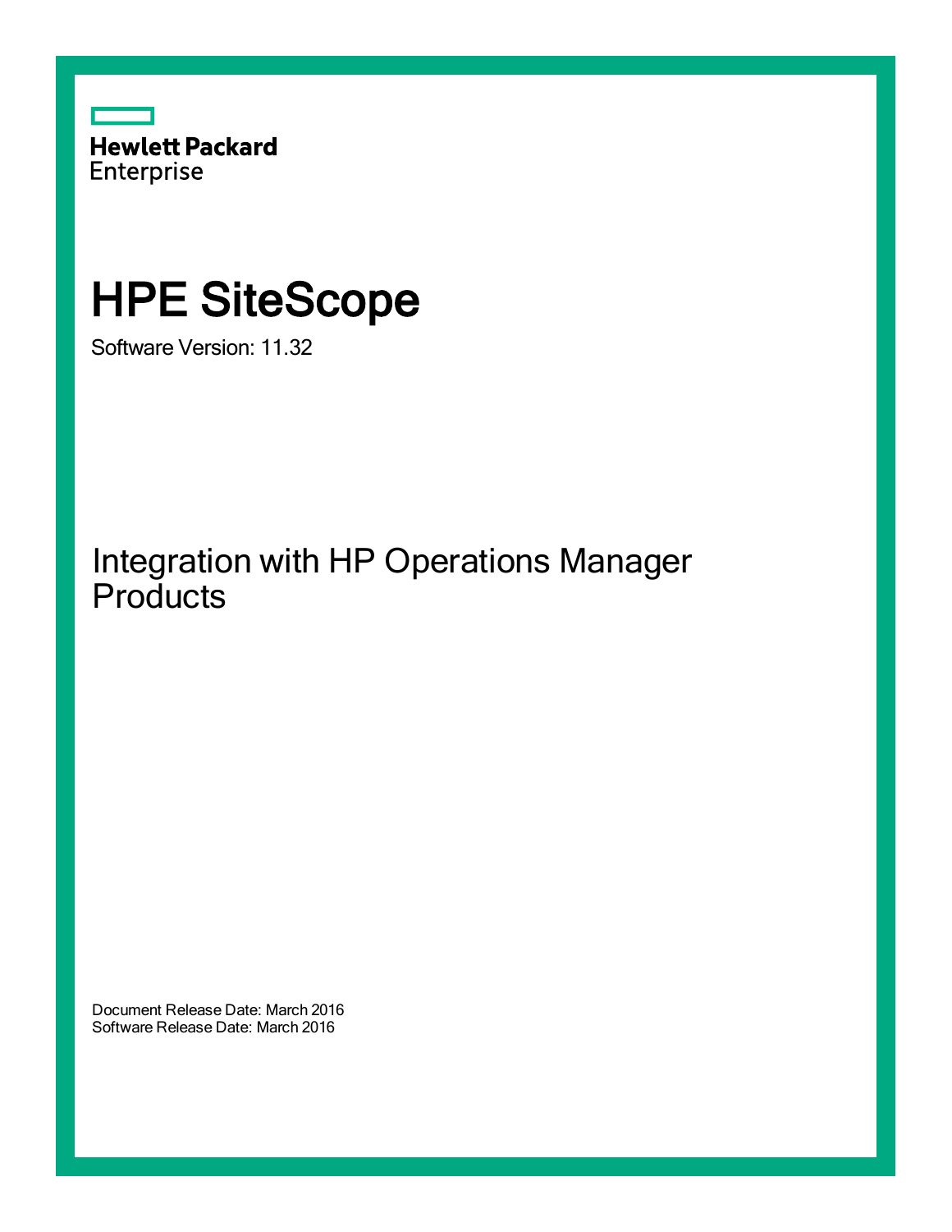Hewlett Packard Enterprise

# HPE SiteScope

Software Version: 11.32

## Integration with HP Operations Manager Products

Document Release Date: March 2016
Software Release Date: March 2016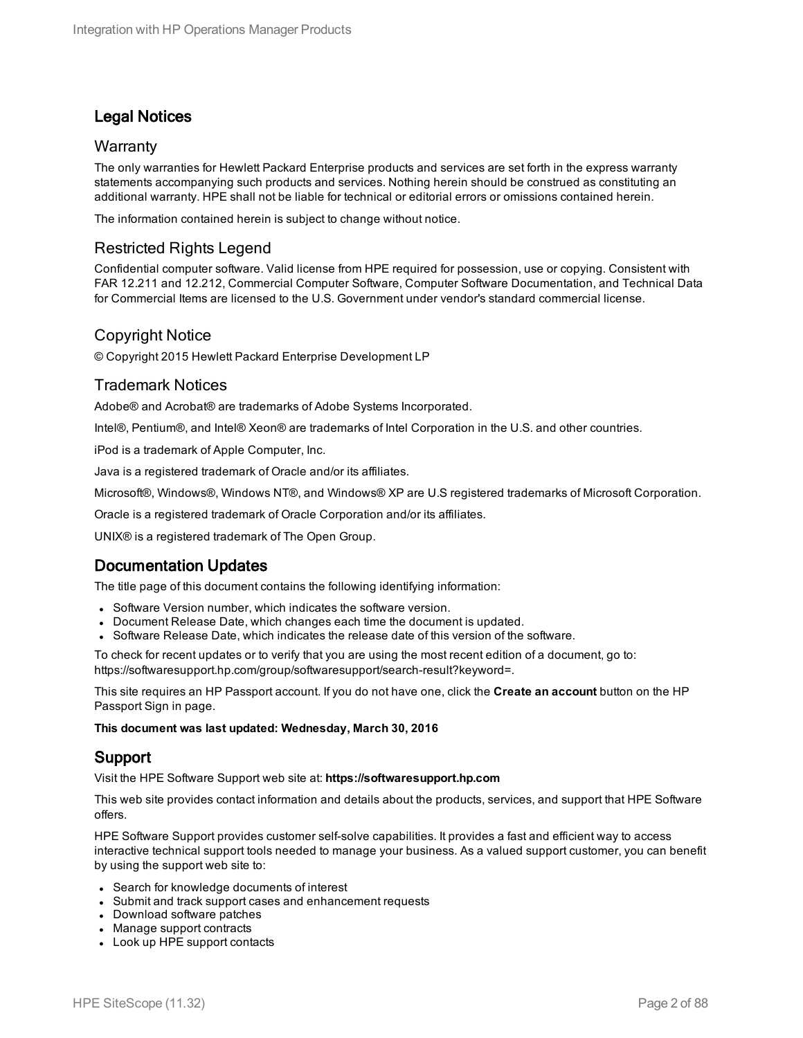## Legal Notices

### Warranty

The only warranties for Hewlett Packard Enterprise products and services are set forth in the express warranty statements accompanying such products and services. Nothing herein should be construed as constituting an additional warranty. HPE shall not be liable for technical or editorial errors or omissions contained herein.

The information contained herein is subject to change without notice.

### Restricted Rights Legend

Confidential computer software. Valid license from HPE required for possession, use or copying. Consistent with FAR 12.211 and 12.212, Commercial Computer Software, Computer Software Documentation, and Technical Data for Commercial Items are licensed to the U.S. Government under vendor's standard commercial license.

### Copyright Notice

© Copyright 2015 Hewlett Packard Enterprise Development LP

### Trademark Notices

Adobe® and Acrobat® are trademarks of Adobe Systems Incorporated.

Intel®, Pentium®, and Intel® Xeon® are trademarks of Intel Corporation in the U.S. and other countries.

iPod is a trademark of Apple Computer, Inc.

Java is a registered trademark of Oracle and/or its affiliates.

Microsoft®, Windows®, Windows NT®, and Windows® XP are U.S registered trademarks of Microsoft Corporation.

Oracle is a registered trademark of Oracle Corporation and/or its affiliates.

UNIX® is a registered trademark of The Open Group.

## Documentation Updates

The title page of this document contains the following identifying information:

- Software Version number, which indicates the software version.
- Document Release Date, which changes each time the document is updated.
- Software Release Date, which indicates the release date of this version of the software.

To check for recent updates or to verify that you are using the most recent edition of a document, go to: https://softwaresupport.hp.com/group/softwaresupport/search-result?keyword=.

This site requires an HP Passport account. If you do not have one, click the **Create an account** button on the HP Passport Sign in page.

**This document was last updated: Wednesday, March 30, 2016**

## Support

Visit the HPE Software Support web site at: **https://softwaresupport.hp.com**

This web site provides contact information and details about the products, services, and support that HPE Software offers.

HPE Software Support provides customer self-solve capabilities. It provides a fast and efficient way to access interactive technical support tools needed to manage your business. As a valued support customer, you can benefit by using the support web site to:

- Search for knowledge documents of interest
- Submit and track support cases and enhancement requests
- Download software patches
- Manage support contracts
- Look up HPE support contacts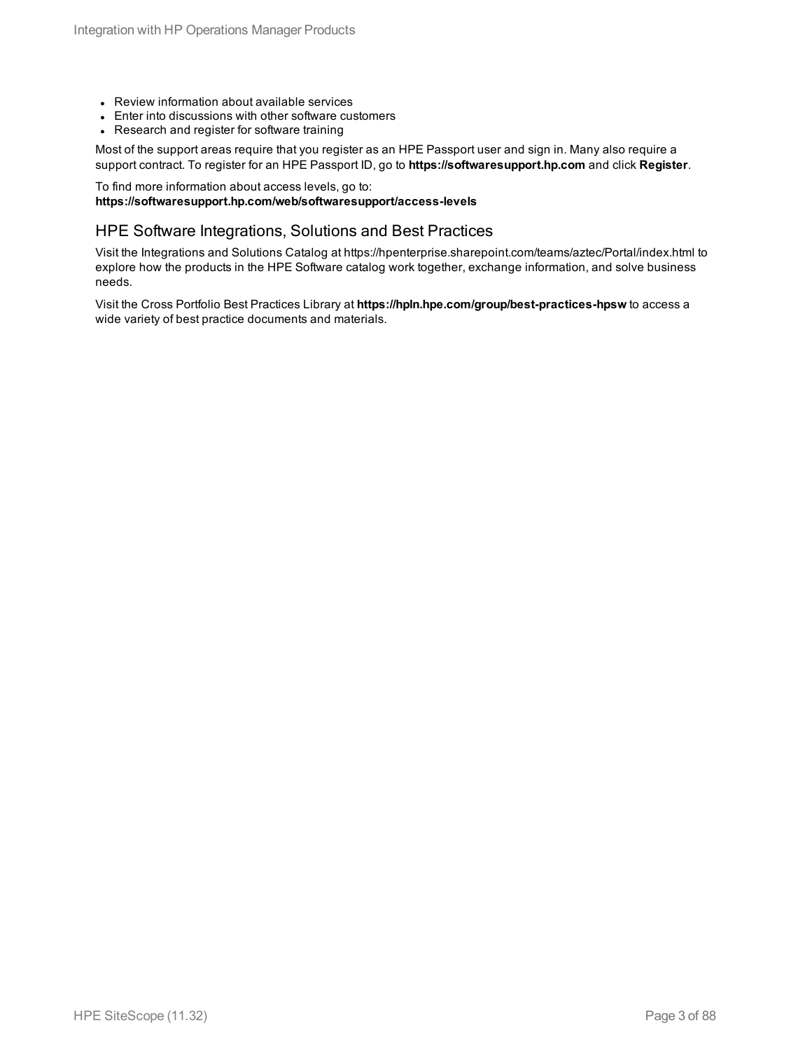- Review information about available services
- Enter into discussions with other software customers
- Research and register for software training

Most of the support areas require that you register as an HPE Passport user and sign in. Many also require a support contract. To register for an HPE Passport ID, go to **https://softwaresupport.hp.com** and click **Register**.

To find more information about access levels, go to:
**https://softwaresupport.hp.com/web/softwaresupport/access-levels**

## HPE Software Integrations, Solutions and Best Practices

Visit the Integrations and Solutions Catalog at https://hpenterprise.sharepoint.com/teams/aztec/Portal/index.html to explore how the products in the HPE Software catalog work together, exchange information, and solve business needs.

Visit the Cross Portfolio Best Practices Library at **https://hpln.hpe.com/group/best-practices-hpsw** to access a wide variety of best practice documents and materials.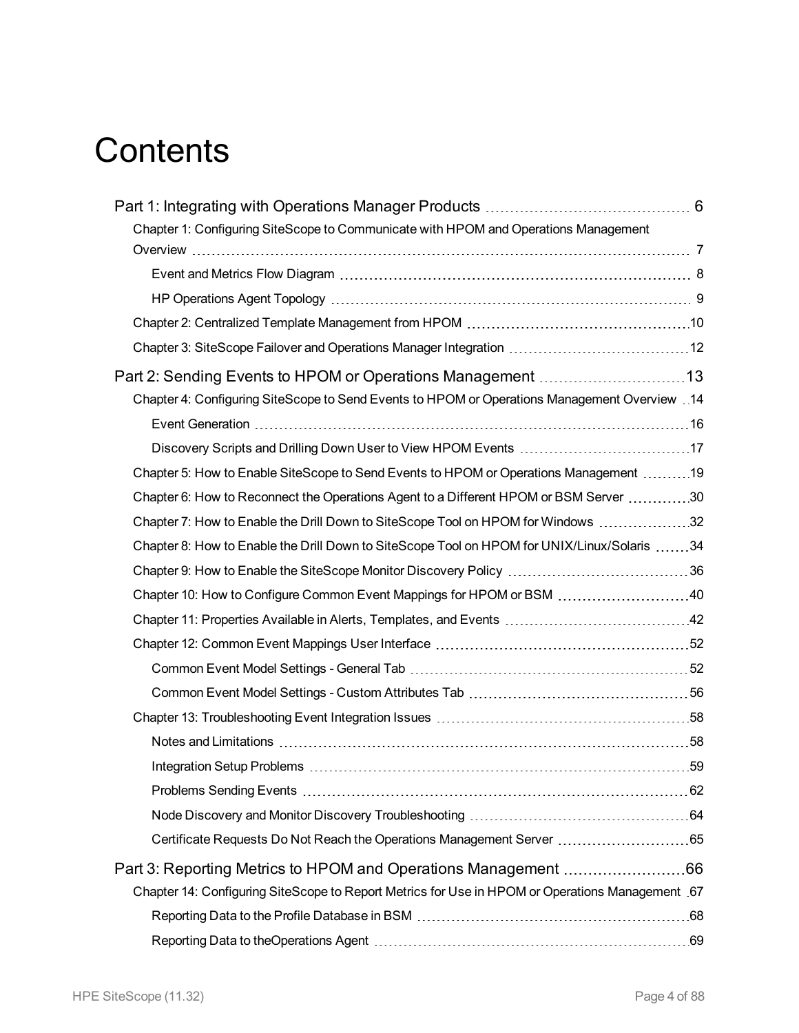# Contents

- Part 1: Integrating with Operations Manager Products 6
  - Chapter 1: Configuring SiteScope to Communicate with HPOM and Operations Management Overview 7
    - Event and Metrics Flow Diagram 8
    - HP Operations Agent Topology 9
  - Chapter 2: Centralized Template Management from HPOM 10
  - Chapter 3: SiteScope Failover and Operations Manager Integration 12
- Part 2: Sending Events to HPOM or Operations Management 13
  - Chapter 4: Configuring SiteScope to Send Events to HPOM or Operations Management Overview 14
    - Event Generation 16
    - Discovery Scripts and Drilling Down User to View HPOM Events 17
  - Chapter 5: How to Enable SiteScope to Send Events to HPOM or Operations Management 19
  - Chapter 6: How to Reconnect the Operations Agent to a Different HPOM or BSM Server 30
  - Chapter 7: How to Enable the Drill Down to SiteScope Tool on HPOM for Windows 32
  - Chapter 8: How to Enable the Drill Down to SiteScope Tool on HPOM for UNIX/Linux/Solaris 34
  - Chapter 9: How to Enable the SiteScope Monitor Discovery Policy 36
  - Chapter 10: How to Configure Common Event Mappings for HPOM or BSM 40
  - Chapter 11: Properties Available in Alerts, Templates, and Events 42
  - Chapter 12: Common Event Mappings User Interface 52
    - Common Event Model Settings - General Tab 52
    - Common Event Model Settings - Custom Attributes Tab 56
  - Chapter 13: Troubleshooting Event Integration Issues 58
    - Notes and Limitations 58
    - Integration Setup Problems 59
    - Problems Sending Events 62
    - Node Discovery and Monitor Discovery Troubleshooting 64
    - Certificate Requests Do Not Reach the Operations Management Server 65
- Part 3: Reporting Metrics to HPOM and Operations Management 66
  - Chapter 14: Configuring SiteScope to Report Metrics for Use in HPOM or Operations Management 67
    - Reporting Data to the Profile Database in BSM 68
    - Reporting Data to theOperations Agent 69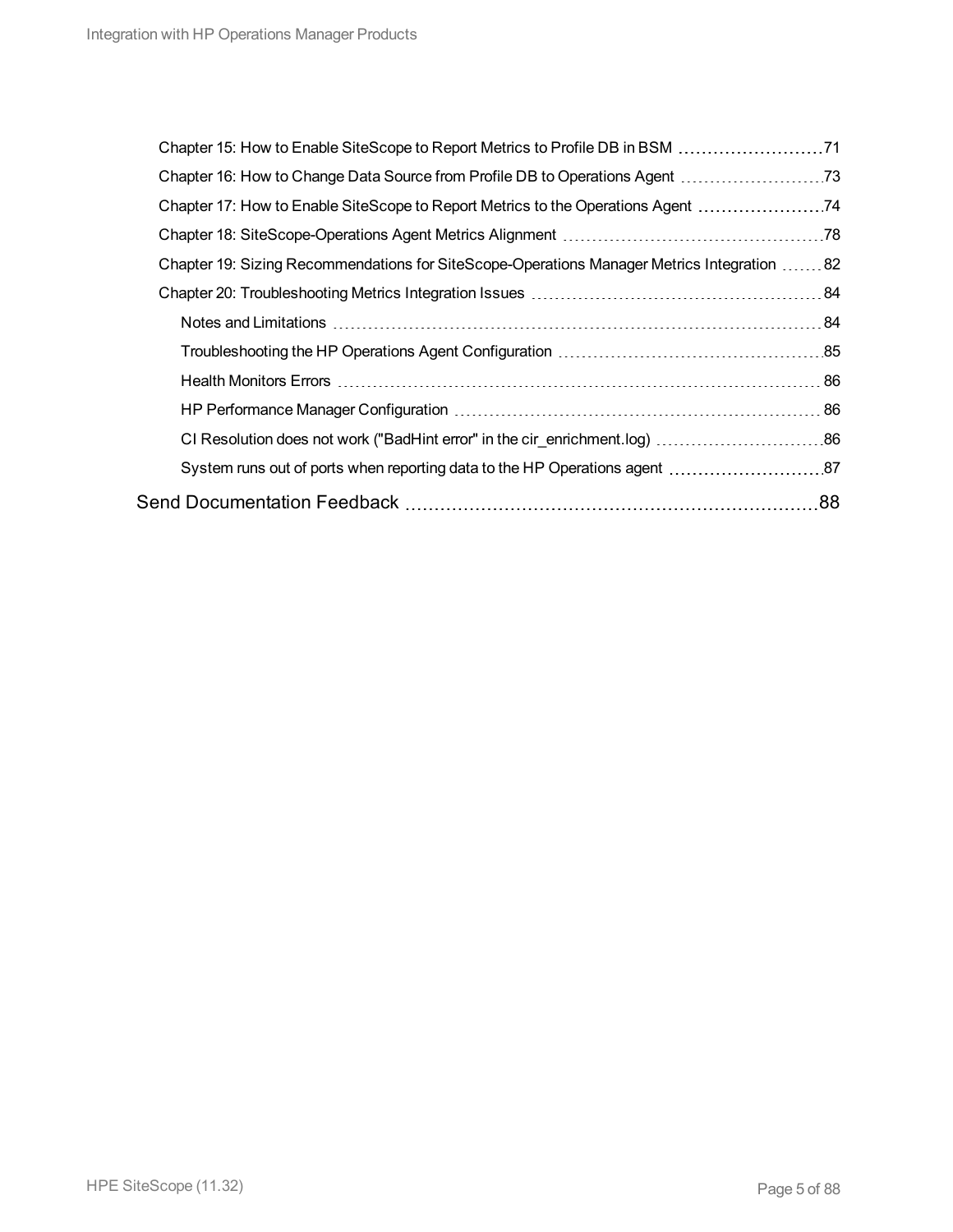- Chapter 15: How to Enable SiteScope to Report Metrics to Profile DB in BSM 71
- Chapter 16: How to Change Data Source from Profile DB to Operations Agent 73
- Chapter 17: How to Enable SiteScope to Report Metrics to the Operations Agent 74
- Chapter 18: SiteScope-Operations Agent Metrics Alignment 78
- Chapter 19: Sizing Recommendations for SiteScope-Operations Manager Metrics Integration 82
- Chapter 20: Troubleshooting Metrics Integration Issues 84
  - Notes and Limitations 84
  - Troubleshooting the HP Operations Agent Configuration 85
  - Health Monitors Errors 86
  - HP Performance Manager Configuration 86
  - CI Resolution does not work ("BadHint error" in the cir_enrichment.log) 86
  - System runs out of ports when reporting data to the HP Operations agent 87

Send Documentation Feedback 88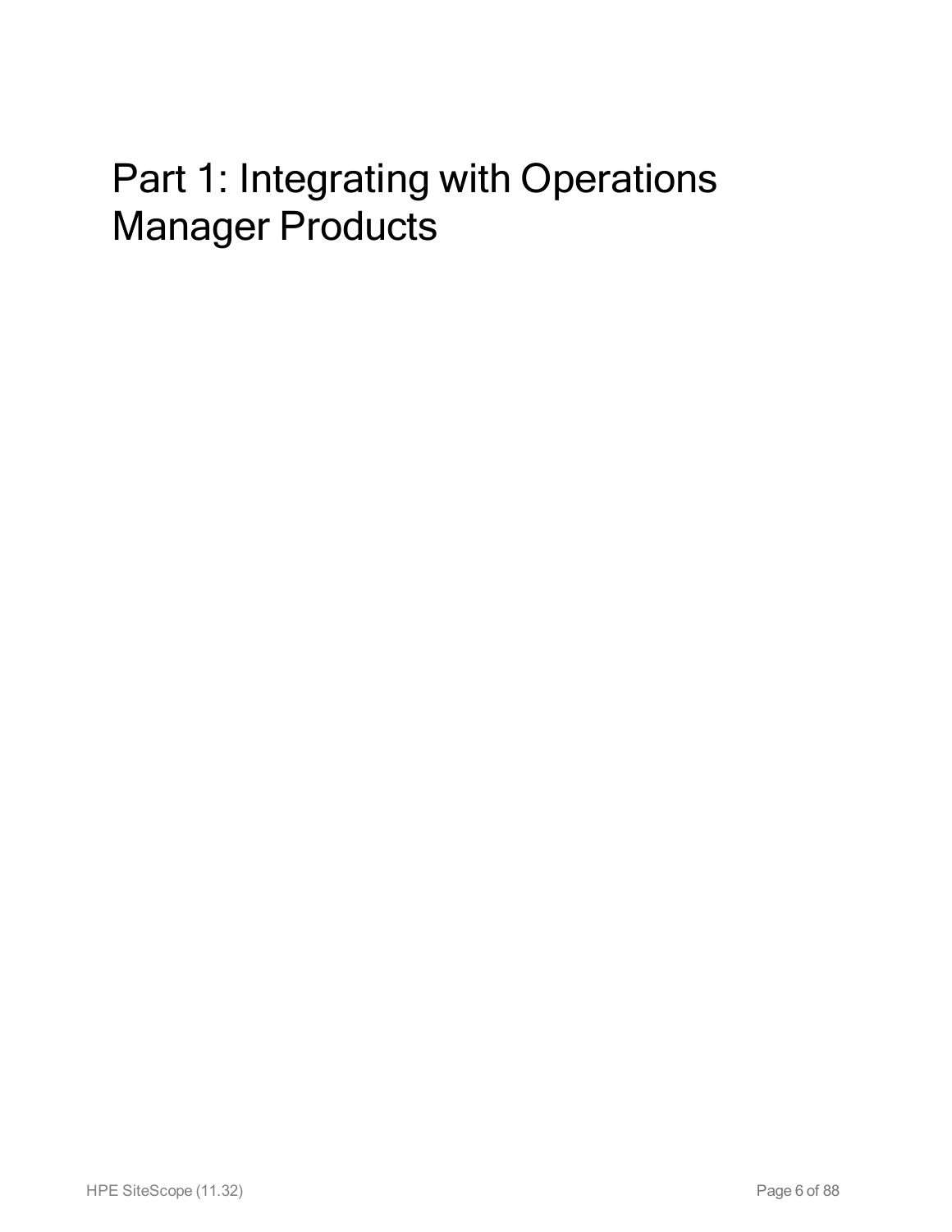# Part 1: Integrating with Operations Manager Products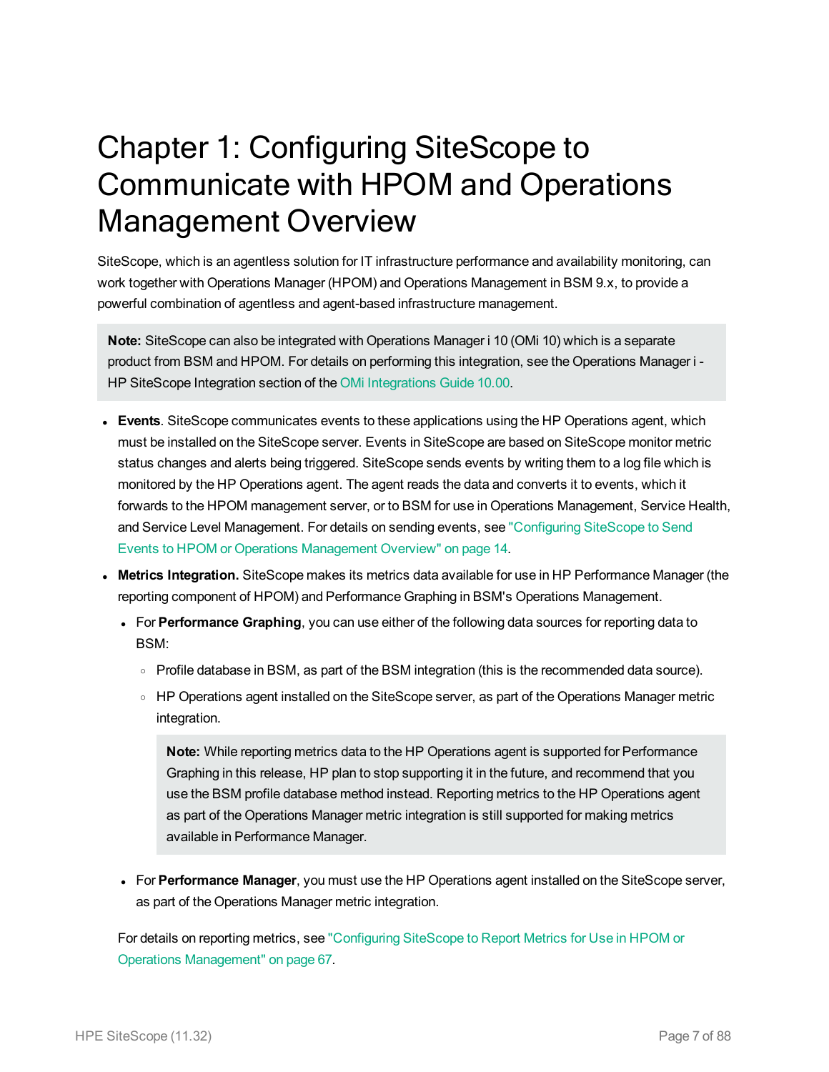# Chapter 1: Configuring SiteScope to Communicate with HPOM and Operations Management Overview

SiteScope, which is an agentless solution for IT infrastructure performance and availability monitoring, can work together with Operations Manager (HPOM) and Operations Management in BSM 9.x, to provide a powerful combination of agentless and agent-based infrastructure management.

> **Note:** SiteScope can also be integrated with Operations Manager i 10 (OMi 10) which is a separate product from BSM and HPOM. For details on performing this integration, see the Operations Manager i - HP SiteScope Integration section of the OMi Integrations Guide 10.00.

- **Events**. SiteScope communicates events to these applications using the HP Operations agent, which must be installed on the SiteScope server. Events in SiteScope are based on SiteScope monitor metric status changes and alerts being triggered. SiteScope sends events by writing them to a log file which is monitored by the HP Operations agent. The agent reads the data and converts it to events, which it forwards to the HPOM management server, or to BSM for use in Operations Management, Service Health, and Service Level Management. For details on sending events, see "Configuring SiteScope to Send Events to HPOM or Operations Management Overview" on page 14.
- **Metrics Integration.** SiteScope makes its metrics data available for use in HP Performance Manager (the reporting component of HPOM) and Performance Graphing in BSM's Operations Management.
  - For **Performance Graphing**, you can use either of the following data sources for reporting data to BSM:
    - Profile database in BSM, as part of the BSM integration (this is the recommended data source).
    - HP Operations agent installed on the SiteScope server, as part of the Operations Manager metric integration.

    > **Note:** While reporting metrics data to the HP Operations agent is supported for Performance Graphing in this release, HP plan to stop supporting it in the future, and recommend that you use the BSM profile database method instead. Reporting metrics to the HP Operations agent as part of the Operations Manager metric integration is still supported for making metrics available in Performance Manager.

  - For **Performance Manager**, you must use the HP Operations agent installed on the SiteScope server, as part of the Operations Manager metric integration.

  For details on reporting metrics, see "Configuring SiteScope to Report Metrics for Use in HPOM or Operations Management" on page 67.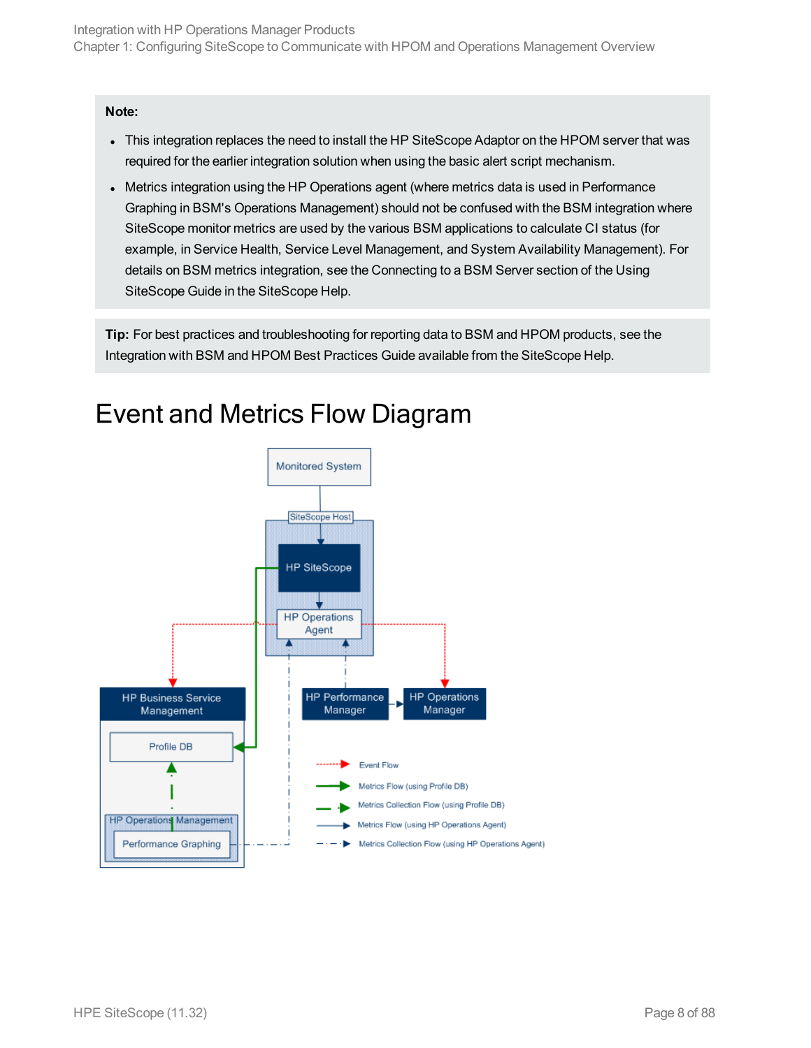**Note:**

- This integration replaces the need to install the HP SiteScope Adaptor on the HPOM server that was required for the earlier integration solution when using the basic alert script mechanism.
- Metrics integration using the HP Operations agent (where metrics data is used in Performance Graphing in BSM's Operations Management) should not be confused with the BSM integration where SiteScope monitor metrics are used by the various BSM applications to calculate CI status (for example, in Service Health, Service Level Management, and System Availability Management). For details on BSM metrics integration, see the Connecting to a BSM Server section of the Using SiteScope Guide in the SiteScope Help.

**Tip:** For best practices and troubleshooting for reporting data to BSM and HPOM products, see the Integration with BSM and HPOM Best Practices Guide available from the SiteScope Help.

# Event and Metrics Flow Diagram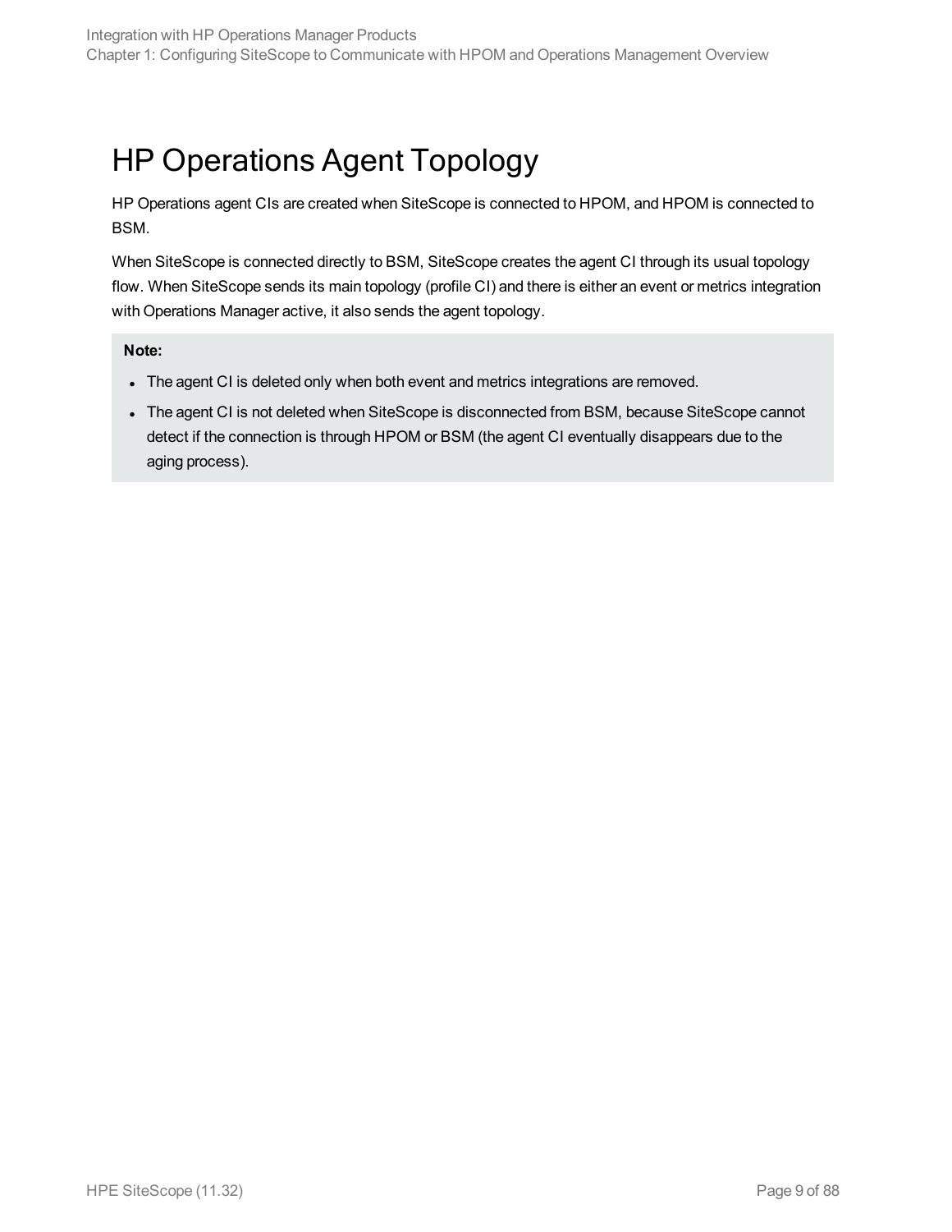# HP Operations Agent Topology

HP Operations agent CIs are created when SiteScope is connected to HPOM, and HPOM is connected to BSM.

When SiteScope is connected directly to BSM, SiteScope creates the agent CI through its usual topology flow. When SiteScope sends its main topology (profile CI) and there is either an event or metrics integration with Operations Manager active, it also sends the agent topology.

**Note:**

- The agent CI is deleted only when both event and metrics integrations are removed.
- The agent CI is not deleted when SiteScope is disconnected from BSM, because SiteScope cannot detect if the connection is through HPOM or BSM (the agent CI eventually disappears due to the aging process).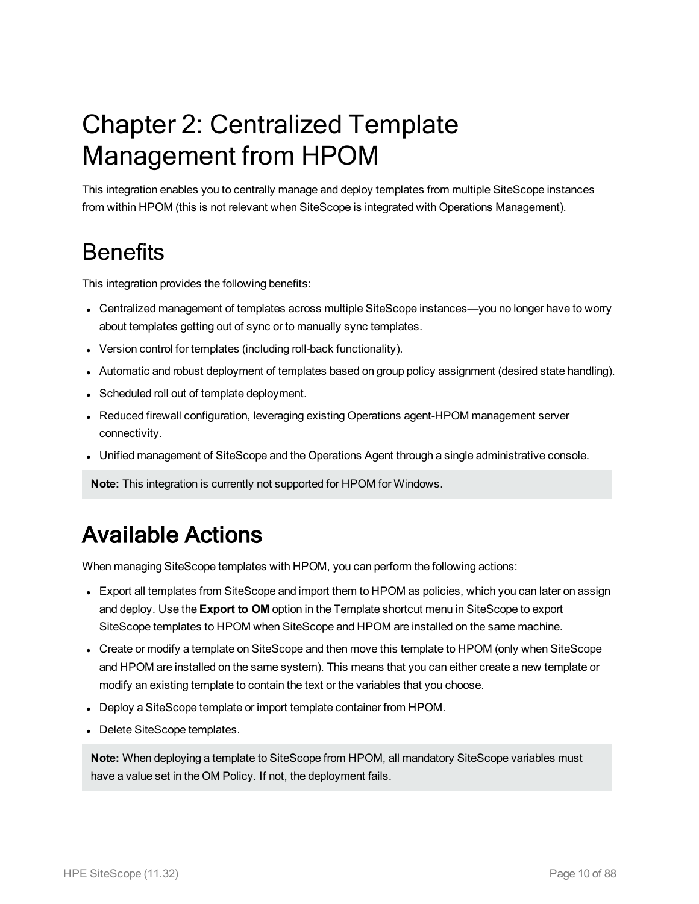# Chapter 2: Centralized Template Management from HPOM

This integration enables you to centrally manage and deploy templates from multiple SiteScope instances from within HPOM (this is not relevant when SiteScope is integrated with Operations Management).

## Benefits

This integration provides the following benefits:

- Centralized management of templates across multiple SiteScope instances—you no longer have to worry about templates getting out of sync or to manually sync templates.
- Version control for templates (including roll-back functionality).
- Automatic and robust deployment of templates based on group policy assignment (desired state handling).
- Scheduled roll out of template deployment.
- Reduced firewall configuration, leveraging existing Operations agent-HPOM management server connectivity.
- Unified management of SiteScope and the Operations Agent through a single administrative console.

**Note:** This integration is currently not supported for HPOM for Windows.

## Available Actions

When managing SiteScope templates with HPOM, you can perform the following actions:

- Export all templates from SiteScope and import them to HPOM as policies, which you can later on assign and deploy. Use the **Export to OM** option in the Template shortcut menu in SiteScope to export SiteScope templates to HPOM when SiteScope and HPOM are installed on the same machine.
- Create or modify a template on SiteScope and then move this template to HPOM (only when SiteScope and HPOM are installed on the same system). This means that you can either create a new template or modify an existing template to contain the text or the variables that you choose.
- Deploy a SiteScope template or import template container from HPOM.
- Delete SiteScope templates.

**Note:** When deploying a template to SiteScope from HPOM, all mandatory SiteScope variables must have a value set in the OM Policy. If not, the deployment fails.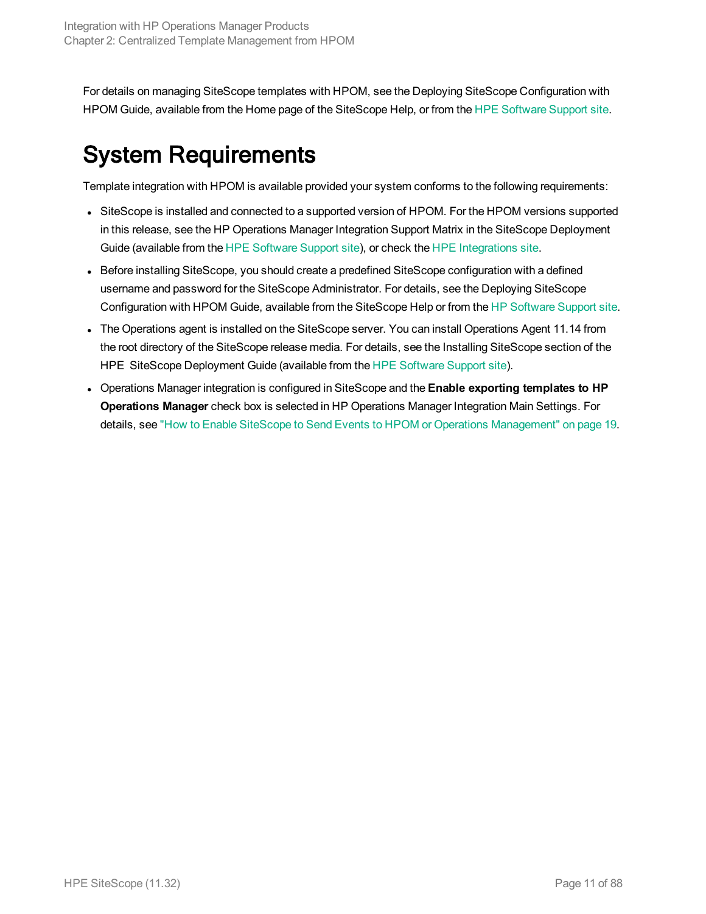For details on managing SiteScope templates with HPOM, see the Deploying SiteScope Configuration with HPOM Guide, available from the Home page of the SiteScope Help, or from the HPE Software Support site.

# System Requirements

Template integration with HPOM is available provided your system conforms to the following requirements:

- SiteScope is installed and connected to a supported version of HPOM. For the HPOM versions supported in this release, see the HP Operations Manager Integration Support Matrix in the SiteScope Deployment Guide (available from the HPE Software Support site), or check the HPE Integrations site.
- Before installing SiteScope, you should create a predefined SiteScope configuration with a defined username and password for the SiteScope Administrator. For details, see the Deploying SiteScope Configuration with HPOM Guide, available from the SiteScope Help or from the HP Software Support site.
- The Operations agent is installed on the SiteScope server. You can install Operations Agent 11.14 from the root directory of the SiteScope release media. For details, see the Installing SiteScope section of the HPE SiteScope Deployment Guide (available from the HPE Software Support site).
- Operations Manager integration is configured in SiteScope and the **Enable exporting templates to HP Operations Manager** check box is selected in HP Operations Manager Integration Main Settings. For details, see "How to Enable SiteScope to Send Events to HPOM or Operations Management" on page 19.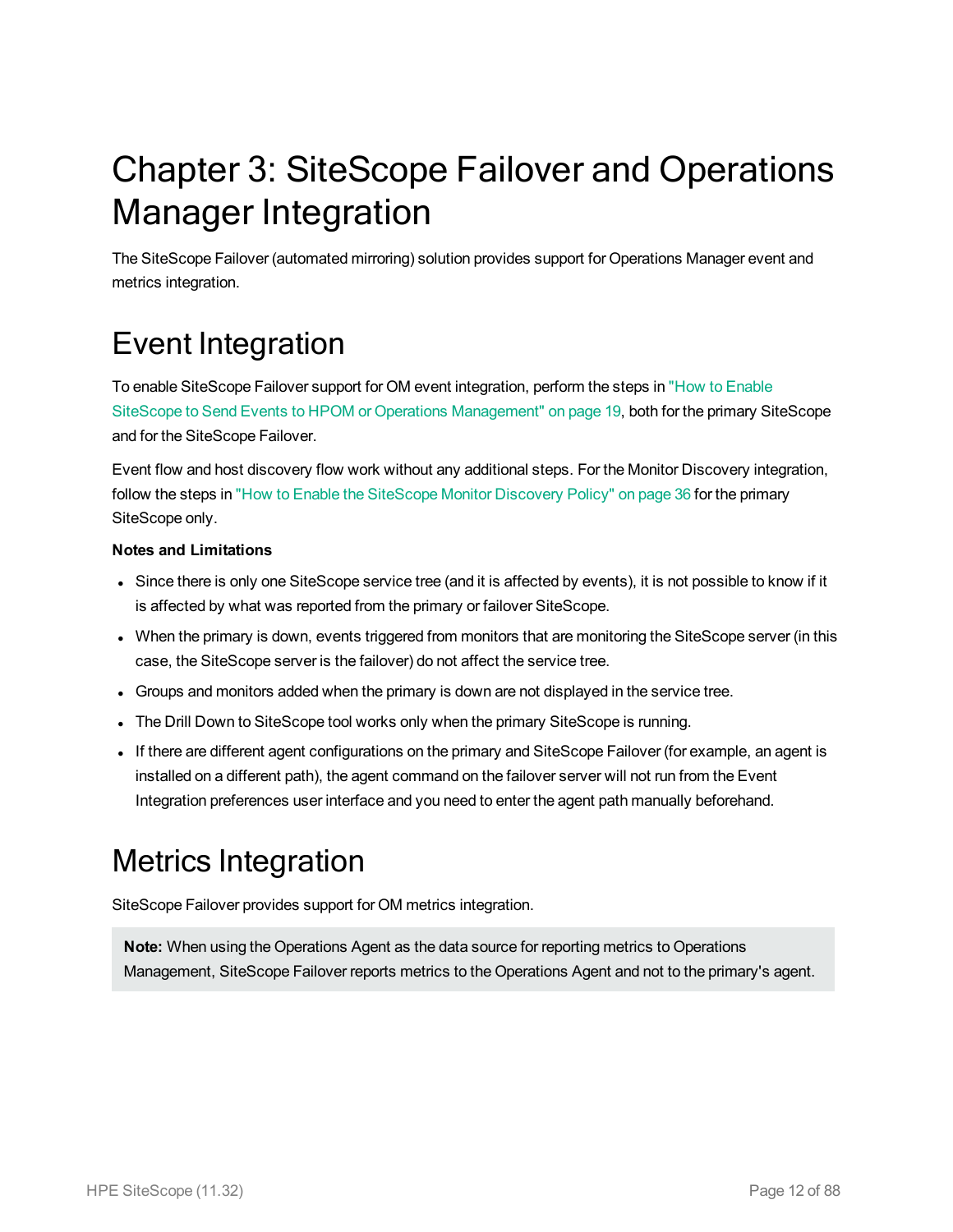# Chapter 3: SiteScope Failover and Operations Manager Integration

The SiteScope Failover (automated mirroring) solution provides support for Operations Manager event and metrics integration.

## Event Integration

To enable SiteScope Failover support for OM event integration, perform the steps in "How to Enable SiteScope to Send Events to HPOM or Operations Management" on page 19, both for the primary SiteScope and for the SiteScope Failover.

Event flow and host discovery flow work without any additional steps. For the Monitor Discovery integration, follow the steps in "How to Enable the SiteScope Monitor Discovery Policy" on page 36 for the primary SiteScope only.

**Notes and Limitations**

- Since there is only one SiteScope service tree (and it is affected by events), it is not possible to know if it is affected by what was reported from the primary or failover SiteScope.
- When the primary is down, events triggered from monitors that are monitoring the SiteScope server (in this case, the SiteScope server is the failover) do not affect the service tree.
- Groups and monitors added when the primary is down are not displayed in the service tree.
- The Drill Down to SiteScope tool works only when the primary SiteScope is running.
- If there are different agent configurations on the primary and SiteScope Failover (for example, an agent is installed on a different path), the agent command on the failover server will not run from the Event Integration preferences user interface and you need to enter the agent path manually beforehand.

## Metrics Integration

SiteScope Failover provides support for OM metrics integration.

**Note:** When using the Operations Agent as the data source for reporting metrics to Operations Management, SiteScope Failover reports metrics to the Operations Agent and not to the primary's agent.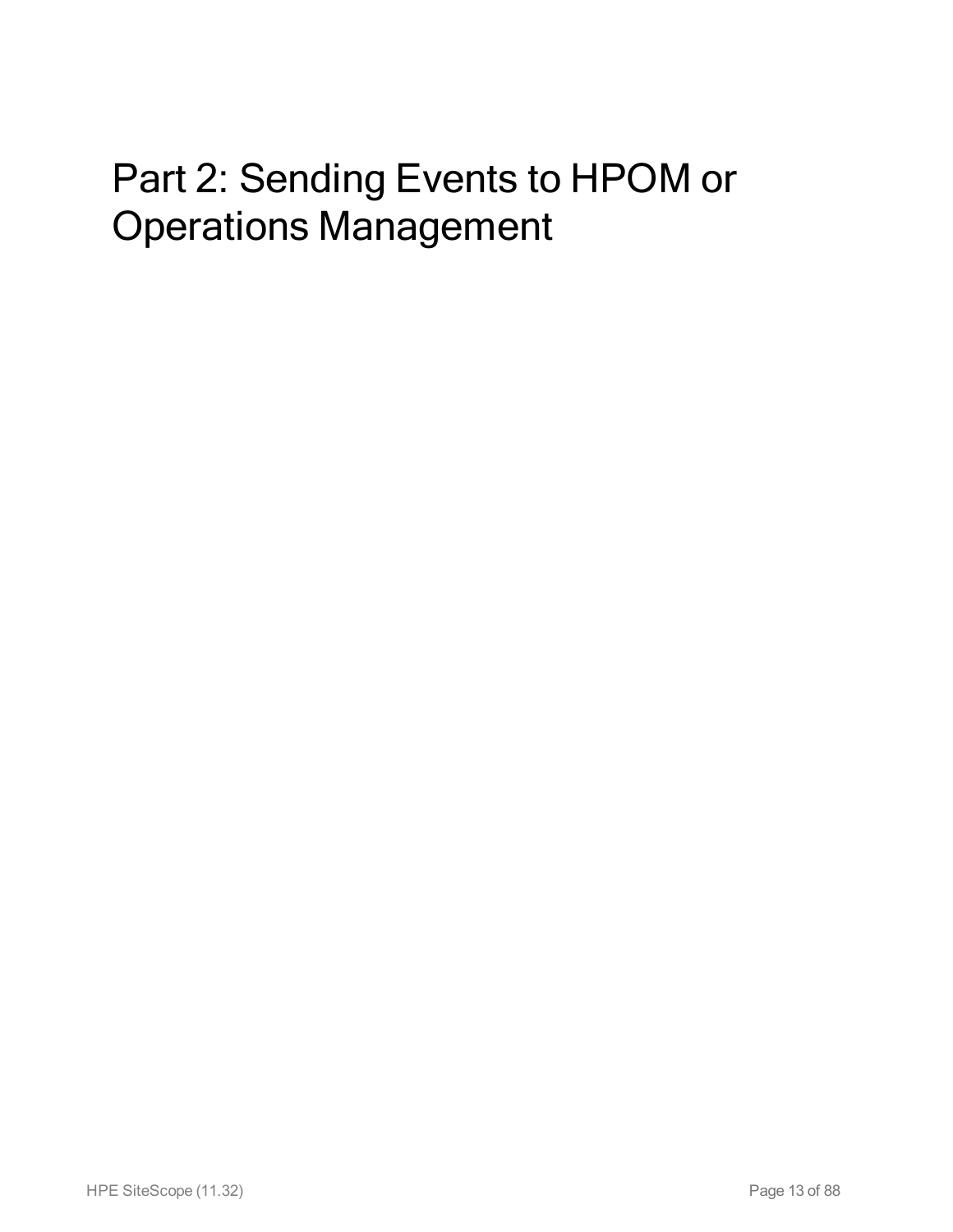# Part 2: Sending Events to HPOM or Operations Management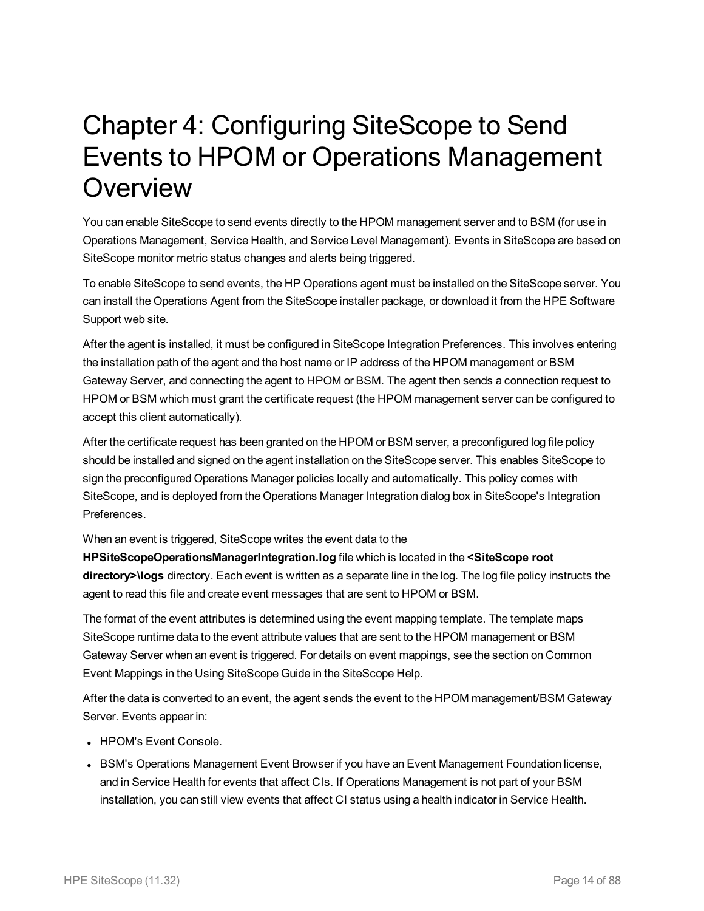# Chapter 4: Configuring SiteScope to Send Events to HPOM or Operations Management Overview

You can enable SiteScope to send events directly to the HPOM management server and to BSM (for use in Operations Management, Service Health, and Service Level Management). Events in SiteScope are based on SiteScope monitor metric status changes and alerts being triggered.

To enable SiteScope to send events, the HP Operations agent must be installed on the SiteScope server. You can install the Operations Agent from the SiteScope installer package, or download it from the HPE Software Support web site.

After the agent is installed, it must be configured in SiteScope Integration Preferences. This involves entering the installation path of the agent and the host name or IP address of the HPOM management or BSM Gateway Server, and connecting the agent to HPOM or BSM. The agent then sends a connection request to HPOM or BSM which must grant the certificate request (the HPOM management server can be configured to accept this client automatically).

After the certificate request has been granted on the HPOM or BSM server, a preconfigured log file policy should be installed and signed on the agent installation on the SiteScope server. This enables SiteScope to sign the preconfigured Operations Manager policies locally and automatically. This policy comes with SiteScope, and is deployed from the Operations Manager Integration dialog box in SiteScope's Integration Preferences.

When an event is triggered, SiteScope writes the event data to the **HPSiteScopeOperationsManagerIntegration.log** file which is located in the **<SiteScope root directory>\logs** directory. Each event is written as a separate line in the log. The log file policy instructs the agent to read this file and create event messages that are sent to HPOM or BSM.

The format of the event attributes is determined using the event mapping template. The template maps SiteScope runtime data to the event attribute values that are sent to the HPOM management or BSM Gateway Server when an event is triggered. For details on event mappings, see the section on Common Event Mappings in the Using SiteScope Guide in the SiteScope Help.

After the data is converted to an event, the agent sends the event to the HPOM management/BSM Gateway Server. Events appear in:

- HPOM's Event Console.
- BSM's Operations Management Event Browser if you have an Event Management Foundation license, and in Service Health for events that affect CIs. If Operations Management is not part of your BSM installation, you can still view events that affect CI status using a health indicator in Service Health.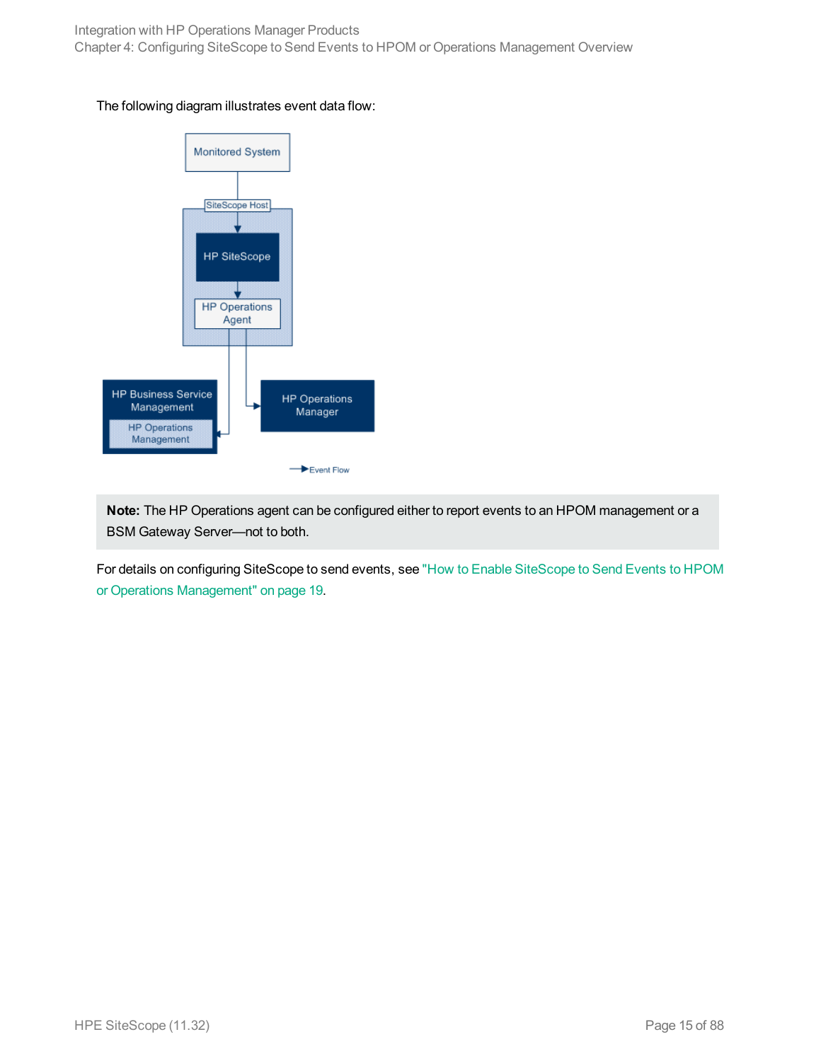The following diagram illustrates event data flow:

> **Note:** The HP Operations agent can be configured either to report events to an HPOM management or a BSM Gateway Server—not to both.

For details on configuring SiteScope to send events, see "How to Enable SiteScope to Send Events to HPOM or Operations Management" on page 19.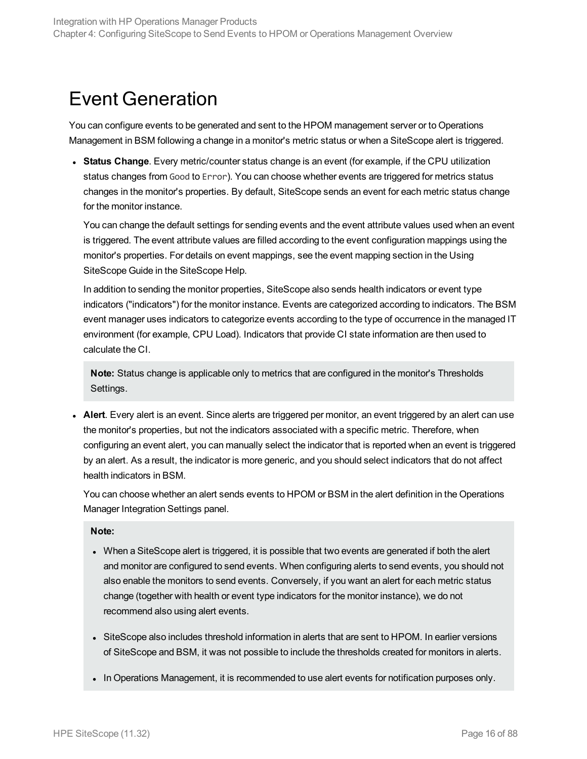# Event Generation

You can configure events to be generated and sent to the HPOM management server or to Operations Management in BSM following a change in a monitor's metric status or when a SiteScope alert is triggered.

- **Status Change**. Every metric/counter status change is an event (for example, if the CPU utilization status changes from `Good` to `Error`). You can choose whether events are triggered for metrics status changes in the monitor's properties. By default, SiteScope sends an event for each metric status change for the monitor instance.

  You can change the default settings for sending events and the event attribute values used when an event is triggered. The event attribute values are filled according to the event configuration mappings using the monitor's properties. For details on event mappings, see the event mapping section in the Using SiteScope Guide in the SiteScope Help.

  In addition to sending the monitor properties, SiteScope also sends health indicators or event type indicators ("indicators") for the monitor instance. Events are categorized according to indicators. The BSM event manager uses indicators to categorize events according to the type of occurrence in the managed IT environment (for example, CPU Load). Indicators that provide CI state information are then used to calculate the CI.

  > **Note:** Status change is applicable only to metrics that are configured in the monitor's Thresholds Settings.

- **Alert**. Every alert is an event. Since alerts are triggered per monitor, an event triggered by an alert can use the monitor's properties, but not the indicators associated with a specific metric. Therefore, when configuring an event alert, you can manually select the indicator that is reported when an event is triggered by an alert. As a result, the indicator is more generic, and you should select indicators that do not affect health indicators in BSM.

  You can choose whether an alert sends events to HPOM or BSM in the alert definition in the Operations Manager Integration Settings panel.

  > **Note:**
  >
  > - When a SiteScope alert is triggered, it is possible that two events are generated if both the alert and monitor are configured to send events. When configuring alerts to send events, you should not also enable the monitors to send events. Conversely, if you want an alert for each metric status change (together with health or event type indicators for the monitor instance), we do not recommend also using alert events.
  > - SiteScope also includes threshold information in alerts that are sent to HPOM. In earlier versions of SiteScope and BSM, it was not possible to include the thresholds created for monitors in alerts.
  > - In Operations Management, it is recommended to use alert events for notification purposes only.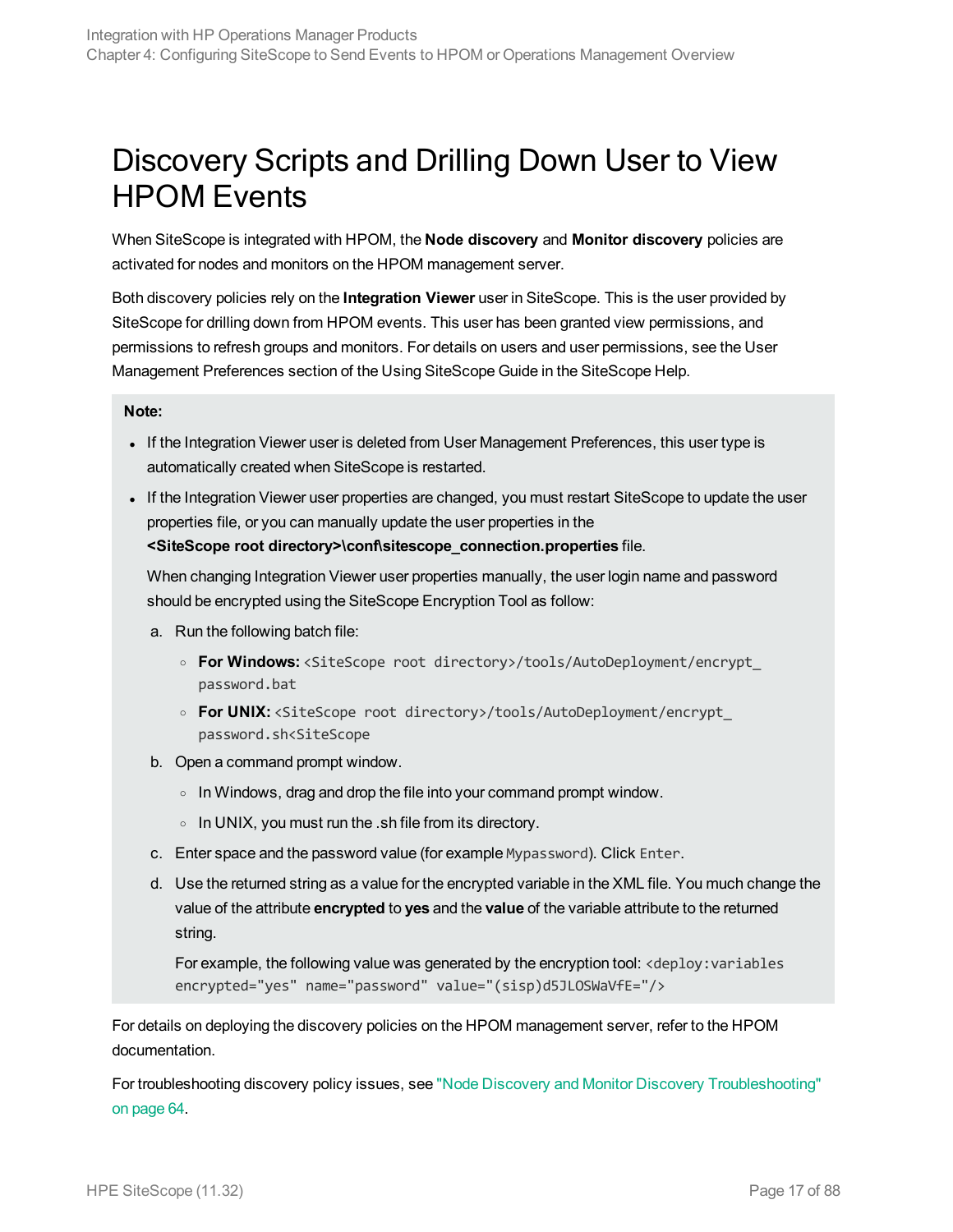# Discovery Scripts and Drilling Down User to View HPOM Events

When SiteScope is integrated with HPOM, the **Node discovery** and **Monitor discovery** policies are activated for nodes and monitors on the HPOM management server.

Both discovery policies rely on the **Integration Viewer** user in SiteScope. This is the user provided by SiteScope for drilling down from HPOM events. This user has been granted view permissions, and permissions to refresh groups and monitors. For details on users and user permissions, see the User Management Preferences section of the Using SiteScope Guide in the SiteScope Help.

**Note:**

- If the Integration Viewer user is deleted from User Management Preferences, this user type is automatically created when SiteScope is restarted.
- If the Integration Viewer user properties are changed, you must restart SiteScope to update the user properties file, or you can manually update the user properties in the **<SiteScope root directory>\conf\sitescope_connection.properties** file.

  When changing Integration Viewer user properties manually, the user login name and password should be encrypted using the SiteScope Encryption Tool as follow:

  a. Run the following batch file:
     - **For Windows:** `<SiteScope root directory>/tools/AutoDeployment/encrypt_password.bat`
     - **For UNIX:** `<SiteScope root directory>/tools/AutoDeployment/encrypt_password.sh<SiteScope`

  b. Open a command prompt window.
     - In Windows, drag and drop the file into your command prompt window.
     - In UNIX, you must run the .sh file from its directory.

  c. Enter space and the password value (for example `Mypassword`). Click `Enter`.

  d. Use the returned string as a value for the encrypted variable in the XML file. You much change the value of the attribute **encrypted** to **yes** and the **value** of the variable attribute to the returned string.

     For example, the following value was generated by the encryption tool: `<deploy:variables encrypted="yes" name="password" value="(sisp)d5JLOSWaVfE="/>`

For details on deploying the discovery policies on the HPOM management server, refer to the HPOM documentation.

For troubleshooting discovery policy issues, see "Node Discovery and Monitor Discovery Troubleshooting" on page 64.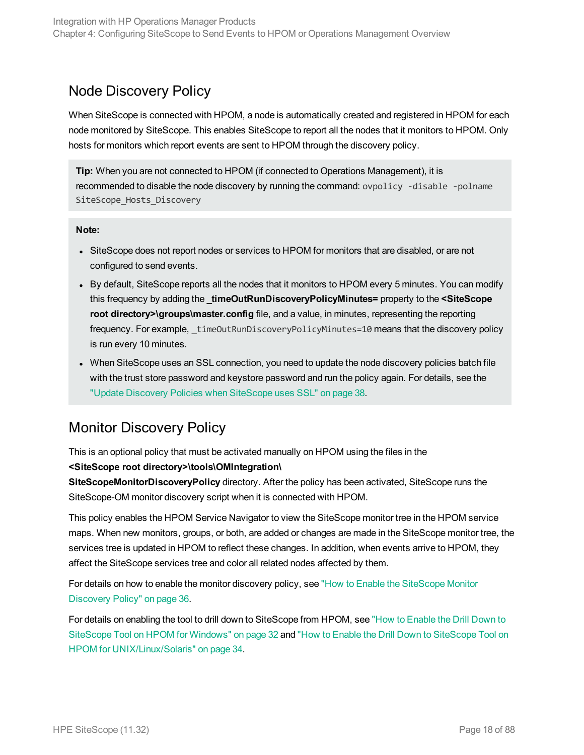## Node Discovery Policy

When SiteScope is connected with HPOM, a node is automatically created and registered in HPOM for each node monitored by SiteScope. This enables SiteScope to report all the nodes that it monitors to HPOM. Only hosts for monitors which report events are sent to HPOM through the discovery policy.

> **Tip:** When you are not connected to HPOM (if connected to Operations Management), it is recommended to disable the node discovery by running the command: `ovpolicy -disable -polname SiteScope_Hosts_Discovery`

> **Note:**
>
> - SiteScope does not report nodes or services to HPOM for monitors that are disabled, or are not configured to send events.
> - By default, SiteScope reports all the nodes that it monitors to HPOM every 5 minutes. You can modify this frequency by adding the **_timeOutRunDiscoveryPolicyMinutes=** property to the **<SiteScope root directory>\groups\master.config** file, and a value, in minutes, representing the reporting frequency. For example, `_timeOutRunDiscoveryPolicyMinutes=10` means that the discovery policy is run every 10 minutes.
> - When SiteScope uses an SSL connection, you need to update the node discovery policies batch file with the trust store password and keystore password and run the policy again. For details, see the "Update Discovery Policies when SiteScope uses SSL" on page 38.

## Monitor Discovery Policy

This is an optional policy that must be activated manually on HPOM using the files in the **<SiteScope root directory>\tools\OMIntegration\SiteScopeMonitorDiscoveryPolicy** directory. After the policy has been activated, SiteScope runs the SiteScope-OM monitor discovery script when it is connected with HPOM.

This policy enables the HPOM Service Navigator to view the SiteScope monitor tree in the HPOM service maps. When new monitors, groups, or both, are added or changes are made in the SiteScope monitor tree, the services tree is updated in HPOM to reflect these changes. In addition, when events arrive to HPOM, they affect the SiteScope services tree and color all related nodes affected by them.

For details on how to enable the monitor discovery policy, see "How to Enable the SiteScope Monitor Discovery Policy" on page 36.

For details on enabling the tool to drill down to SiteScope from HPOM, see "How to Enable the Drill Down to SiteScope Tool on HPOM for Windows" on page 32 and "How to Enable the Drill Down to SiteScope Tool on HPOM for UNIX/Linux/Solaris" on page 34.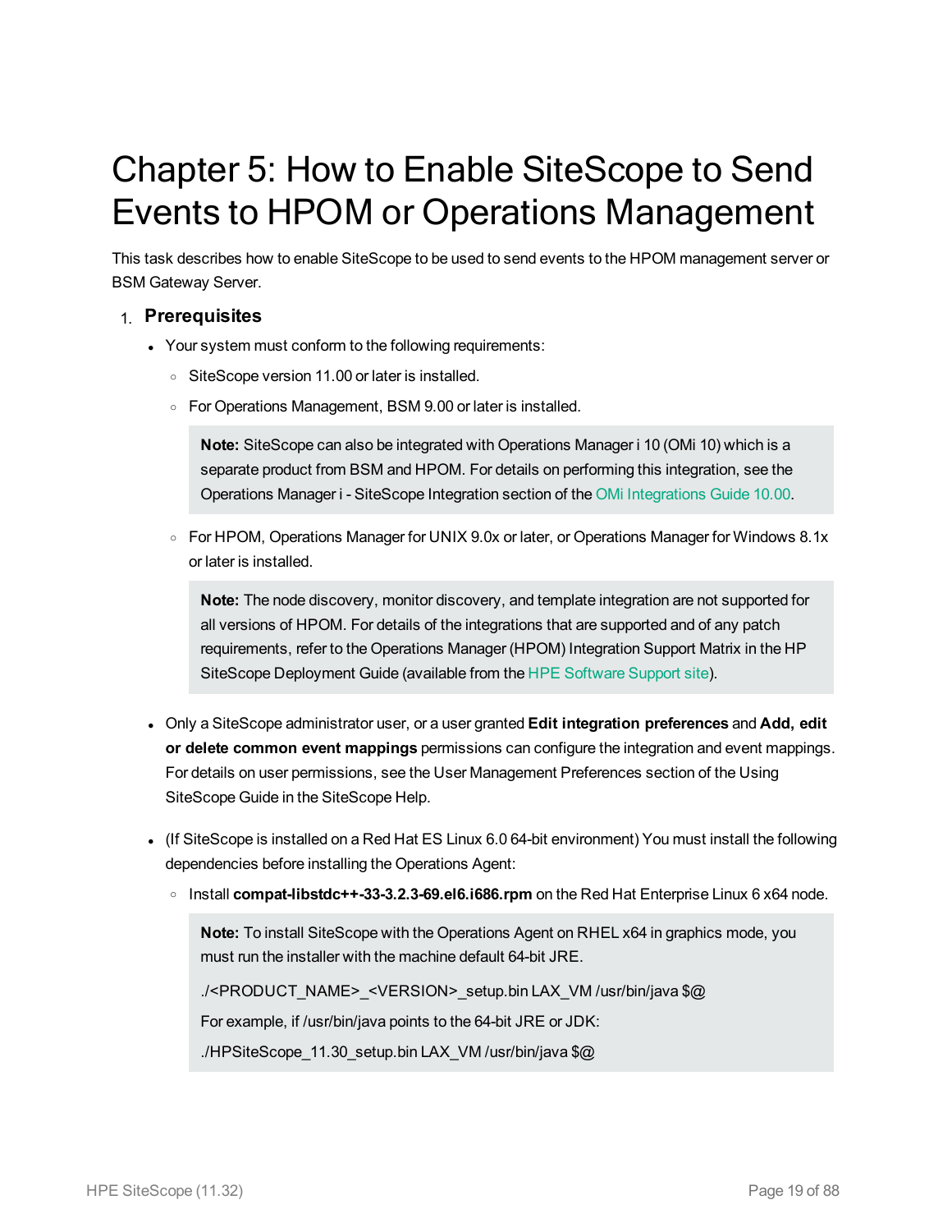# Chapter 5: How to Enable SiteScope to Send Events to HPOM or Operations Management

This task describes how to enable SiteScope to be used to send events to the HPOM management server or BSM Gateway Server.

1. **Prerequisites**

   - Your system must conform to the following requirements:
     - SiteScope version 11.00 or later is installed.
     - For Operations Management, BSM 9.00 or later is installed.

       **Note:** SiteScope can also be integrated with Operations Manager i 10 (OMi 10) which is a separate product from BSM and HPOM. For details on performing this integration, see the Operations Manager i - SiteScope Integration section of the OMi Integrations Guide 10.00.

     - For HPOM, Operations Manager for UNIX 9.0x or later, or Operations Manager for Windows 8.1x or later is installed.

       **Note:** The node discovery, monitor discovery, and template integration are not supported for all versions of HPOM. For details of the integrations that are supported and of any patch requirements, refer to the Operations Manager (HPOM) Integration Support Matrix in the HP SiteScope Deployment Guide (available from the HPE Software Support site).

   - Only a SiteScope administrator user, or a user granted **Edit integration preferences** and **Add, edit or delete common event mappings** permissions can configure the integration and event mappings. For details on user permissions, see the User Management Preferences section of the Using SiteScope Guide in the SiteScope Help.

   - (If SiteScope is installed on a Red Hat ES Linux 6.0 64-bit environment) You must install the following dependencies before installing the Operations Agent:
     - Install **compat-libstdc++-33-3.2.3-69.el6.i686.rpm** on the Red Hat Enterprise Linux 6 x64 node.

       **Note:** To install SiteScope with the Operations Agent on RHEL x64 in graphics mode, you must run the installer with the machine default 64-bit JRE.

       ./<PRODUCT_NAME>_<VERSION>_setup.bin LAX_VM /usr/bin/java $@

       For example, if /usr/bin/java points to the 64-bit JRE or JDK:

       ./HPSiteScope_11.30_setup.bin LAX_VM /usr/bin/java $@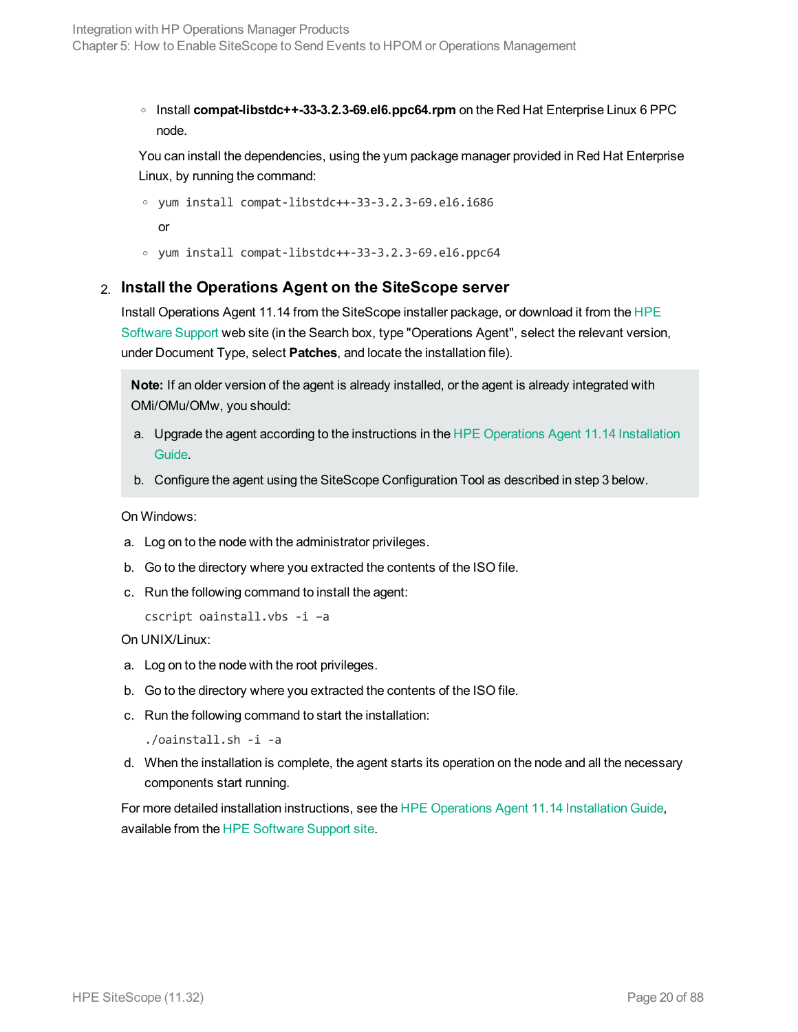- Install **compat-libstdc++-33-3.2.3-69.el6.ppc64.rpm** on the Red Hat Enterprise Linux 6 PPC node.

You can install the dependencies, using the yum package manager provided in Red Hat Enterprise Linux, by running the command:

- `yum install compat-libstdc++-33-3.2.3-69.el6.i686`

  or

- `yum install compat-libstdc++-33-3.2.3-69.el6.ppc64`

2. **Install the Operations Agent on the SiteScope server**

Install Operations Agent 11.14 from the SiteScope installer package, or download it from the HPE Software Support web site (in the Search box, type "Operations Agent", select the relevant version, under Document Type, select **Patches**, and locate the installation file).

> **Note:** If an older version of the agent is already installed, or the agent is already integrated with OMi/OMu/OMw, you should:
>
> a. Upgrade the agent according to the instructions in the HPE Operations Agent 11.14 Installation Guide.
>
> b. Configure the agent using the SiteScope Configuration Tool as described in step 3 below.

On Windows:

a. Log on to the node with the administrator privileges.

b. Go to the directory where you extracted the contents of the ISO file.

c. Run the following command to install the agent:

```
cscript oainstall.vbs -i –a
```

On UNIX/Linux:

a. Log on to the node with the root privileges.

b. Go to the directory where you extracted the contents of the ISO file.

c. Run the following command to start the installation:

```
./oainstall.sh -i -a
```

d. When the installation is complete, the agent starts its operation on the node and all the necessary components start running.

For more detailed installation instructions, see the HPE Operations Agent 11.14 Installation Guide, available from the HPE Software Support site.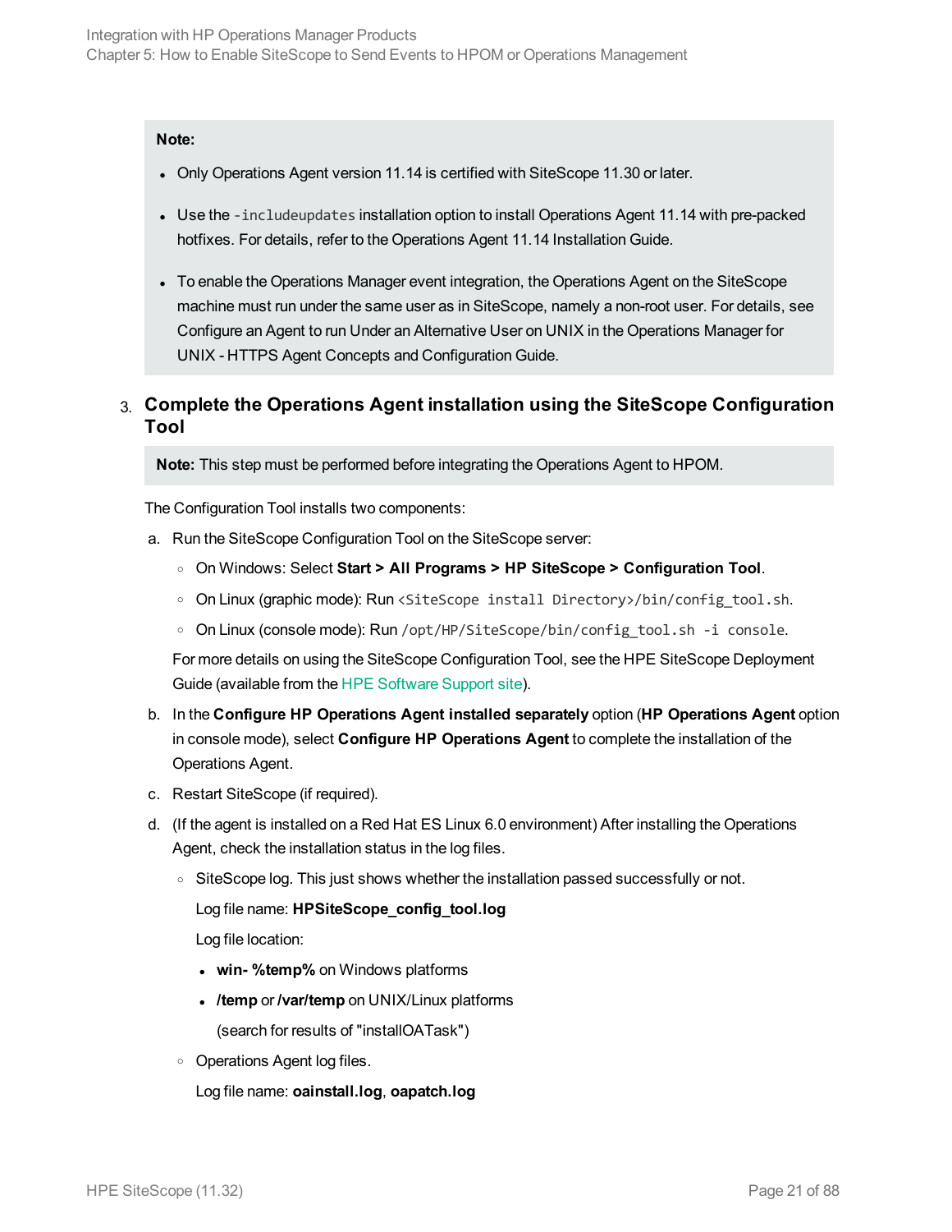> **Note:**
>
> - Only Operations Agent version 11.14 is certified with SiteScope 11.30 or later.
> - Use the `-includeupdates` installation option to install Operations Agent 11.14 with pre-packed hotfixes. For details, refer to the Operations Agent 11.14 Installation Guide.
> - To enable the Operations Manager event integration, the Operations Agent on the SiteScope machine must run under the same user as in SiteScope, namely a non-root user. For details, see Configure an Agent to run Under an Alternative User on UNIX in the Operations Manager for UNIX - HTTPS Agent Concepts and Configuration Guide.

3. **Complete the Operations Agent installation using the SiteScope Configuration Tool**

   > **Note:** This step must be performed before integrating the Operations Agent to HPOM.

   The Configuration Tool installs two components:

   a. Run the SiteScope Configuration Tool on the SiteScope server:

      - On Windows: Select **Start > All Programs > HP SiteScope > Configuration Tool**.
      - On Linux (graphic mode): Run `<SiteScope install Directory>/bin/config_tool.sh`.
      - On Linux (console mode): Run `/opt/HP/SiteScope/bin/config_tool.sh -i console`.

      For more details on using the SiteScope Configuration Tool, see the HPE SiteScope Deployment Guide (available from the HPE Software Support site).

   b. In the **Configure HP Operations Agent installed separately** option (**HP Operations Agent** option in console mode), select **Configure HP Operations Agent** to complete the installation of the Operations Agent.

   c. Restart SiteScope (if required).

   d. (If the agent is installed on a Red Hat ES Linux 6.0 environment) After installing the Operations Agent, check the installation status in the log files.

      - SiteScope log. This just shows whether the installation passed successfully or not.

        Log file name: **HPSiteScope_config_tool.log**

        Log file location:

        - **win- %temp%** on Windows platforms
        - **/temp** or **/var/temp** on UNIX/Linux platforms

          (search for results of "installOATask")

      - Operations Agent log files.

        Log file name: **oainstall.log**, **oapatch.log**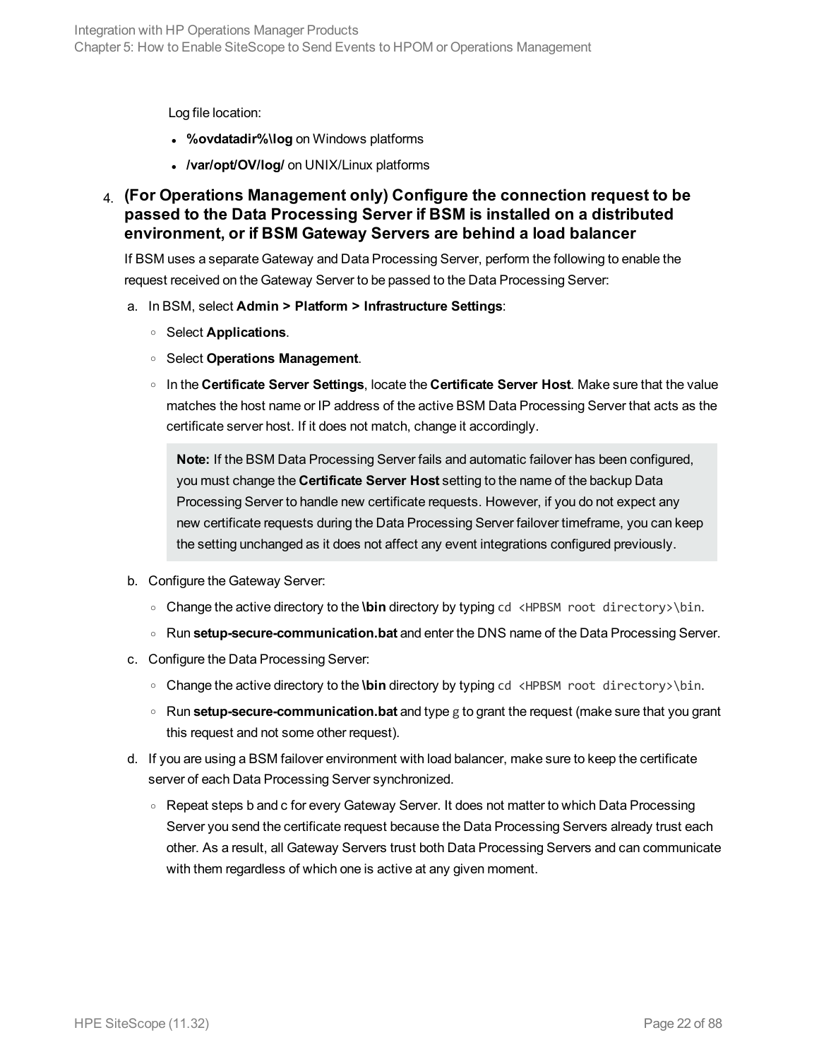Log file location:

- **%ovdatadir%\log** on Windows platforms
- **/var/opt/OV/log/** on UNIX/Linux platforms

4. **(For Operations Management only) Configure the connection request to be passed to the Data Processing Server if BSM is installed on a distributed environment, or if BSM Gateway Servers are behind a load balancer**

   If BSM uses a separate Gateway and Data Processing Server, perform the following to enable the request received on the Gateway Server to be passed to the Data Processing Server:

   a. In BSM, select **Admin > Platform > Infrastructure Settings**:

      - Select **Applications**.
      - Select **Operations Management**.
      - In the **Certificate Server Settings**, locate the **Certificate Server Host**. Make sure that the value matches the host name or IP address of the active BSM Data Processing Server that acts as the certificate server host. If it does not match, change it accordingly.

      > **Note:** If the BSM Data Processing Server fails and automatic failover has been configured, you must change the **Certificate Server Host** setting to the name of the backup Data Processing Server to handle new certificate requests. However, if you do not expect any new certificate requests during the Data Processing Server failover timeframe, you can keep the setting unchanged as it does not affect any event integrations configured previously.

   b. Configure the Gateway Server:

      - Change the active directory to the **\bin** directory by typing `cd <HPBSM root directory>\bin`.
      - Run **setup-secure-communication.bat** and enter the DNS name of the Data Processing Server.

   c. Configure the Data Processing Server:

      - Change the active directory to the **\bin** directory by typing `cd <HPBSM root directory>\bin`.
      - Run **setup-secure-communication.bat** and type `g` to grant the request (make sure that you grant this request and not some other request).

   d. If you are using a BSM failover environment with load balancer, make sure to keep the certificate server of each Data Processing Server synchronized.

      - Repeat steps b and c for every Gateway Server. It does not matter to which Data Processing Server you send the certificate request because the Data Processing Servers already trust each other. As a result, all Gateway Servers trust both Data Processing Servers and can communicate with them regardless of which one is active at any given moment.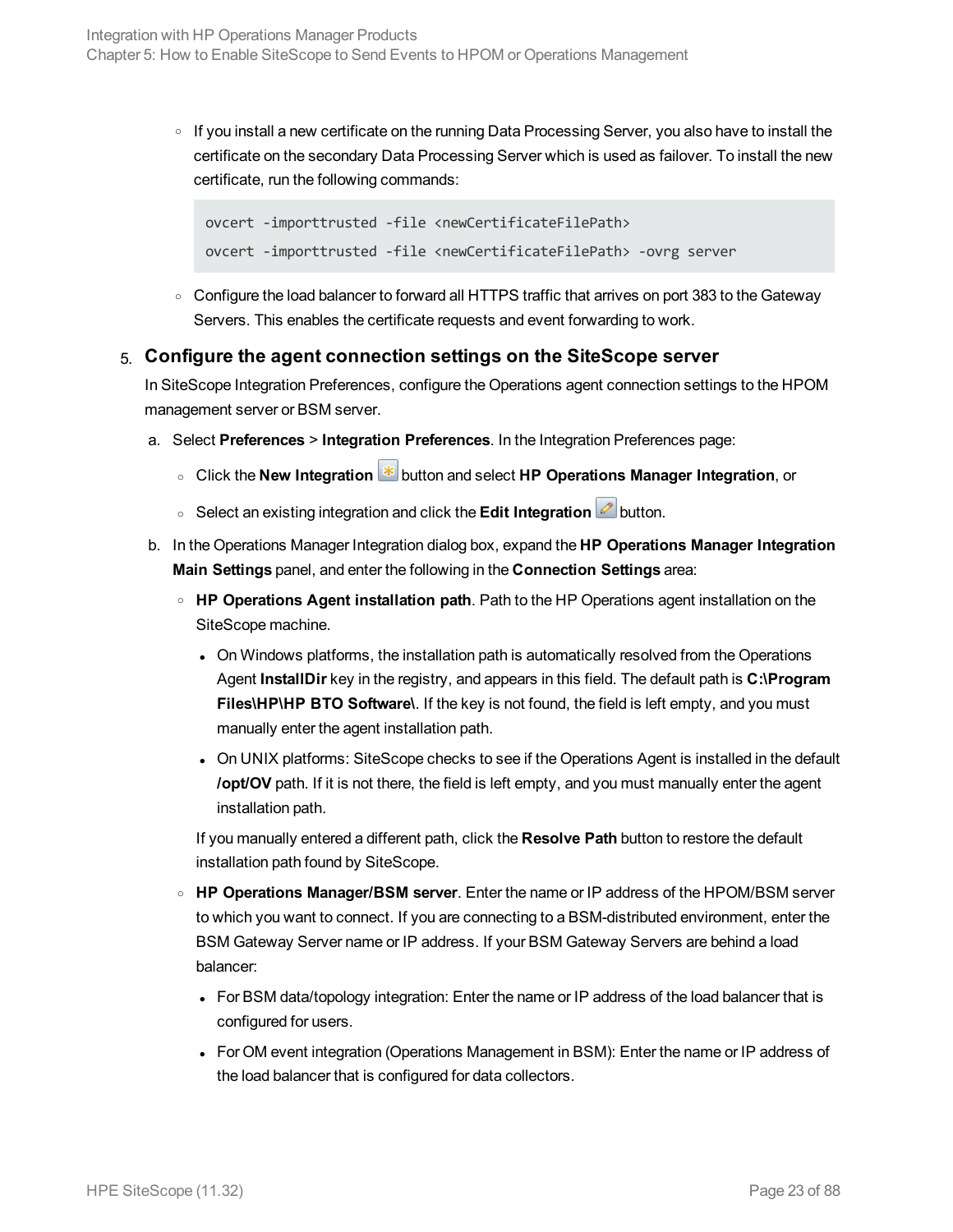- If you install a new certificate on the running Data Processing Server, you also have to install the certificate on the secondary Data Processing Server which is used as failover. To install the new certificate, run the following commands:

  ```
  ovcert -importtrusted -file <newCertificateFilePath>
  ovcert -importtrusted -file <newCertificateFilePath> -ovrg server
  ```

- Configure the load balancer to forward all HTTPS traffic that arrives on port 383 to the Gateway Servers. This enables the certificate requests and event forwarding to work.

5. **Configure the agent connection settings on the SiteScope server**

   In SiteScope Integration Preferences, configure the Operations agent connection settings to the HPOM management server or BSM server.

   a. Select **Preferences** > **Integration Preferences**. In the Integration Preferences page:

      - Click the **New Integration** button and select **HP Operations Manager Integration**, or
      - Select an existing integration and click the **Edit Integration** button.

   b. In the Operations Manager Integration dialog box, expand the **HP Operations Manager Integration Main Settings** panel, and enter the following in the **Connection Settings** area:

      - **HP Operations Agent installation path**. Path to the HP Operations agent installation on the SiteScope machine.
        - On Windows platforms, the installation path is automatically resolved from the Operations Agent **InstallDir** key in the registry, and appears in this field. The default path is **C:\Program Files\HP\HP BTO Software\**. If the key is not found, the field is left empty, and you must manually enter the agent installation path.
        - On UNIX platforms: SiteScope checks to see if the Operations Agent is installed in the default **/opt/OV** path. If it is not there, the field is left empty, and you must manually enter the agent installation path.

        If you manually entered a different path, click the **Resolve Path** button to restore the default installation path found by SiteScope.

      - **HP Operations Manager/BSM server**. Enter the name or IP address of the HPOM/BSM server to which you want to connect. If you are connecting to a BSM-distributed environment, enter the BSM Gateway Server name or IP address. If your BSM Gateway Servers are behind a load balancer:
        - For BSM data/topology integration: Enter the name or IP address of the load balancer that is configured for users.
        - For OM event integration (Operations Management in BSM): Enter the name or IP address of the load balancer that is configured for data collectors.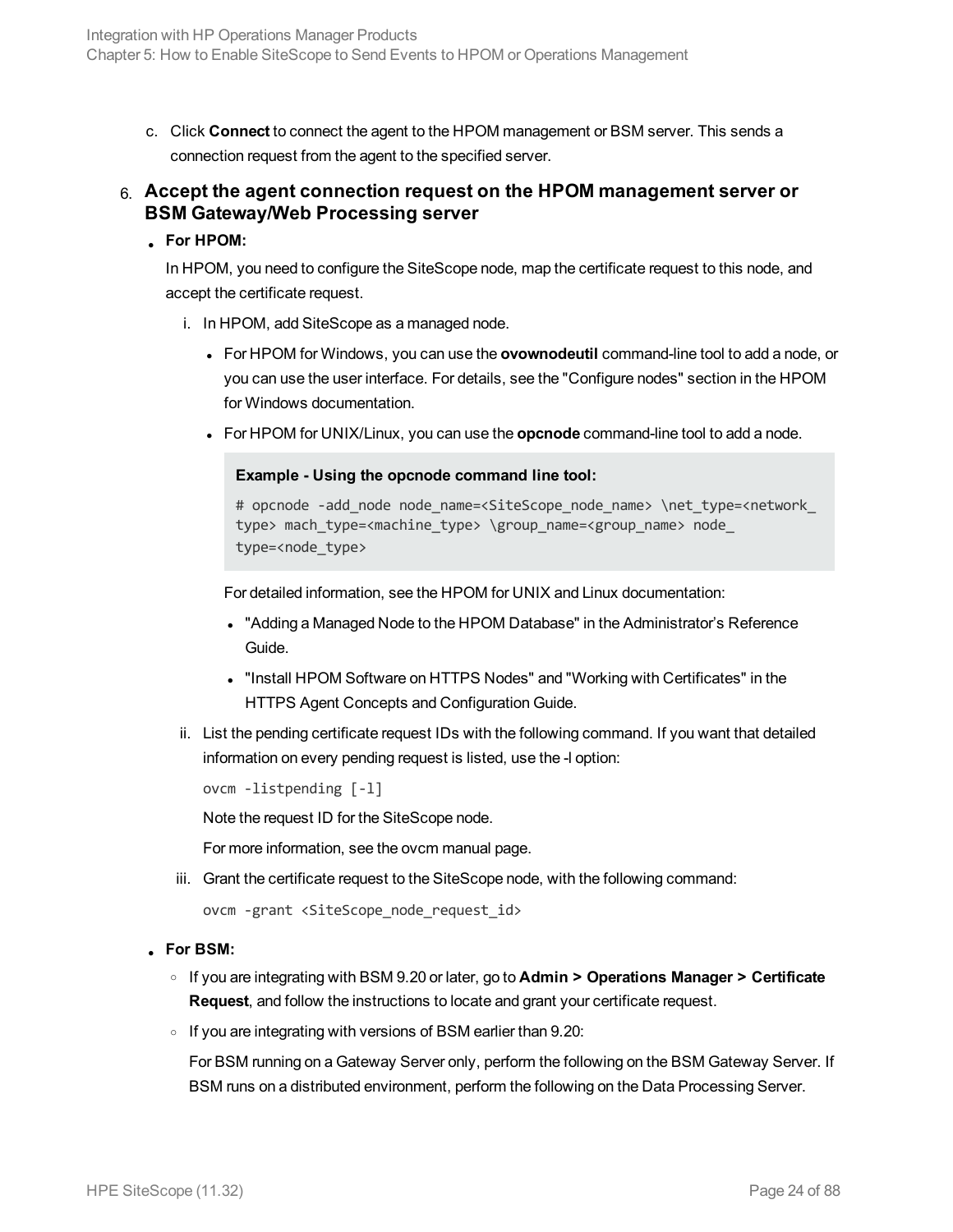c. Click **Connect** to connect the agent to the HPOM management or BSM server. This sends a connection request from the agent to the specified server.

6. **Accept the agent connection request on the HPOM management server or BSM Gateway/Web Processing server**

   - **For HPOM:**

     In HPOM, you need to configure the SiteScope node, map the certificate request to this node, and accept the certificate request.

     i. In HPOM, add SiteScope as a managed node.

        - For HPOM for Windows, you can use the **ovownodeutil** command-line tool to add a node, or you can use the user interface. For details, see the "Configure nodes" section in the HPOM for Windows documentation.
        - For HPOM for UNIX/Linux, you can use the **opcnode** command-line tool to add a node.

          **Example - Using the opcnode command line tool:**

          ```
          # opcnode -add_node node_name=<SiteScope_node_name> \net_type=<network_type> mach_type=<machine_type> \group_name=<group_name> node_type=<node_type>
          ```

          For detailed information, see the HPOM for UNIX and Linux documentation:

          - "Adding a Managed Node to the HPOM Database" in the Administrator's Reference Guide.
          - "Install HPOM Software on HTTPS Nodes" and "Working with Certificates" in the HTTPS Agent Concepts and Configuration Guide.

     ii. List the pending certificate request IDs with the following command. If you want that detailed information on every pending request is listed, use the -l option:

         ```
         ovcm -listpending [-l]
         ```

         Note the request ID for the SiteScope node.

         For more information, see the ovcm manual page.

     iii. Grant the certificate request to the SiteScope node, with the following command:

          ```
          ovcm -grant <SiteScope_node_request_id>
          ```

   - **For BSM:**

     - If you are integrating with BSM 9.20 or later, go to **Admin > Operations Manager > Certificate Request**, and follow the instructions to locate and grant your certificate request.
     - If you are integrating with versions of BSM earlier than 9.20:

       For BSM running on a Gateway Server only, perform the following on the BSM Gateway Server. If BSM runs on a distributed environment, perform the following on the Data Processing Server.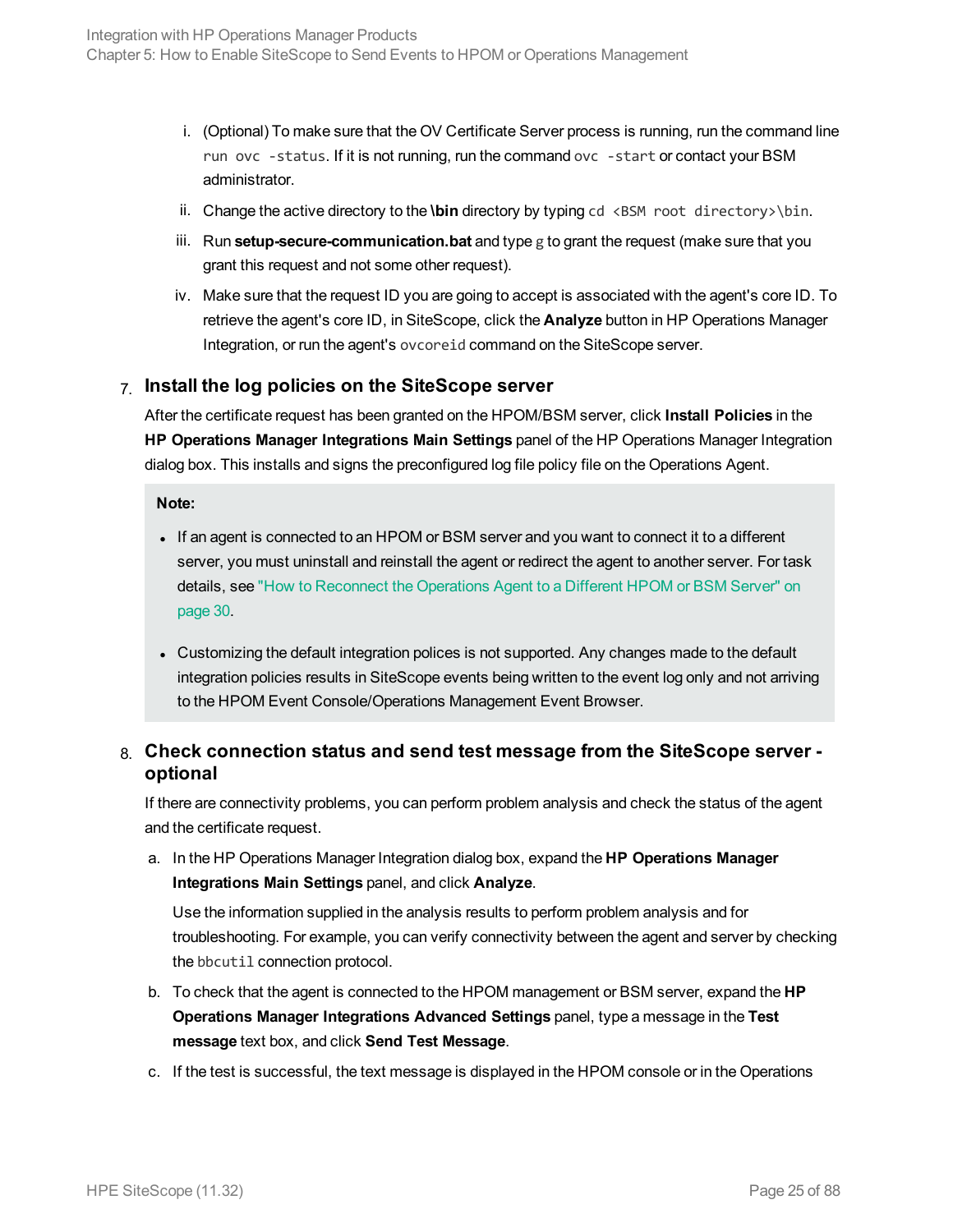i. (Optional) To make sure that the OV Certificate Server process is running, run the command line `run ovc -status`. If it is not running, run the command `ovc -start` or contact your BSM administrator.

ii. Change the active directory to the **\bin** directory by typing `cd <BSM root directory>\bin`.

iii. Run **setup-secure-communication.bat** and type `g` to grant the request (make sure that you grant this request and not some other request).

iv. Make sure that the request ID you are going to accept is associated with the agent's core ID. To retrieve the agent's core ID, in SiteScope, click the **Analyze** button in HP Operations Manager Integration, or run the agent's `ovcoreid` command on the SiteScope server.

7. **Install the log policies on the SiteScope server**

   After the certificate request has been granted on the HPOM/BSM server, click **Install Policies** in the **HP Operations Manager Integrations Main Settings** panel of the HP Operations Manager Integration dialog box. This installs and signs the preconfigured log file policy file on the Operations Agent.

   **Note:**

   - If an agent is connected to an HPOM or BSM server and you want to connect it to a different server, you must uninstall and reinstall the agent or redirect the agent to another server. For task details, see "How to Reconnect the Operations Agent to a Different HPOM or BSM Server" on page 30.
   - Customizing the default integration polices is not supported. Any changes made to the default integration policies results in SiteScope events being written to the event log only and not arriving to the HPOM Event Console/Operations Management Event Browser.

8. **Check connection status and send test message from the SiteScope server - optional**

   If there are connectivity problems, you can perform problem analysis and check the status of the agent and the certificate request.

   a. In the HP Operations Manager Integration dialog box, expand the **HP Operations Manager Integrations Main Settings** panel, and click **Analyze**.

      Use the information supplied in the analysis results to perform problem analysis and for troubleshooting. For example, you can verify connectivity between the agent and server by checking the `bbcutil` connection protocol.

   b. To check that the agent is connected to the HPOM management or BSM server, expand the **HP Operations Manager Integrations Advanced Settings** panel, type a message in the **Test message** text box, and click **Send Test Message**.

   c. If the test is successful, the text message is displayed in the HPOM console or in the Operations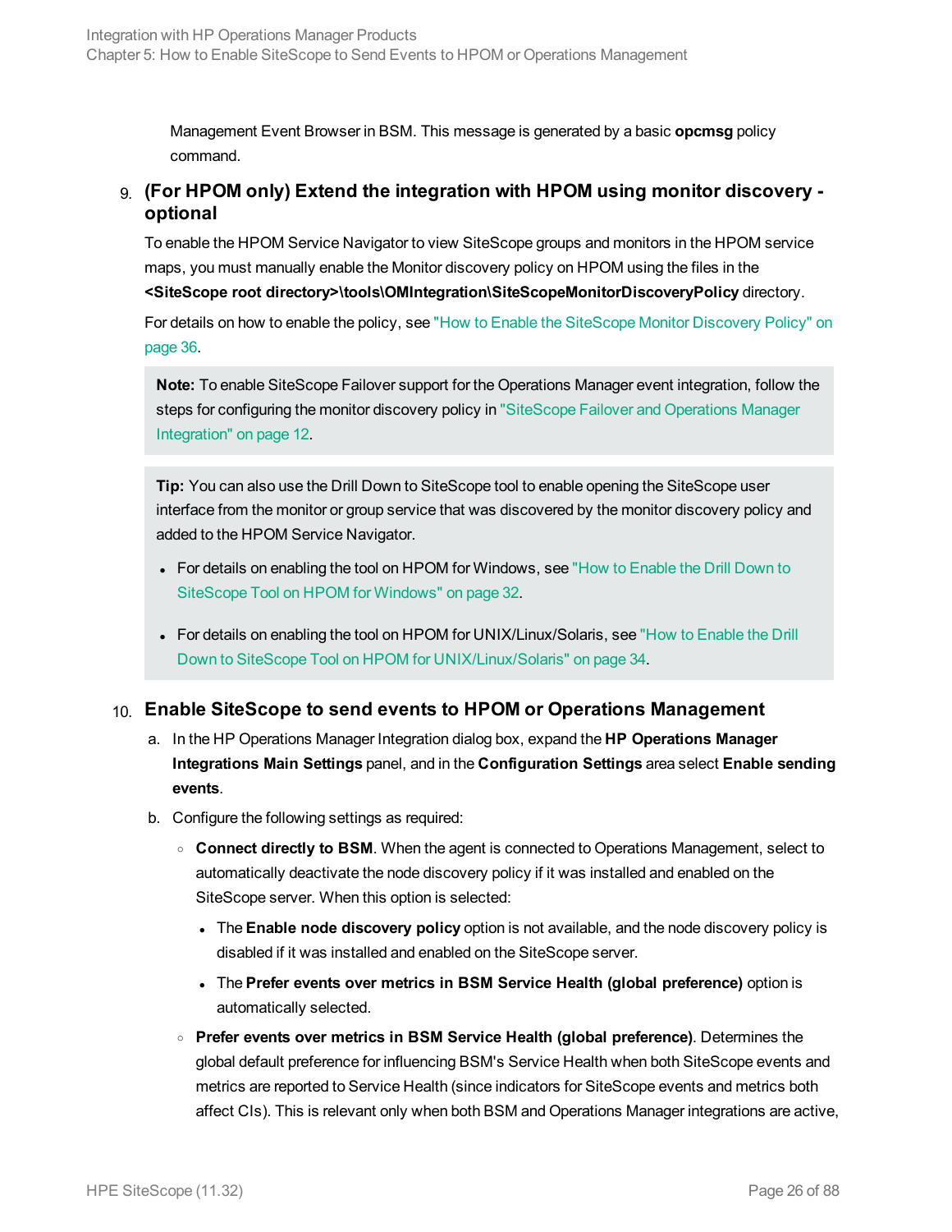Management Event Browser in BSM. This message is generated by a basic **opcmsg** policy command.

9. **(For HPOM only) Extend the integration with HPOM using monitor discovery - optional**

   To enable the HPOM Service Navigator to view SiteScope groups and monitors in the HPOM service maps, you must manually enable the Monitor discovery policy on HPOM using the files in the **<SiteScope root directory>\tools\OMIntegration\SiteScopeMonitorDiscoveryPolicy** directory.

   For details on how to enable the policy, see "How to Enable the SiteScope Monitor Discovery Policy" on page 36.

   > **Note:** To enable SiteScope Failover support for the Operations Manager event integration, follow the steps for configuring the monitor discovery policy in "SiteScope Failover and Operations Manager Integration" on page 12.

   > **Tip:** You can also use the Drill Down to SiteScope tool to enable opening the SiteScope user interface from the monitor or group service that was discovered by the monitor discovery policy and added to the HPOM Service Navigator.
   >
   > - For details on enabling the tool on HPOM for Windows, see "How to Enable the Drill Down to SiteScope Tool on HPOM for Windows" on page 32.
   > - For details on enabling the tool on HPOM for UNIX/Linux/Solaris, see "How to Enable the Drill Down to SiteScope Tool on HPOM for UNIX/Linux/Solaris" on page 34.

10. **Enable SiteScope to send events to HPOM or Operations Management**

    a. In the HP Operations Manager Integration dialog box, expand the **HP Operations Manager Integrations Main Settings** panel, and in the **Configuration Settings** area select **Enable sending events**.

    b. Configure the following settings as required:

       - **Connect directly to BSM**. When the agent is connected to Operations Management, select to automatically deactivate the node discovery policy if it was installed and enabled on the SiteScope server. When this option is selected:
         - The **Enable node discovery policy** option is not available, and the node discovery policy is disabled if it was installed and enabled on the SiteScope server.
         - The **Prefer events over metrics in BSM Service Health (global preference)** option is automatically selected.
       - **Prefer events over metrics in BSM Service Health (global preference)**. Determines the global default preference for influencing BSM's Service Health when both SiteScope events and metrics are reported to Service Health (since indicators for SiteScope events and metrics both affect CIs). This is relevant only when both BSM and Operations Manager integrations are active,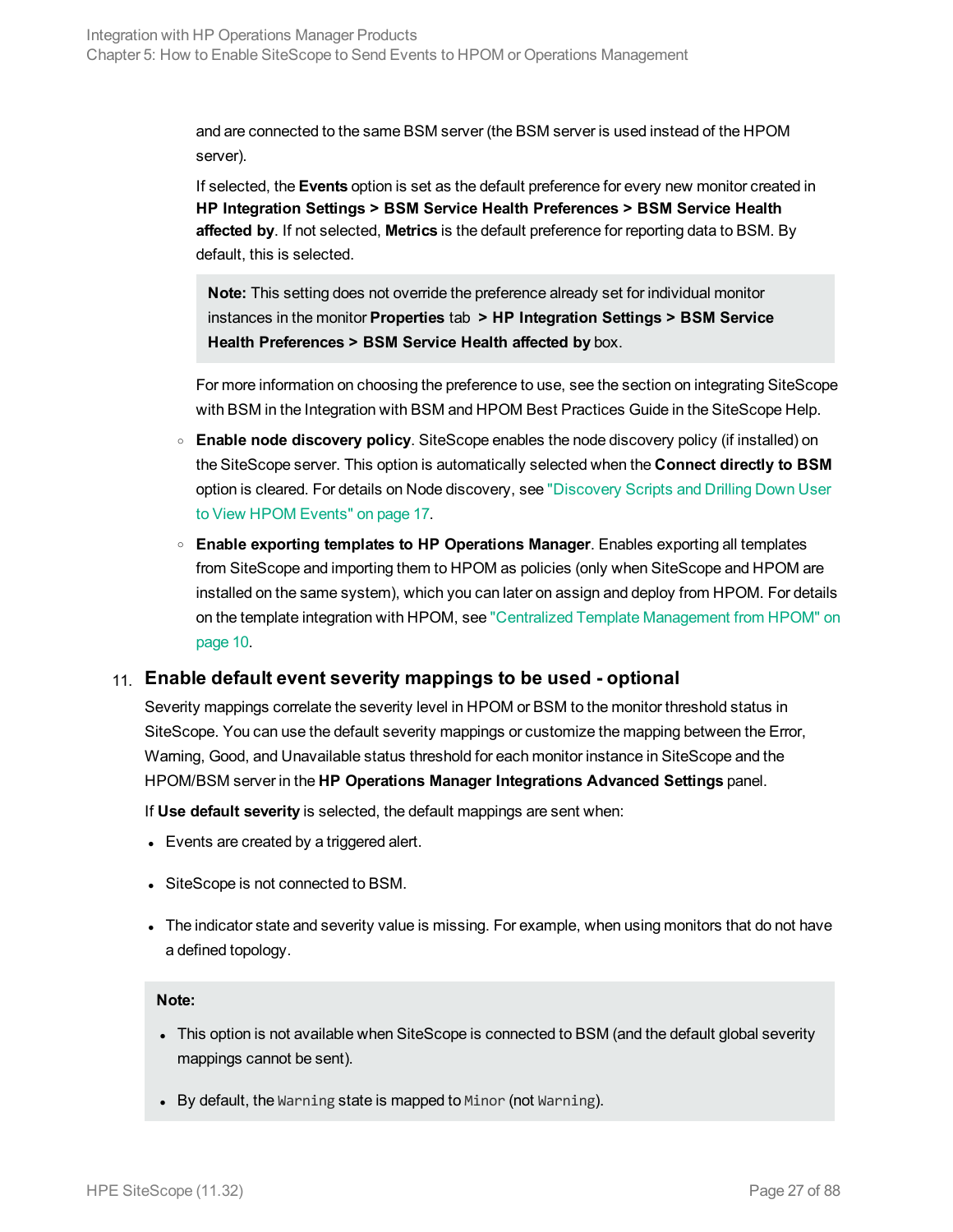and are connected to the same BSM server (the BSM server is used instead of the HPOM server).

If selected, the **Events** option is set as the default preference for every new monitor created in **HP Integration Settings > BSM Service Health Preferences > BSM Service Health affected by**. If not selected, **Metrics** is the default preference for reporting data to BSM. By default, this is selected.

> **Note:** This setting does not override the preference already set for individual monitor instances in the monitor **Properties** tab **> HP Integration Settings > BSM Service Health Preferences > BSM Service Health affected by** box.

For more information on choosing the preference to use, see the section on integrating SiteScope with BSM in the Integration with BSM and HPOM Best Practices Guide in the SiteScope Help.

- **Enable node discovery policy**. SiteScope enables the node discovery policy (if installed) on the SiteScope server. This option is automatically selected when the **Connect directly to BSM** option is cleared. For details on Node discovery, see "Discovery Scripts and Drilling Down User to View HPOM Events" on page 17.
- **Enable exporting templates to HP Operations Manager**. Enables exporting all templates from SiteScope and importing them to HPOM as policies (only when SiteScope and HPOM are installed on the same system), which you can later on assign and deploy from HPOM. For details on the template integration with HPOM, see "Centralized Template Management from HPOM" on page 10.

### 11. Enable default event severity mappings to be used - optional

Severity mappings correlate the severity level in HPOM or BSM to the monitor threshold status in SiteScope. You can use the default severity mappings or customize the mapping between the Error, Warning, Good, and Unavailable status threshold for each monitor instance in SiteScope and the HPOM/BSM server in the **HP Operations Manager Integrations Advanced Settings** panel.

If **Use default severity** is selected, the default mappings are sent when:

- Events are created by a triggered alert.
- SiteScope is not connected to BSM.
- The indicator state and severity value is missing. For example, when using monitors that do not have a defined topology.

> **Note:**
>
> - This option is not available when SiteScope is connected to BSM (and the default global severity mappings cannot be sent).
> - By default, the `Warning` state is mapped to `Minor` (not `Warning`).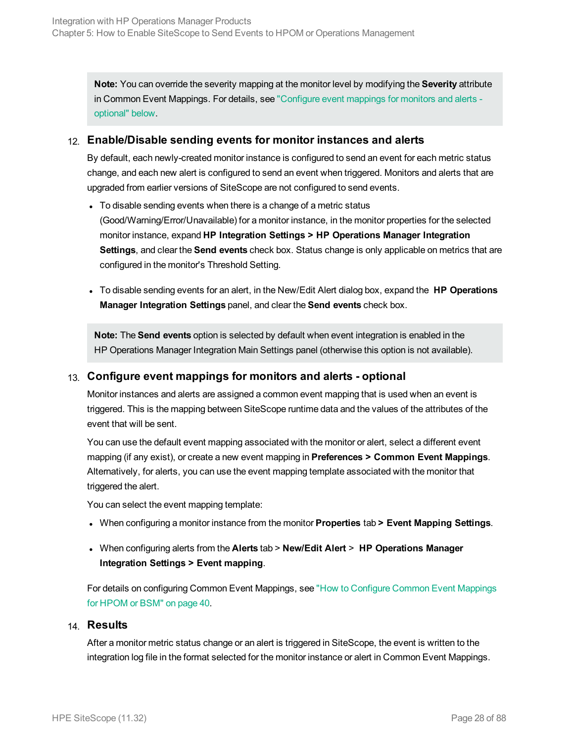**Note:** You can override the severity mapping at the monitor level by modifying the **Severity** attribute in Common Event Mappings. For details, see "Configure event mappings for monitors and alerts - optional" below.

12. **Enable/Disable sending events for monitor instances and alerts**

    By default, each newly-created monitor instance is configured to send an event for each metric status change, and each new alert is configured to send an event when triggered. Monitors and alerts that are upgraded from earlier versions of SiteScope are not configured to send events.

    - To disable sending events when there is a change of a metric status (Good/Warning/Error/Unavailable) for a monitor instance, in the monitor properties for the selected monitor instance, expand **HP Integration Settings > HP Operations Manager Integration Settings**, and clear the **Send events** check box. Status change is only applicable on metrics that are configured in the monitor's Threshold Setting.

    - To disable sending events for an alert, in the New/Edit Alert dialog box, expand the **HP Operations Manager Integration Settings** panel, and clear the **Send events** check box.

    **Note:** The **Send events** option is selected by default when event integration is enabled in the HP Operations Manager Integration Main Settings panel (otherwise this option is not available).

13. **Configure event mappings for monitors and alerts - optional**

    Monitor instances and alerts are assigned a common event mapping that is used when an event is triggered. This is the mapping between SiteScope runtime data and the values of the attributes of the event that will be sent.

    You can use the default event mapping associated with the monitor or alert, select a different event mapping (if any exist), or create a new event mapping in **Preferences > Common Event Mappings**. Alternatively, for alerts, you can use the event mapping template associated with the monitor that triggered the alert.

    You can select the event mapping template:

    - When configuring a monitor instance from the monitor **Properties** tab **> Event Mapping Settings**.

    - When configuring alerts from the **Alerts** tab > **New/Edit Alert** > **HP Operations Manager Integration Settings > Event mapping**.

    For details on configuring Common Event Mappings, see "How to Configure Common Event Mappings for HPOM or BSM" on page 40.

14. **Results**

    After a monitor metric status change or an alert is triggered in SiteScope, the event is written to the integration log file in the format selected for the monitor instance or alert in Common Event Mappings.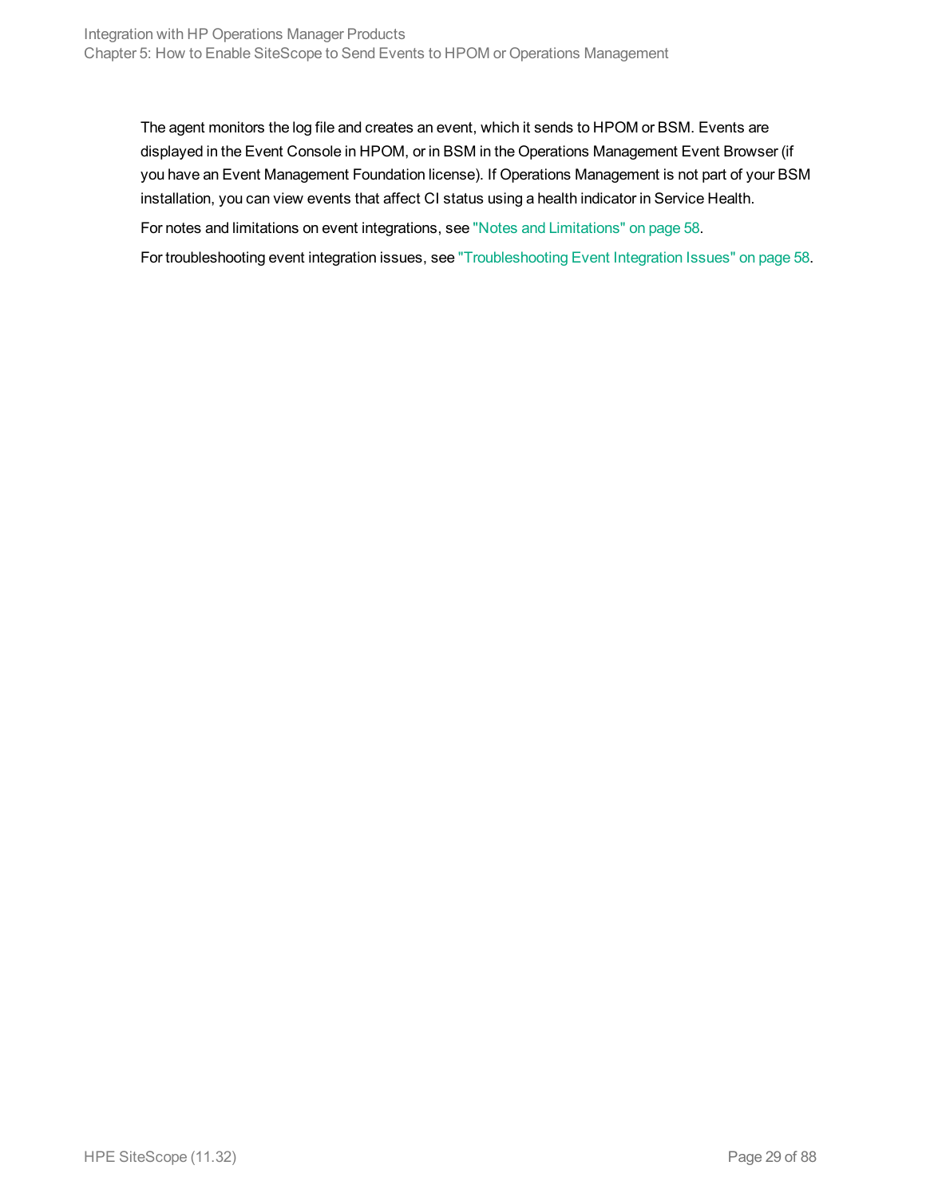The agent monitors the log file and creates an event, which it sends to HPOM or BSM. Events are displayed in the Event Console in HPOM, or in BSM in the Operations Management Event Browser (if you have an Event Management Foundation license). If Operations Management is not part of your BSM installation, you can view events that affect CI status using a health indicator in Service Health.

For notes and limitations on event integrations, see "Notes and Limitations" on page 58.

For troubleshooting event integration issues, see "Troubleshooting Event Integration Issues" on page 58.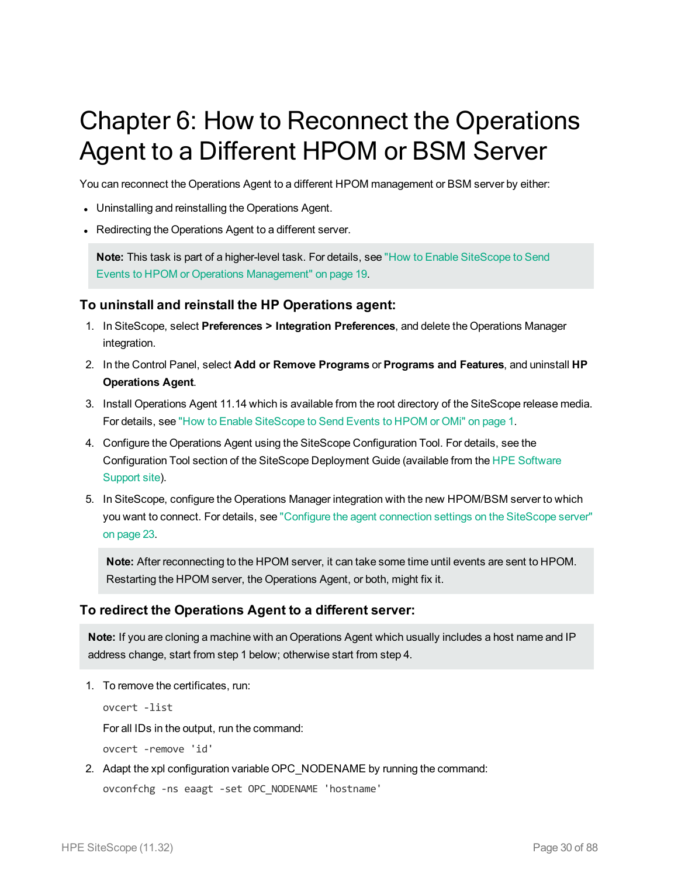# Chapter 6: How to Reconnect the Operations Agent to a Different HPOM or BSM Server

You can reconnect the Operations Agent to a different HPOM management or BSM server by either:

- Uninstalling and reinstalling the Operations Agent.
- Redirecting the Operations Agent to a different server.

> **Note:** This task is part of a higher-level task. For details, see "How to Enable SiteScope to Send Events to HPOM or Operations Management" on page 19.

### To uninstall and reinstall the HP Operations agent:

1. In SiteScope, select **Preferences > Integration Preferences**, and delete the Operations Manager integration.
2. In the Control Panel, select **Add or Remove Programs** or **Programs and Features**, and uninstall **HP Operations Agent**.
3. Install Operations Agent 11.14 which is available from the root directory of the SiteScope release media. For details, see "How to Enable SiteScope to Send Events to HPOM or OMi" on page 1.
4. Configure the Operations Agent using the SiteScope Configuration Tool. For details, see the Configuration Tool section of the SiteScope Deployment Guide (available from the HPE Software Support site).
5. In SiteScope, configure the Operations Manager integration with the new HPOM/BSM server to which you want to connect. For details, see "Configure the agent connection settings on the SiteScope server" on page 23.

   > **Note:** After reconnecting to the HPOM server, it can take some time until events are sent to HPOM. Restarting the HPOM server, the Operations Agent, or both, might fix it.

### To redirect the Operations Agent to a different server:

> **Note:** If you are cloning a machine with an Operations Agent which usually includes a host name and IP address change, start from step 1 below; otherwise start from step 4.

1. To remove the certificates, run:

   ```
   ovcert -list
   ```

   For all IDs in the output, run the command:

   ```
   ovcert -remove 'id'
   ```

2. Adapt the xpl configuration variable OPC_NODENAME by running the command:

   ```
   ovconfchg -ns eaagt -set OPC_NODENAME 'hostname'
   ```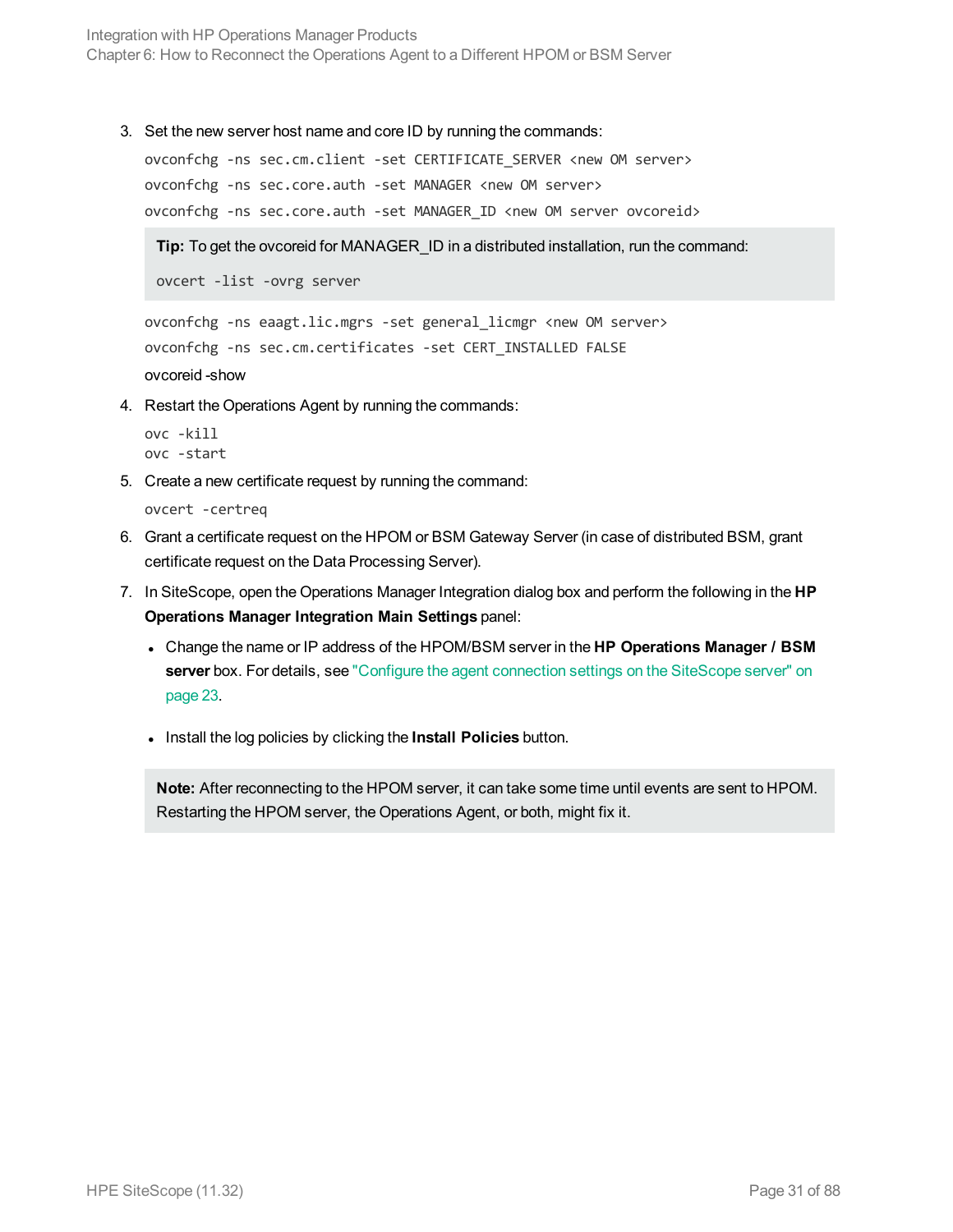3. Set the new server host name and core ID by running the commands:

   ```
   ovconfchg -ns sec.cm.client -set CERTIFICATE_SERVER <new OM server>
   ovconfchg -ns sec.core.auth -set MANAGER <new OM server>
   ovconfchg -ns sec.core.auth -set MANAGER_ID <new OM server ovcoreid>
   ```

   > **Tip:** To get the ovcoreid for MANAGER_ID in a distributed installation, run the command:
   >
   > `ovcert -list -ovrg server`

   ```
   ovconfchg -ns eaagt.lic.mgrs -set general_licmgr <new OM server>
   ovconfchg -ns sec.cm.certificates -set CERT_INSTALLED FALSE
   ```

   ovcoreid -show

4. Restart the Operations Agent by running the commands:

   ```
   ovc -kill
   ovc -start
   ```

5. Create a new certificate request by running the command:

   ```
   ovcert -certreq
   ```

6. Grant a certificate request on the HPOM or BSM Gateway Server (in case of distributed BSM, grant certificate request on the Data Processing Server).

7. In SiteScope, open the Operations Manager Integration dialog box and perform the following in the **HP Operations Manager Integration Main Settings** panel:

   - Change the name or IP address of the HPOM/BSM server in the **HP Operations Manager / BSM server** box. For details, see "Configure the agent connection settings on the SiteScope server" on page 23.
   - Install the log policies by clicking the **Install Policies** button.

   > **Note:** After reconnecting to the HPOM server, it can take some time until events are sent to HPOM. Restarting the HPOM server, the Operations Agent, or both, might fix it.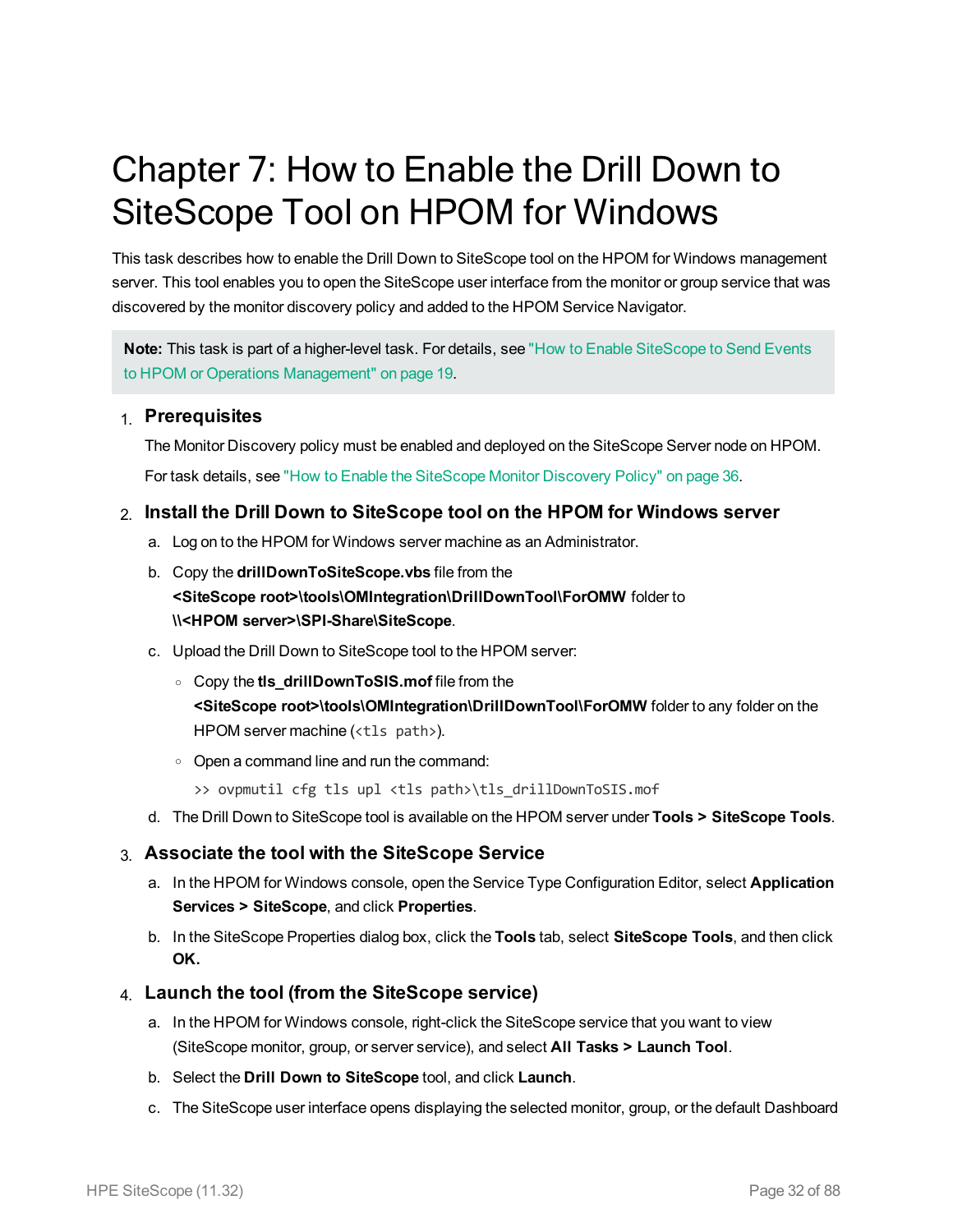# Chapter 7: How to Enable the Drill Down to SiteScope Tool on HPOM for Windows

This task describes how to enable the Drill Down to SiteScope tool on the HPOM for Windows management server. This tool enables you to open the SiteScope user interface from the monitor or group service that was discovered by the monitor discovery policy and added to the HPOM Service Navigator.

> **Note:** This task is part of a higher-level task. For details, see "How to Enable SiteScope to Send Events to HPOM or Operations Management" on page 19.

1. **Prerequisites**

   The Monitor Discovery policy must be enabled and deployed on the SiteScope Server node on HPOM.

   For task details, see "How to Enable the SiteScope Monitor Discovery Policy" on page 36.

2. **Install the Drill Down to SiteScope tool on the HPOM for Windows server**

   a. Log on to the HPOM for Windows server machine as an Administrator.

   b. Copy the **drillDownToSiteScope.vbs** file from the **<SiteScope root>\tools\OMIntegration\DrillDownTool\ForOMW** folder to **\\<HPOM server>\SPI-Share\SiteScope**.

   c. Upload the Drill Down to SiteScope tool to the HPOM server:

      - Copy the **tls_drillDownToSIS.mof** file from the **<SiteScope root>\tools\OMIntegration\DrillDownTool\ForOMW** folder to any folder on the HPOM server machine (`<tls path>`).
      - Open a command line and run the command:

        ```
        >> ovpmutil cfg tls upl <tls path>\tls_drillDownToSIS.mof
        ```

   d. The Drill Down to SiteScope tool is available on the HPOM server under **Tools > SiteScope Tools**.

3. **Associate the tool with the SiteScope Service**

   a. In the HPOM for Windows console, open the Service Type Configuration Editor, select **Application Services > SiteScope**, and click **Properties**.

   b. In the SiteScope Properties dialog box, click the **Tools** tab, select **SiteScope Tools**, and then click **OK.**

4. **Launch the tool (from the SiteScope service)**

   a. In the HPOM for Windows console, right-click the SiteScope service that you want to view (SiteScope monitor, group, or server service), and select **All Tasks > Launch Tool**.

   b. Select the **Drill Down to SiteScope** tool, and click **Launch**.

   c. The SiteScope user interface opens displaying the selected monitor, group, or the default Dashboard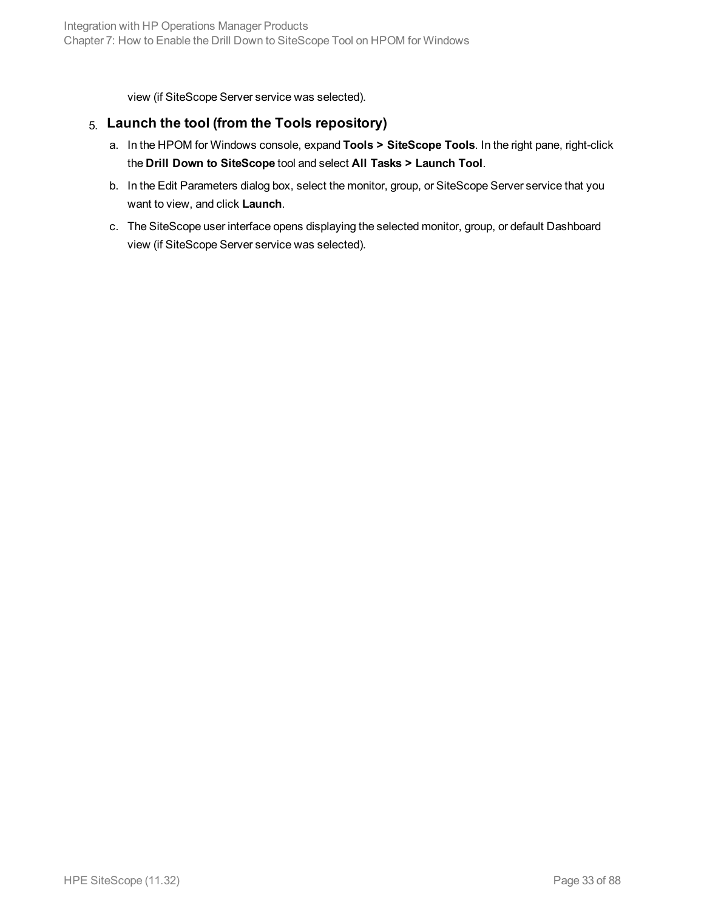view (if SiteScope Server service was selected).

5. **Launch the tool (from the Tools repository)**

   a. In the HPOM for Windows console, expand **Tools > SiteScope Tools**. In the right pane, right-click the **Drill Down to SiteScope** tool and select **All Tasks > Launch Tool**.

   b. In the Edit Parameters dialog box, select the monitor, group, or SiteScope Server service that you want to view, and click **Launch**.

   c. The SiteScope user interface opens displaying the selected monitor, group, or default Dashboard view (if SiteScope Server service was selected).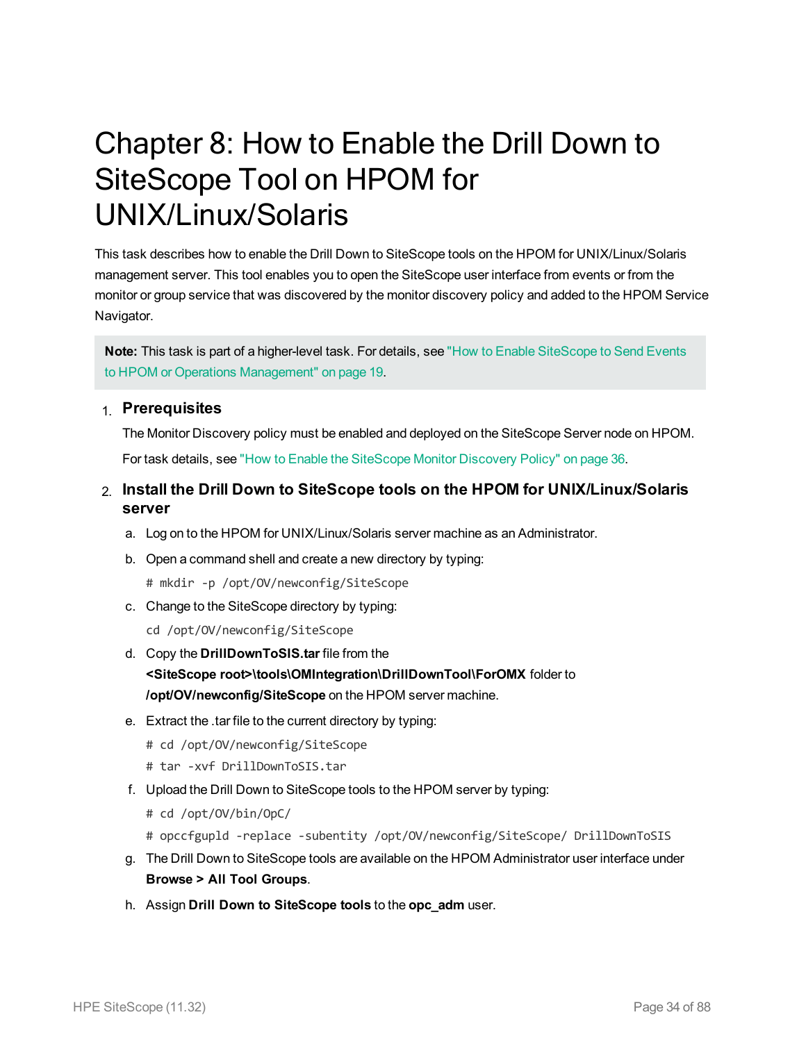# Chapter 8: How to Enable the Drill Down to SiteScope Tool on HPOM for UNIX/Linux/Solaris

This task describes how to enable the Drill Down to SiteScope tools on the HPOM for UNIX/Linux/Solaris management server. This tool enables you to open the SiteScope user interface from events or from the monitor or group service that was discovered by the monitor discovery policy and added to the HPOM Service Navigator.

> **Note:** This task is part of a higher-level task. For details, see "How to Enable SiteScope to Send Events to HPOM or Operations Management" on page 19.

1. **Prerequisites**

   The Monitor Discovery policy must be enabled and deployed on the SiteScope Server node on HPOM.

   For task details, see "How to Enable the SiteScope Monitor Discovery Policy" on page 36.

2. **Install the Drill Down to SiteScope tools on the HPOM for UNIX/Linux/Solaris server**

   a. Log on to the HPOM for UNIX/Linux/Solaris server machine as an Administrator.

   b. Open a command shell and create a new directory by typing:

   ```
   # mkdir -p /opt/OV/newconfig/SiteScope
   ```

   c. Change to the SiteScope directory by typing:

   ```
   cd /opt/OV/newconfig/SiteScope
   ```

   d. Copy the **DrillDownToSIS.tar** file from the **<SiteScope root>\tools\OMIntegration\DrillDownTool\ForOMX** folder to **/opt/OV/newconfig/SiteScope** on the HPOM server machine.

   e. Extract the .tar file to the current directory by typing:

   ```
   # cd /opt/OV/newconfig/SiteScope
   # tar -xvf DrillDownToSIS.tar
   ```

   f. Upload the Drill Down to SiteScope tools to the HPOM server by typing:

   ```
   # cd /opt/OV/bin/OpC/
   # opccfgupld -replace -subentity /opt/OV/newconfig/SiteScope/ DrillDownToSIS
   ```

   g. The Drill Down to SiteScope tools are available on the HPOM Administrator user interface under **Browse > All Tool Groups**.

   h. Assign **Drill Down to SiteScope tools** to the **opc_adm** user.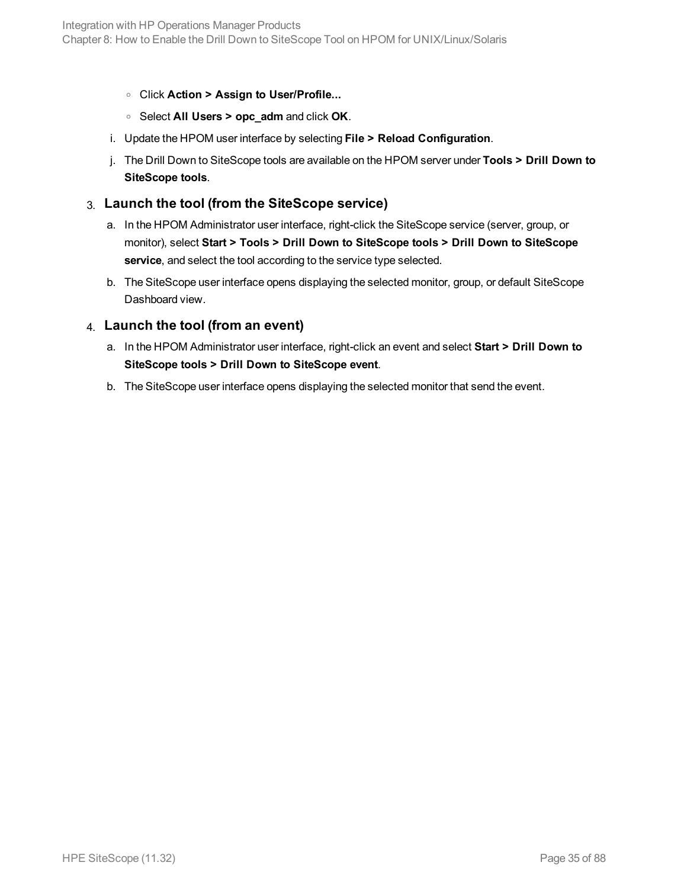- Click **Action > Assign to User/Profile...**
- Select **All Users > opc_adm** and click **OK**.

i. Update the HPOM user interface by selecting **File > Reload Configuration**.

j. The Drill Down to SiteScope tools are available on the HPOM server under **Tools > Drill Down to SiteScope tools**.

3. **Launch the tool (from the SiteScope service)**

   a. In the HPOM Administrator user interface, right-click the SiteScope service (server, group, or monitor), select **Start > Tools > Drill Down to SiteScope tools > Drill Down to SiteScope service**, and select the tool according to the service type selected.

   b. The SiteScope user interface opens displaying the selected monitor, group, or default SiteScope Dashboard view.

4. **Launch the tool (from an event)**

   a. In the HPOM Administrator user interface, right-click an event and select **Start > Drill Down to SiteScope tools > Drill Down to SiteScope event**.

   b. The SiteScope user interface opens displaying the selected monitor that send the event.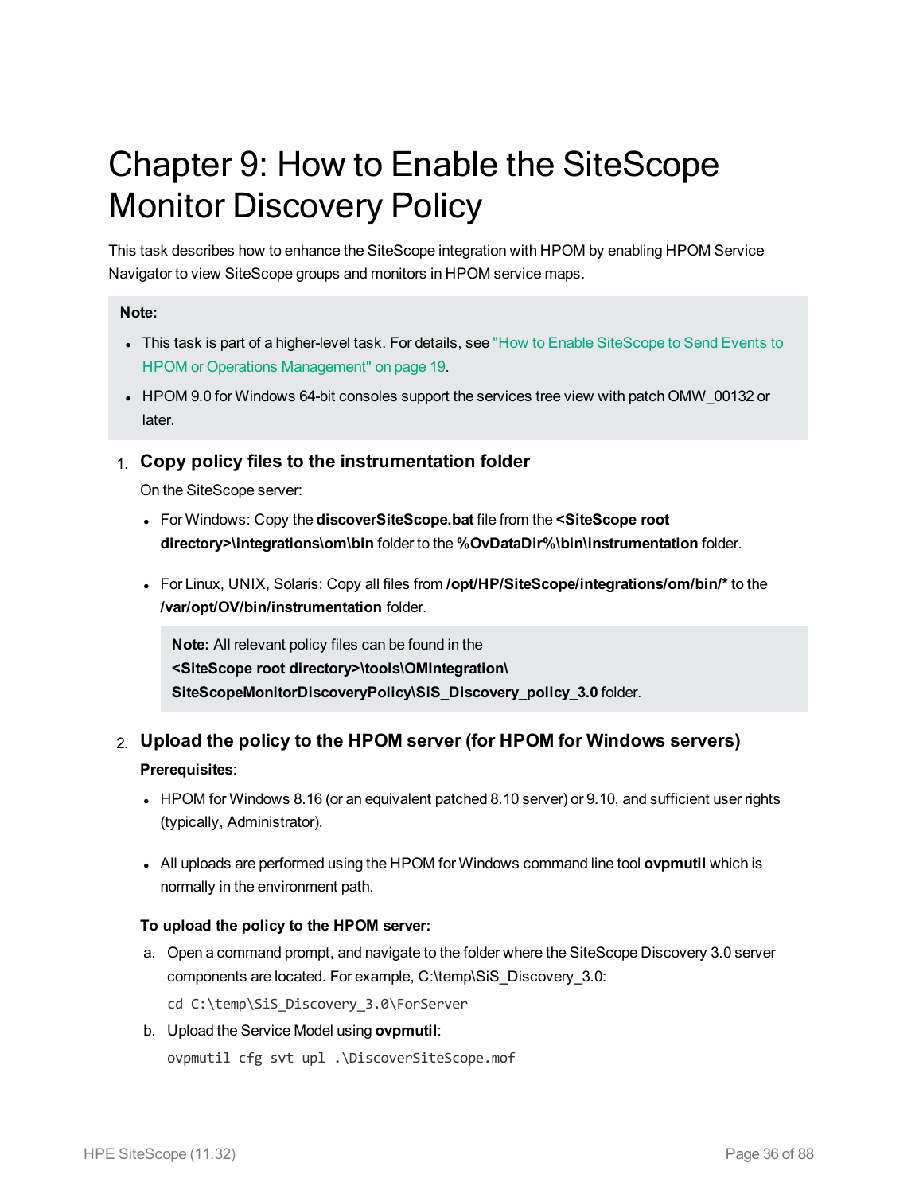# Chapter 9: How to Enable the SiteScope Monitor Discovery Policy

This task describes how to enhance the SiteScope integration with HPOM by enabling HPOM Service Navigator to view SiteScope groups and monitors in HPOM service maps.

> **Note:**
>
> - This task is part of a higher-level task. For details, see "How to Enable SiteScope to Send Events to HPOM or Operations Management" on page 19.
> - HPOM 9.0 for Windows 64-bit consoles support the services tree view with patch OMW_00132 or later.

1. **Copy policy files to the instrumentation folder**

   On the SiteScope server:

   - For Windows: Copy the **discoverSiteScope.bat** file from the **<SiteScope root directory>\integrations\om\bin** folder to the **%OvDataDir%\bin\instrumentation** folder.
   - For Linux, UNIX, Solaris: Copy all files from **/opt/HP/SiteScope/integrations/om/bin/*** to the **/var/opt/OV/bin/instrumentation** folder.

   > **Note:** All relevant policy files can be found in the **<SiteScope root directory>\tools\OMIntegration\SiteScopeMonitorDiscoveryPolicy\SiS_Discovery_policy_3.0** folder.

2. **Upload the policy to the HPOM server (for HPOM for Windows servers)**

   **Prerequisites**:

   - HPOM for Windows 8.16 (or an equivalent patched 8.10 server) or 9.10, and sufficient user rights (typically, Administrator).
   - All uploads are performed using the HPOM for Windows command line tool **ovpmutil** which is normally in the environment path.

   **To upload the policy to the HPOM server:**

   a. Open a command prompt, and navigate to the folder where the SiteScope Discovery 3.0 server components are located. For example, C:\temp\SiS_Discovery_3.0:

   ```
   cd C:\temp\SiS_Discovery_3.0\ForServer
   ```

   b. Upload the Service Model using **ovpmutil**:

   ```
   ovpmutil cfg svt upl .\DiscoverSiteScope.mof
   ```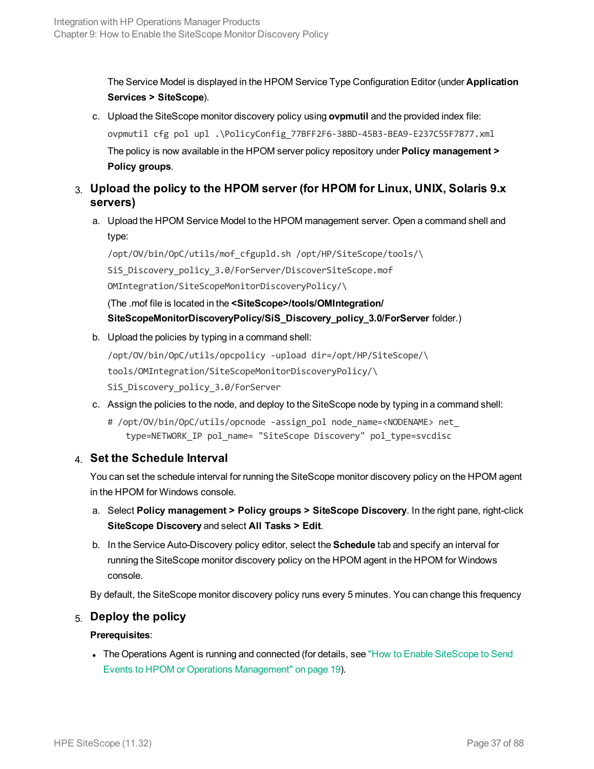The Service Model is displayed in the HPOM Service Type Configuration Editor (under **Application Services > SiteScope**).

c. Upload the SiteScope monitor discovery policy using **ovpmutil** and the provided index file:

```
ovpmutil cfg pol upl .\PolicyConfig_77BFF2F6-38BD-45B3-BEA9-E237C55F7877.xml
```

The policy is now available in the HPOM server policy repository under **Policy management > Policy groups**.

### 3. Upload the policy to the HPOM server (for HPOM for Linux, UNIX, Solaris 9.x servers)

a. Upload the HPOM Service Model to the HPOM management server. Open a command shell and type:

```
/opt/OV/bin/OpC/utils/mof_cfgupld.sh /opt/HP/SiteScope/tools/\
SiS_Discovery_policy_3.0/ForServer/DiscoverSiteScope.mof
OMIntegration/SiteScopeMonitorDiscoveryPolicy/\
```

(The .mof file is located in the **<SiteScope>/tools/OMIntegration/ SiteScopeMonitorDiscoveryPolicy/SiS_Discovery_policy_3.0/ForServer** folder.)

b. Upload the policies by typing in a command shell:

```
/opt/OV/bin/OpC/utils/opcpolicy -upload dir=/opt/HP/SiteScope/\
tools/OMIntegration/SiteScopeMonitorDiscoveryPolicy/\
SiS_Discovery_policy_3.0/ForServer
```

c. Assign the policies to the node, and deploy to the SiteScope node by typing in a command shell:

```
# /opt/OV/bin/OpC/utils/opcnode -assign_pol node_name=<NODENAME> net_
    type=NETWORK_IP pol_name= "SiteScope Discovery" pol_type=svcdisc
```

### 4. Set the Schedule Interval

You can set the schedule interval for running the SiteScope monitor discovery policy on the HPOM agent in the HPOM for Windows console.

a. Select **Policy management > Policy groups > SiteScope Discovery**. In the right pane, right-click **SiteScope Discovery** and select **All Tasks > Edit**.

b. In the Service Auto-Discovery policy editor, select the **Schedule** tab and specify an interval for running the SiteScope monitor discovery policy on the HPOM agent in the HPOM for Windows console.

By default, the SiteScope monitor discovery policy runs every 5 minutes. You can change this frequency

### 5. Deploy the policy

**Prerequisites**:

- The Operations Agent is running and connected (for details, see "How to Enable SiteScope to Send Events to HPOM or Operations Management" on page 19).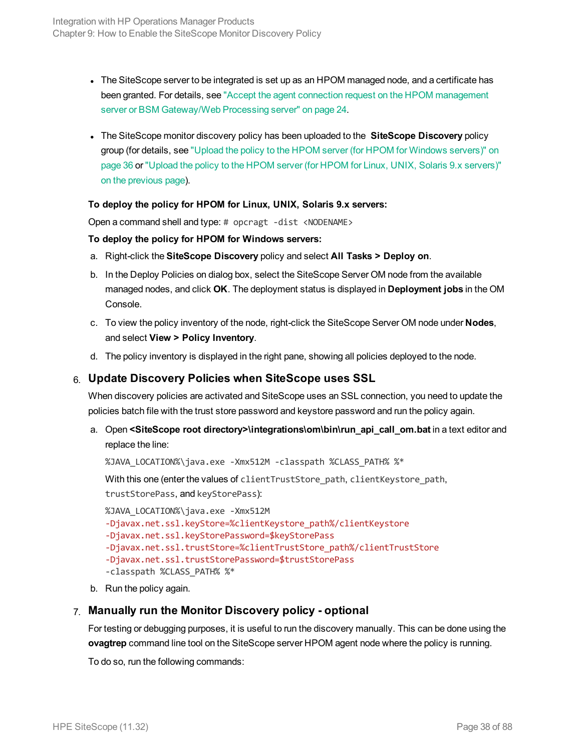- The SiteScope server to be integrated is set up as an HPOM managed node, and a certificate has been granted. For details, see "Accept the agent connection request on the HPOM management server or BSM Gateway/Web Processing server" on page 24.

- The SiteScope monitor discovery policy has been uploaded to the **SiteScope Discovery** policy group (for details, see "Upload the policy to the HPOM server (for HPOM for Windows servers)" on page 36 or "Upload the policy to the HPOM server (for HPOM for Linux, UNIX, Solaris 9.x servers)" on the previous page).

**To deploy the policy for HPOM for Linux, UNIX, Solaris 9.x servers:**

Open a command shell and type: `# opcragt -dist <NODENAME>`

**To deploy the policy for HPOM for Windows servers:**

a. Right-click the **SiteScope Discovery** policy and select **All Tasks > Deploy on**.

b. In the Deploy Policies on dialog box, select the SiteScope Server OM node from the available managed nodes, and click **OK**. The deployment status is displayed in **Deployment jobs** in the OM Console.

c. To view the policy inventory of the node, right-click the SiteScope Server OM node under **Nodes**, and select **View > Policy Inventory**.

d. The policy inventory is displayed in the right pane, showing all policies deployed to the node.

## 6. Update Discovery Policies when SiteScope uses SSL

When discovery policies are activated and SiteScope uses an SSL connection, you need to update the policies batch file with the trust store password and keystore password and run the policy again.

a. Open **<SiteScope root directory>\integrations\om\bin\run_api_call_om.bat** in a text editor and replace the line:

```
%JAVA_LOCATION%\java.exe -Xmx512M -classpath %CLASS_PATH% %*
```

With this one (enter the values of `clientTrustStore_path`, `clientKeystore_path`, `trustStorePass`, and `keyStorePass`):

```
%JAVA_LOCATION%\java.exe -Xmx512M
-Djavax.net.ssl.keyStore=%clientKeystore_path%/clientKeystore
-Djavax.net.ssl.keyStorePassword=$keyStorePass
-Djavax.net.ssl.trustStore=%clientTrustStore_path%/clientTrustStore
-Djavax.net.ssl.trustStorePassword=$trustStorePass
-classpath %CLASS_PATH% %*
```

b. Run the policy again.

## 7. Manually run the Monitor Discovery policy - optional

For testing or debugging purposes, it is useful to run the discovery manually. This can be done using the **ovagtrep** command line tool on the SiteScope server HPOM agent node where the policy is running.

To do so, run the following commands: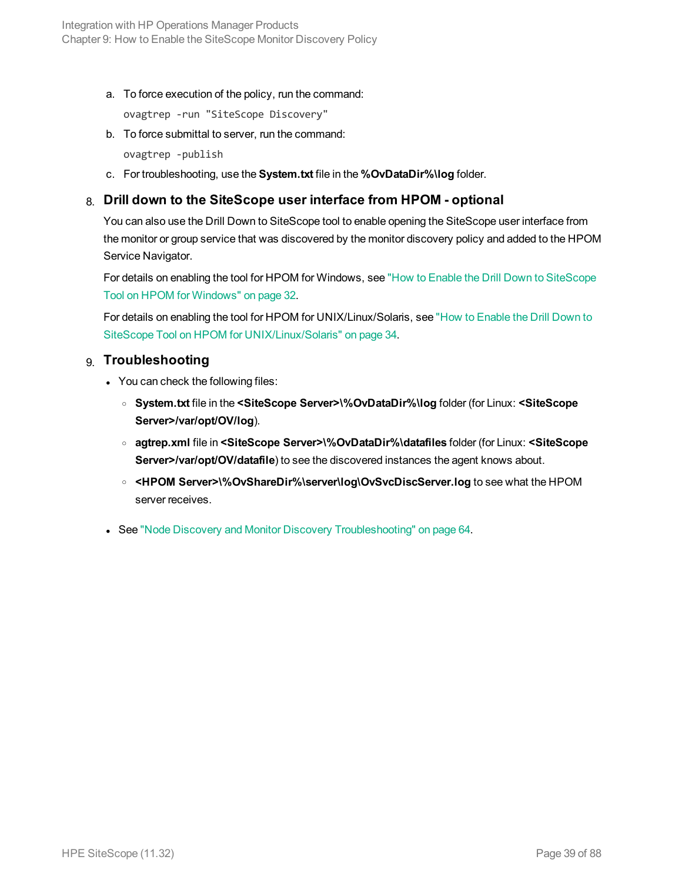a. To force execution of the policy, run the command:

   ```
   ovagtrep -run "SiteScope Discovery"
   ```

b. To force submittal to server, run the command:

   ```
   ovagtrep -publish
   ```

c. For troubleshooting, use the **System.txt** file in the **%OvDataDir%\log** folder.

8. **Drill down to the SiteScope user interface from HPOM - optional**

   You can also use the Drill Down to SiteScope tool to enable opening the SiteScope user interface from the monitor or group service that was discovered by the monitor discovery policy and added to the HPOM Service Navigator.

   For details on enabling the tool for HPOM for Windows, see "How to Enable the Drill Down to SiteScope Tool on HPOM for Windows" on page 32.

   For details on enabling the tool for HPOM for UNIX/Linux/Solaris, see "How to Enable the Drill Down to SiteScope Tool on HPOM for UNIX/Linux/Solaris" on page 34.

9. **Troubleshooting**

   - You can check the following files:
     - **System.txt** file in the **<SiteScope Server>\%OvDataDir%\log** folder (for Linux: **<SiteScope Server>/var/opt/OV/log**).
     - **agtrep.xml** file in **<SiteScope Server>\%OvDataDir%\datafiles** folder (for Linux: **<SiteScope Server>/var/opt/OV/datafile**) to see the discovered instances the agent knows about.
     - **<HPOM Server>\%OvShareDir%\server\log\OvSvcDiscServer.log** to see what the HPOM server receives.
   - See "Node Discovery and Monitor Discovery Troubleshooting" on page 64.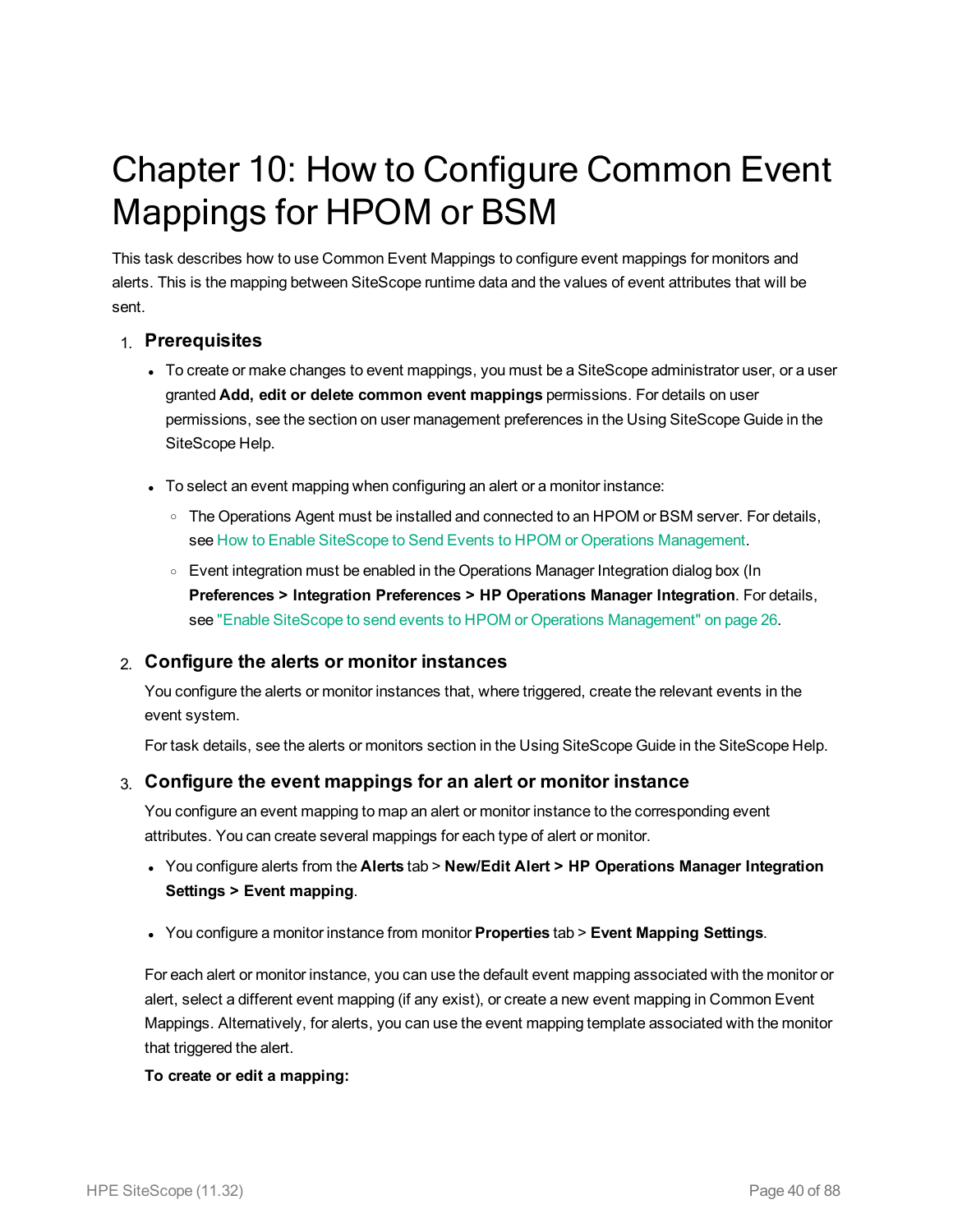# Chapter 10: How to Configure Common Event Mappings for HPOM or BSM

This task describes how to use Common Event Mappings to configure event mappings for monitors and alerts. This is the mapping between SiteScope runtime data and the values of event attributes that will be sent.

1. **Prerequisites**

   - To create or make changes to event mappings, you must be a SiteScope administrator user, or a user granted **Add, edit or delete common event mappings** permissions. For details on user permissions, see the section on user management preferences in the Using SiteScope Guide in the SiteScope Help.
   - To select an event mapping when configuring an alert or a monitor instance:
     - The Operations Agent must be installed and connected to an HPOM or BSM server. For details, see How to Enable SiteScope to Send Events to HPOM or Operations Management.
     - Event integration must be enabled in the Operations Manager Integration dialog box (In **Preferences > Integration Preferences > HP Operations Manager Integration**. For details, see "Enable SiteScope to send events to HPOM or Operations Management" on page 26.

2. **Configure the alerts or monitor instances**

   You configure the alerts or monitor instances that, where triggered, create the relevant events in the event system.

   For task details, see the alerts or monitors section in the Using SiteScope Guide in the SiteScope Help.

3. **Configure the event mappings for an alert or monitor instance**

   You configure an event mapping to map an alert or monitor instance to the corresponding event attributes. You can create several mappings for each type of alert or monitor.

   - You configure alerts from the **Alerts** tab > **New/Edit Alert > HP Operations Manager Integration Settings > Event mapping**.
   - You configure a monitor instance from monitor **Properties** tab > **Event Mapping Settings**.

   For each alert or monitor instance, you can use the default event mapping associated with the monitor or alert, select a different event mapping (if any exist), or create a new event mapping in Common Event Mappings. Alternatively, for alerts, you can use the event mapping template associated with the monitor that triggered the alert.

   **To create or edit a mapping:**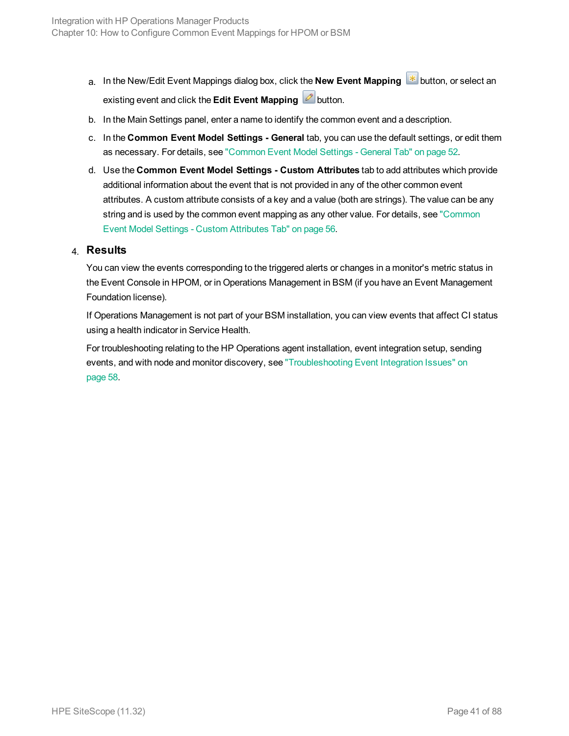a. In the New/Edit Event Mappings dialog box, click the **New Event Mapping** button, or select an existing event and click the **Edit Event Mapping** button.

b. In the Main Settings panel, enter a name to identify the common event and a description.

c. In the **Common Event Model Settings - General** tab, you can use the default settings, or edit them as necessary. For details, see "Common Event Model Settings - General Tab" on page 52.

d. Use the **Common Event Model Settings - Custom Attributes** tab to add attributes which provide additional information about the event that is not provided in any of the other common event attributes. A custom attribute consists of a key and a value (both are strings). The value can be any string and is used by the common event mapping as any other value. For details, see "Common Event Model Settings - Custom Attributes Tab" on page 56.

4. **Results**

You can view the events corresponding to the triggered alerts or changes in a monitor's metric status in the Event Console in HPOM, or in Operations Management in BSM (if you have an Event Management Foundation license).

If Operations Management is not part of your BSM installation, you can view events that affect CI status using a health indicator in Service Health.

For troubleshooting relating to the HP Operations agent installation, event integration setup, sending events, and with node and monitor discovery, see "Troubleshooting Event Integration Issues" on page 58.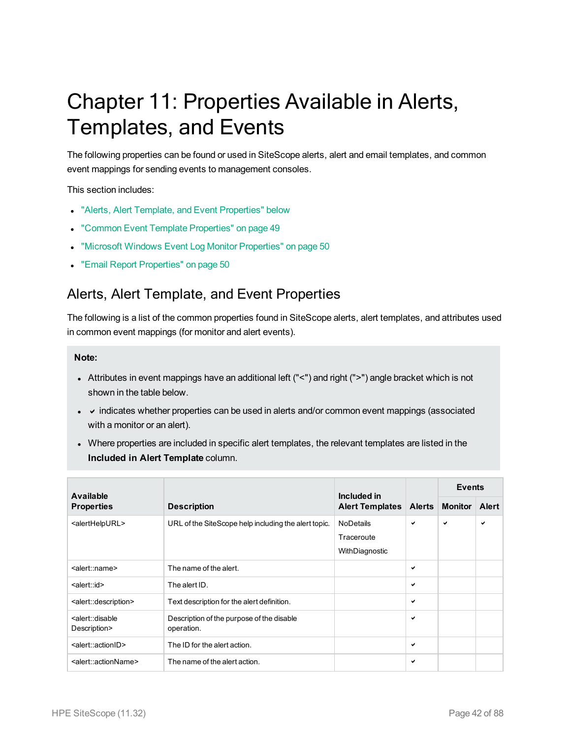# Chapter 11: Properties Available in Alerts, Templates, and Events

The following properties can be found or used in SiteScope alerts, alert and email templates, and common event mappings for sending events to management consoles.

This section includes:

- "Alerts, Alert Template, and Event Properties" below
- "Common Event Template Properties" on page 49
- "Microsoft Windows Event Log Monitor Properties" on page 50
- "Email Report Properties" on page 50

## Alerts, Alert Template, and Event Properties

The following is a list of the common properties found in SiteScope alerts, alert templates, and attributes used in common event mappings (for monitor and alert events).

> **Note:**
>
> - Attributes in event mappings have an additional left ("<") and right (">") angle bracket which is not shown in the table below.
> - ✔ indicates whether properties can be used in alerts and/or common event mappings (associated with a monitor or an alert).
> - Where properties are included in specific alert templates, the relevant templates are listed in the **Included in Alert Template** column.

| Available Properties | Description | Included in Alert Templates | Alerts | Events | |
|---|---|---|---|---|---|
| | | | | Monitor | Alert |
| <alertHelpURL> | URL of the SiteScope help including the alert topic. | NoDetails<br>Traceroute<br>WithDiagnostic | ✔ | ✔ | ✔ |
| <alert::name> | The name of the alert. | | ✔ | | |
| <alert::id> | The alert ID. | | ✔ | | |
| <alert::description> | Text description for the alert definition. | | ✔ | | |
| <alert::disable Description> | Description of the purpose of the disable operation. | | ✔ | | |
| <alert::actionID> | The ID for the alert action. | | ✔ | | |
| <alert::actionName> | The name of the alert action. | | ✔ | | |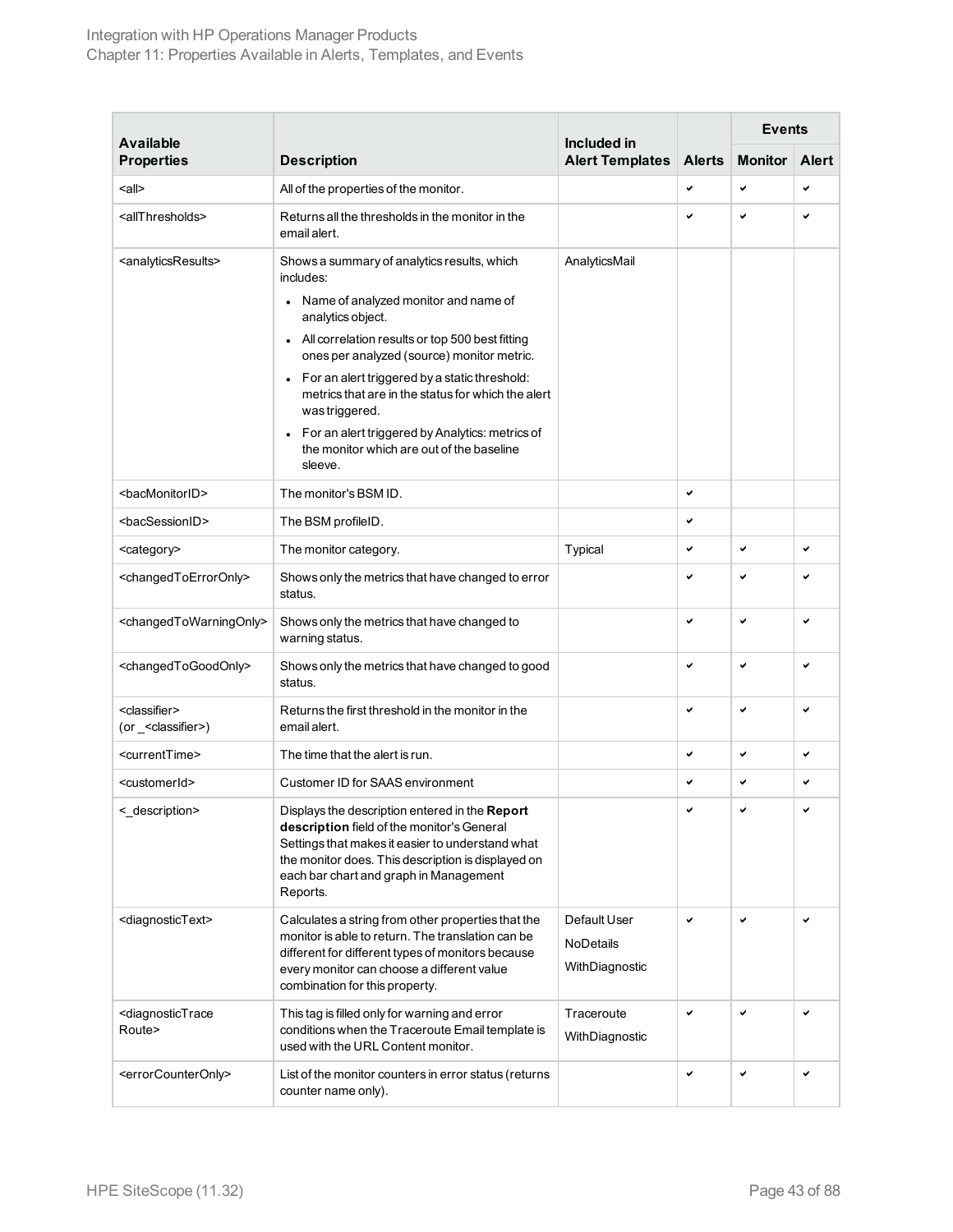| Available Properties | Description | Included in Alert Templates | Alerts | Events | |
|---|---|---|---|---|---|
| | | | | Monitor | Alert |
| <all> | All of the properties of the monitor. | | ✔ | ✔ | ✔ |
| <allThresholds> | Returns all the thresholds in the monitor in the email alert. | | ✔ | ✔ | ✔ |
| <analyticsResults> | Shows a summary of analytics results, which includes: <br>• Name of analyzed monitor and name of analytics object. <br>• All correlation results or top 500 best fitting ones per analyzed (source) monitor metric. <br>• For an alert triggered by a static threshold: metrics that are in the status for which the alert was triggered. <br>• For an alert triggered by Analytics: metrics of the monitor which are out of the baseline sleeve. | AnalyticsMail | | | |
| <bacMonitorID> | The monitor's BSM ID. | | ✔ | | |
| <bacSessionID> | The BSM profileID. | | ✔ | | |
| <category> | The monitor category. | Typical | ✔ | ✔ | ✔ |
| <changedToErrorOnly> | Shows only the metrics that have changed to error status. | | ✔ | ✔ | ✔ |
| <changedToWarningOnly> | Shows only the metrics that have changed to warning status. | | ✔ | ✔ | ✔ |
| <changedToGoodOnly> | Shows only the metrics that have changed to good status. | | ✔ | ✔ | ✔ |
| <classifier> (or _<classifier>) | Returns the first threshold in the monitor in the email alert. | | ✔ | ✔ | ✔ |
| <currentTime> | The time that the alert is run. | | ✔ | ✔ | ✔ |
| <customerId> | Customer ID for SAAS environment | | ✔ | ✔ | ✔ |
| <_description> | Displays the description entered in the **Report description** field of the monitor's General Settings that makes it easier to understand what the monitor does. This description is displayed on each bar chart and graph in Management Reports. | | ✔ | ✔ | ✔ |
| <diagnosticText> | Calculates a string from other properties that the monitor is able to return. The translation can be different for different types of monitors because every monitor can choose a different value combination for this property. | Default User <br>NoDetails <br>WithDiagnostic | ✔ | ✔ | ✔ |
| <diagnosticTrace Route> | This tag is filled only for warning and error conditions when the Traceroute Email template is used with the URL Content monitor. | Traceroute <br>WithDiagnostic | ✔ | ✔ | ✔ |
| <errorCounterOnly> | List of the monitor counters in error status (returns counter name only). | | ✔ | ✔ | ✔ |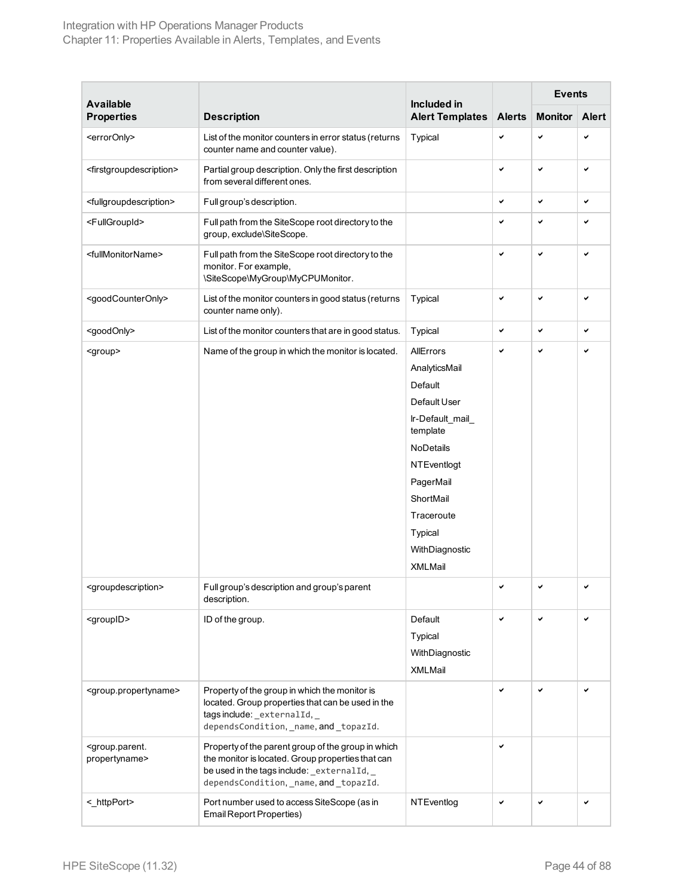| Available Properties | Description | Included in Alert Templates | Alerts | Events | |
|---|---|---|---|---|---|
| | | | | Monitor | Alert |
| <errorOnly> | List of the monitor counters in error status (returns counter name and counter value). | Typical | ✔ | ✔ | ✔ |
| <firstgroupdescription> | Partial group description. Only the first description from several different ones. | | ✔ | ✔ | ✔ |
| <fullgroupdescription> | Full group's description. | | ✔ | ✔ | ✔ |
| <FullGroupId> | Full path from the SiteScope root directory to the group, exclude\SiteScope. | | ✔ | ✔ | ✔ |
| <fullMonitorName> | Full path from the SiteScope root directory to the monitor. For example, \SiteScope\MyGroup\MyCPUMonitor. | | ✔ | ✔ | ✔ |
| <goodCounterOnly> | List of the monitor counters in good status (returns counter name only). | Typical | ✔ | ✔ | ✔ |
| <goodOnly> | List of the monitor counters that are in good status. | Typical | ✔ | ✔ | ✔ |
| <group> | Name of the group in which the monitor is located. | AllErrors<br>AnalyticsMail<br>Default<br>Default User<br>lr-Default_mail_template<br>NoDetails<br>NTEventlogt<br>PagerMail<br>ShortMail<br>Traceroute<br>Typical<br>WithDiagnostic<br>XMLMail | ✔ | ✔ | ✔ |
| <groupdescription> | Full group's description and group's parent description. | | ✔ | ✔ | ✔ |
| <groupID> | ID of the group. | Default<br>Typical<br>WithDiagnostic<br>XMLMail | ✔ | ✔ | ✔ |
| <group.propertyname> | Property of the group in which the monitor is located. Group properties that can be used in the tags include: `_externalId`, `_dependsCondition`, `_name`, and `_topazId`. | | ✔ | ✔ | ✔ |
| <group.parent.propertyname> | Property of the parent group of the group in which the monitor is located. Group properties that can be used in the tags include: `_externalId`, `_dependsCondition`, `_name`, and `_topazId`. | | ✔ | | |
| <_httpPort> | Port number used to access SiteScope (as in Email Report Properties) | NTEventlog | ✔ | ✔ | ✔ |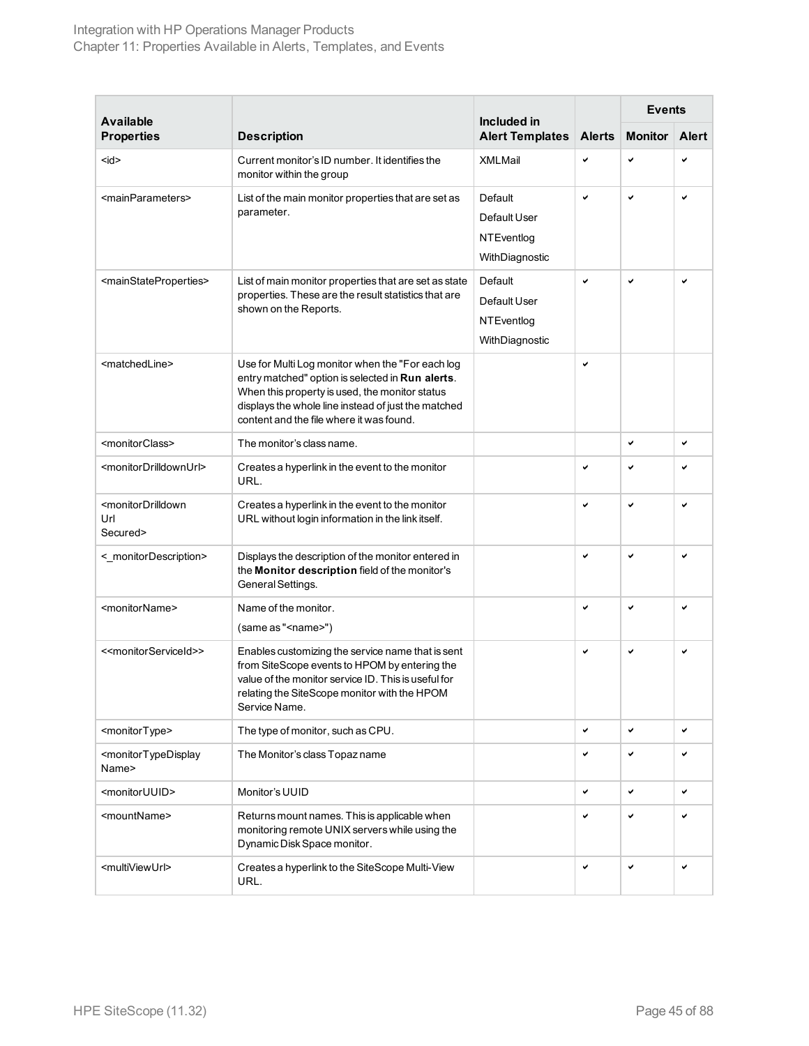| Available Properties | Description | Included in Alert Templates | Alerts | Events | |
|---|---|---|---|---|---|
| | | | | Monitor | Alert |
| <id> | Current monitor's ID number. It identifies the monitor within the group | XMLMail | ✔ | ✔ | ✔ |
| <mainParameters> | List of the main monitor properties that are set as parameter. | Default<br>Default User<br>NTEventlog<br>WithDiagnostic | ✔ | ✔ | ✔ |
| <mainStateProperties> | List of main monitor properties that are set as state properties. These are the result statistics that are shown on the Reports. | Default<br>Default User<br>NTEventlog<br>WithDiagnostic | ✔ | ✔ | ✔ |
| <matchedLine> | Use for Multi Log monitor when the "For each log entry matched" option is selected in **Run alerts**. When this property is used, the monitor status displays the whole line instead of just the matched content and the file where it was found. | | ✔ | | |
| <monitorClass> | The monitor's class name. | | | ✔ | ✔ |
| <monitorDrilldownUrl> | Creates a hyperlink in the event to the monitor URL. | | ✔ | ✔ | ✔ |
| <monitorDrilldown Url Secured> | Creates a hyperlink in the event to the monitor URL without login information in the link itself. | | ✔ | ✔ | ✔ |
| <_monitorDescription> | Displays the description of the monitor entered in the **Monitor description** field of the monitor's General Settings. | | ✔ | ✔ | ✔ |
| <monitorName> | Name of the monitor.<br>(same as "<name>") | | ✔ | ✔ | ✔ |
| <<monitorServiceId>> | Enables customizing the service name that is sent from SiteScope events to HPOM by entering the value of the monitor service ID. This is useful for relating the SiteScope monitor with the HPOM Service Name. | | ✔ | ✔ | ✔ |
| <monitorType> | The type of monitor, such as CPU. | | ✔ | ✔ | ✔ |
| <monitorTypeDisplay Name> | The Monitor's class Topaz name | | ✔ | ✔ | ✔ |
| <monitorUUID> | Monitor's UUID | | ✔ | ✔ | ✔ |
| <mountName> | Returns mount names. This is applicable when monitoring remote UNIX servers while using the Dynamic Disk Space monitor. | | ✔ | ✔ | ✔ |
| <multiViewUrl> | Creates a hyperlink to the SiteScope Multi-View URL. | | ✔ | ✔ | ✔ |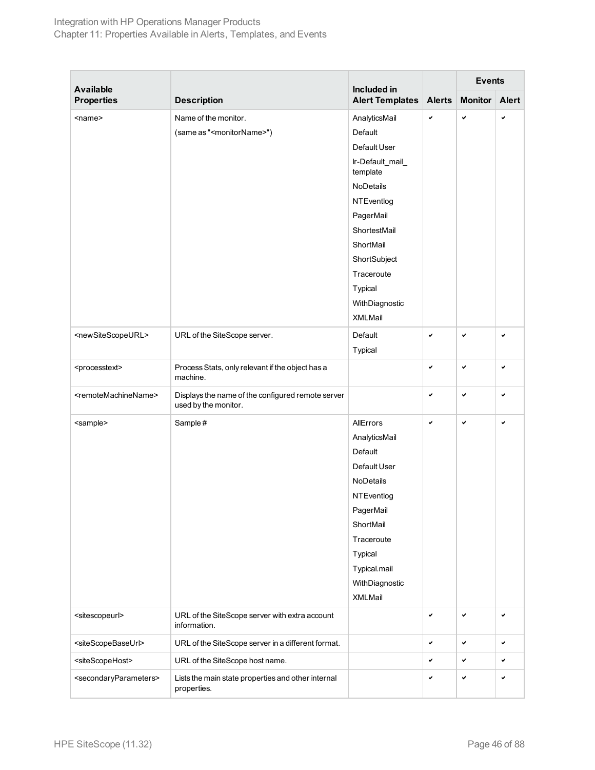| Available Properties | Description | Included in Alert Templates | Alerts | Events | |
|---|---|---|---|---|---|
| | | | | Monitor | Alert |
| <name> | Name of the monitor.<br>(same as "<monitorName>") | AnalyticsMail<br>Default<br>Default User<br>lr-Default_mail_template<br>NoDetails<br>NTEventlog<br>PagerMail<br>ShortestMail<br>ShortMail<br>ShortSubject<br>Traceroute<br>Typical<br>WithDiagnostic<br>XMLMail | ✔ | ✔ | ✔ |
| <newSiteScopeURL> | URL of the SiteScope server. | Default<br>Typical | ✔ | ✔ | ✔ |
| <processtext> | Process Stats, only relevant if the object has a machine. | | ✔ | ✔ | ✔ |
| <remoteMachineName> | Displays the name of the configured remote server used by the monitor. | | ✔ | ✔ | ✔ |
| <sample> | Sample # | AllErrors<br>AnalyticsMail<br>Default<br>Default User<br>NoDetails<br>NTEventlog<br>PagerMail<br>ShortMail<br>Traceroute<br>Typical<br>Typical.mail<br>WithDiagnostic<br>XMLMail | ✔ | ✔ | ✔ |
| <sitescopeurl> | URL of the SiteScope server with extra account information. | | ✔ | ✔ | ✔ |
| <siteScopeBaseUrl> | URL of the SiteScope server in a different format. | | ✔ | ✔ | ✔ |
| <siteScopeHost> | URL of the SiteScope host name. | | ✔ | ✔ | ✔ |
| <secondaryParameters> | Lists the main state properties and other internal properties. | | ✔ | ✔ | ✔ |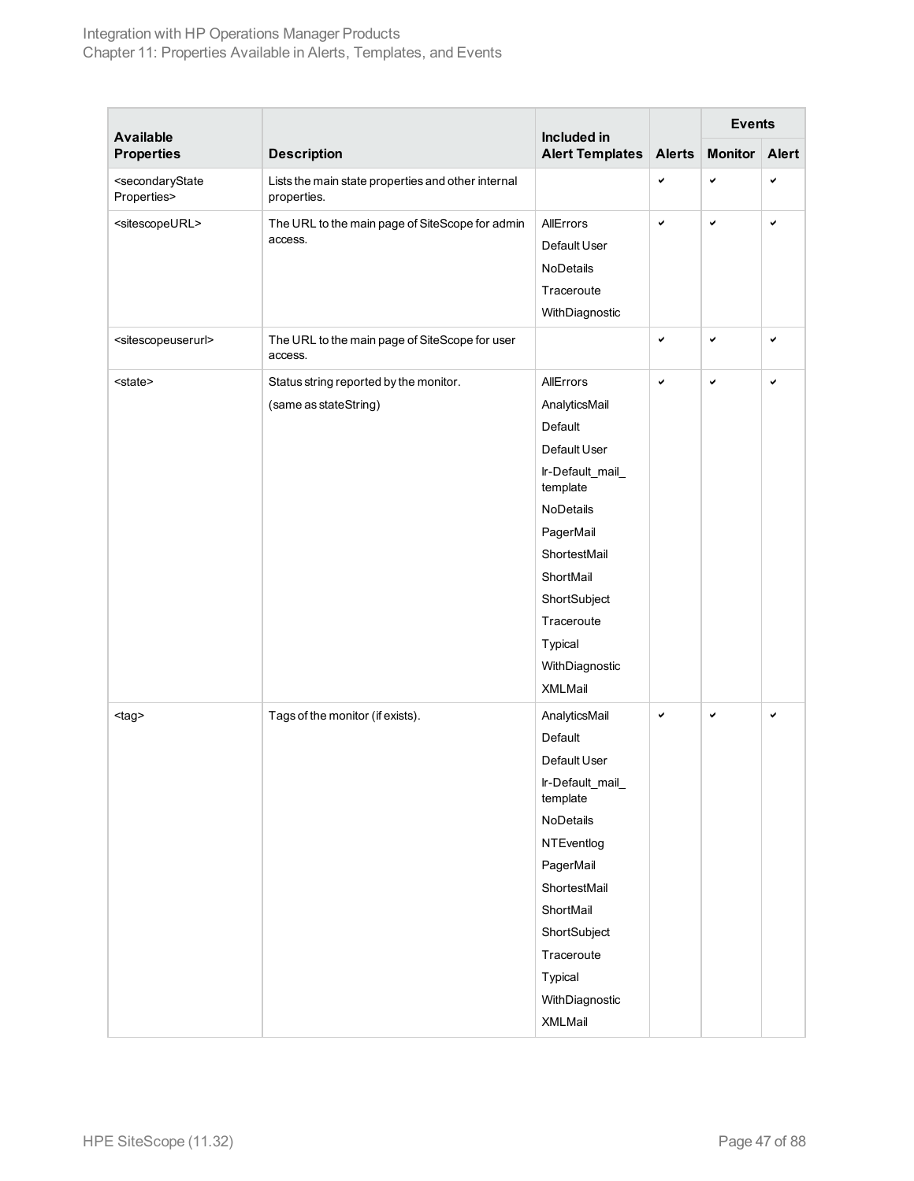| Available Properties | Description | Included in Alert Templates | Alerts | Events | |
|---|---|---|---|---|---|
| | | | | Monitor | Alert |
| <secondaryState Properties> | Lists the main state properties and other internal properties. | | ✔ | ✔ | ✔ |
| <sitescopeURL> | The URL to the main page of SiteScope for admin access. | AllErrors<br>Default User<br>NoDetails<br>Traceroute<br>WithDiagnostic | ✔ | ✔ | ✔ |
| <sitescopeuserurl> | The URL to the main page of SiteScope for user access. | | ✔ | ✔ | ✔ |
| <state> | Status string reported by the monitor.<br>(same as stateString) | AllErrors<br>AnalyticsMail<br>Default<br>Default User<br>lr-Default_mail_template<br>NoDetails<br>PagerMail<br>ShortestMail<br>ShortMail<br>ShortSubject<br>Traceroute<br>Typical<br>WithDiagnostic<br>XMLMail | ✔ | ✔ | ✔ |
| <tag> | Tags of the monitor (if exists). | AnalyticsMail<br>Default<br>Default User<br>lr-Default_mail_template<br>NoDetails<br>NTEventlog<br>PagerMail<br>ShortestMail<br>ShortMail<br>ShortSubject<br>Traceroute<br>Typical<br>WithDiagnostic<br>XMLMail | ✔ | ✔ | ✔ |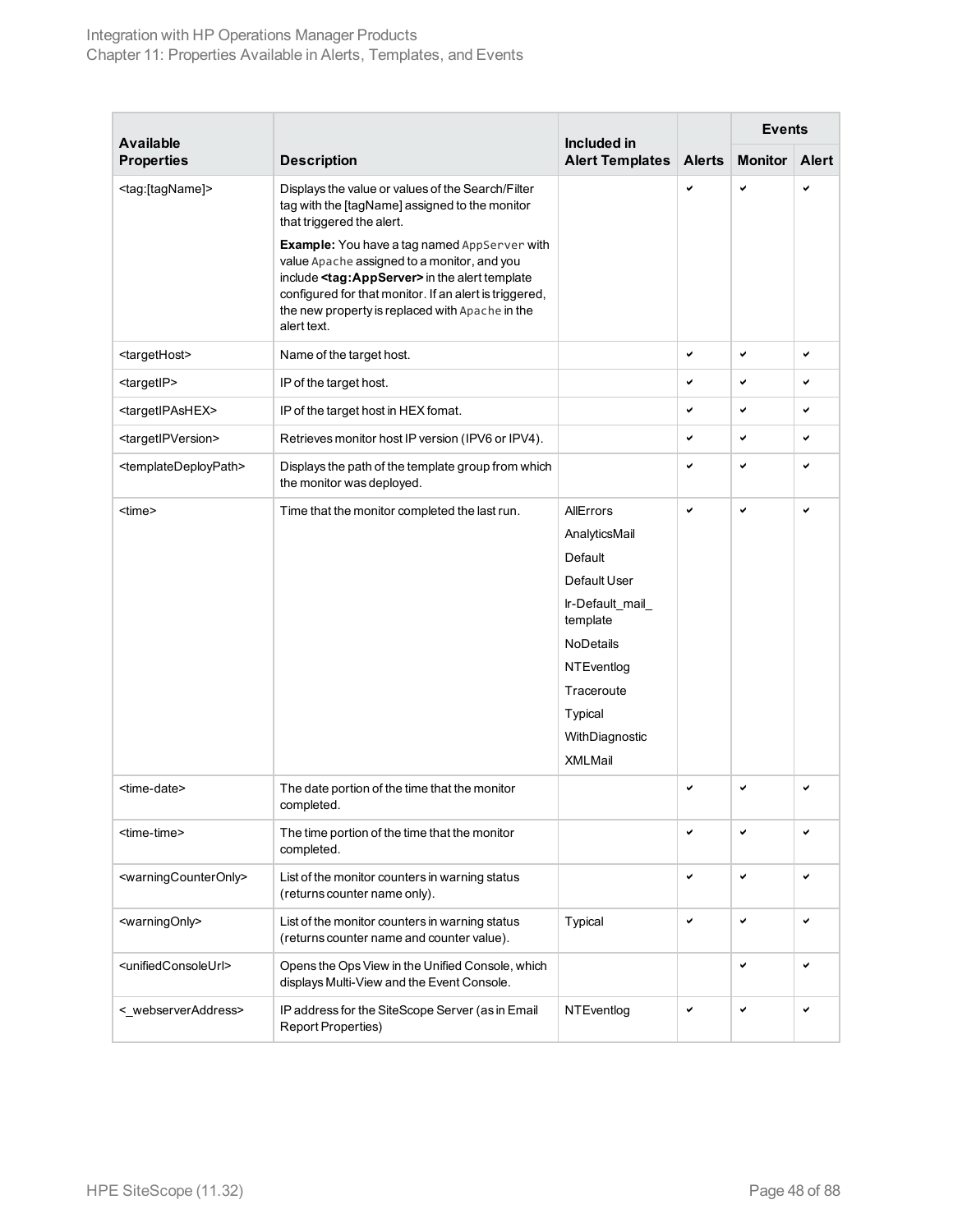| Available Properties | Description | Included in Alert Templates | Alerts | Events | |
|---|---|---|---|---|---|
| | | | | Monitor | Alert |
| <tag:[tagName]> | Displays the value or values of the Search/Filter tag with the [tagName] assigned to the monitor that triggered the alert.<br><br>**Example:** You have a tag named `AppServer` with value `Apache` assigned to a monitor, and you include **<tag:AppServer>** in the alert template configured for that monitor. If an alert is triggered, the new property is replaced with `Apache` in the alert text. | | ✔ | ✔ | ✔ |
| <targetHost> | Name of the target host. | | ✔ | ✔ | ✔ |
| <targetIP> | IP of the target host. | | ✔ | ✔ | ✔ |
| <targetIPAsHEX> | IP of the target host in HEX fomat. | | ✔ | ✔ | ✔ |
| <targetIPVersion> | Retrieves monitor host IP version (IPV6 or IPV4). | | ✔ | ✔ | ✔ |
| <templateDeployPath> | Displays the path of the template group from which the monitor was deployed. | | ✔ | ✔ | ✔ |
| <time> | Time that the monitor completed the last run. | AllErrors<br>AnalyticsMail<br>Default<br>Default User<br>lr-Default_mail_ template<br>NoDetails<br>NTEventlog<br>Traceroute<br>Typical<br>WithDiagnostic<br>XMLMail | ✔ | ✔ | ✔ |
| <time-date> | The date portion of the time that the monitor completed. | | ✔ | ✔ | ✔ |
| <time-time> | The time portion of the time that the monitor completed. | | ✔ | ✔ | ✔ |
| <warningCounterOnly> | List of the monitor counters in warning status (returns counter name only). | | ✔ | ✔ | ✔ |
| <warningOnly> | List of the monitor counters in warning status (returns counter name and counter value). | Typical | ✔ | ✔ | ✔ |
| <unifiedConsoleUrl> | Opens the Ops View in the Unified Console, which displays Multi-View and the Event Console. | | | ✔ | ✔ |
| <_webserverAddress> | IP address for the SiteScope Server (as in Email Report Properties) | NTEventlog | ✔ | ✔ | ✔ |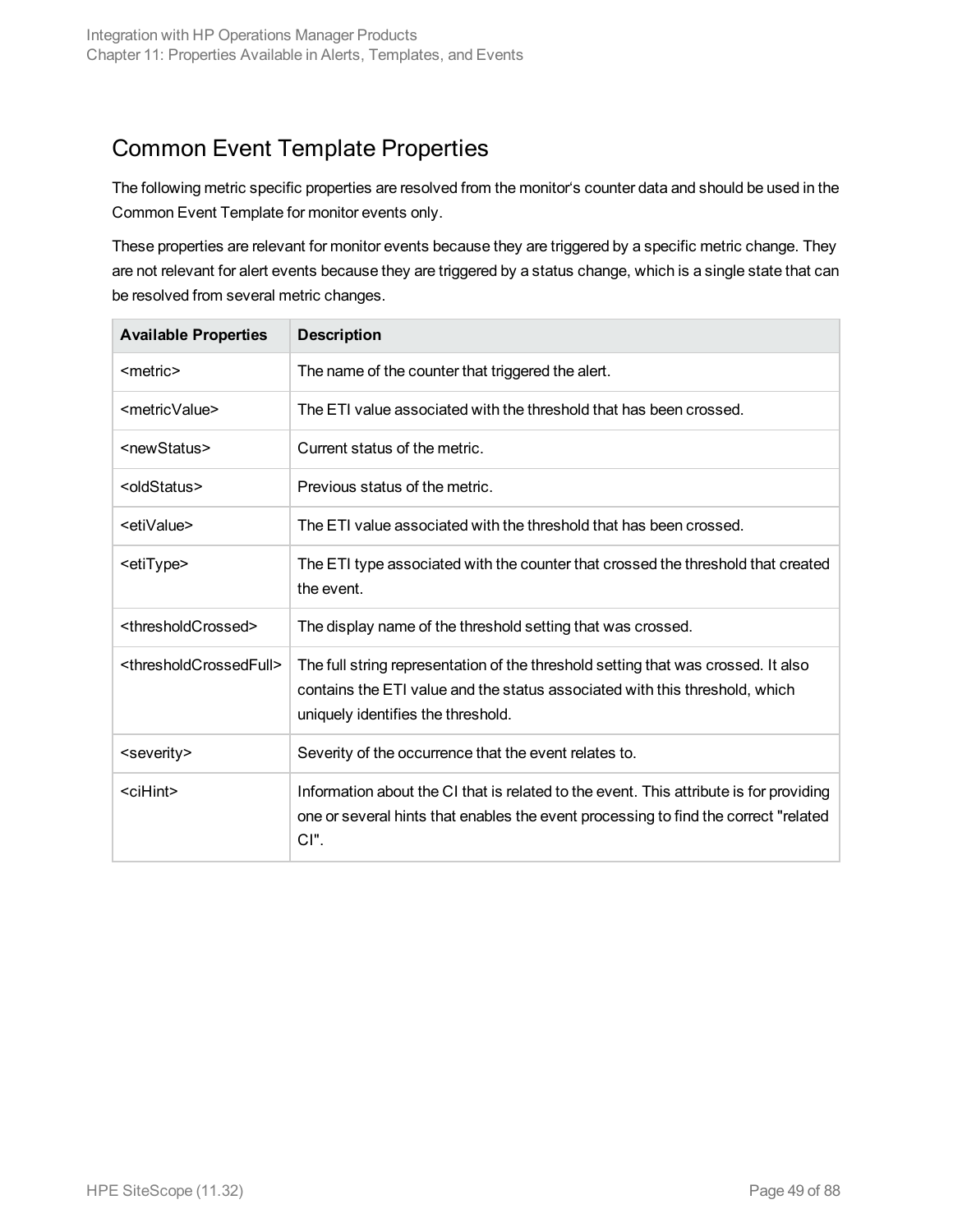## Common Event Template Properties

The following metric specific properties are resolved from the monitor's counter data and should be used in the Common Event Template for monitor events only.

These properties are relevant for monitor events because they are triggered by a specific metric change. They are not relevant for alert events because they are triggered by a status change, which is a single state that can be resolved from several metric changes.

| Available Properties | Description |
| --- | --- |
| <metric> | The name of the counter that triggered the alert. |
| <metricValue> | The ETI value associated with the threshold that has been crossed. |
| <newStatus> | Current status of the metric. |
| <oldStatus> | Previous status of the metric. |
| <etiValue> | The ETI value associated with the threshold that has been crossed. |
| <etiType> | The ETI type associated with the counter that crossed the threshold that created the event. |
| <thresholdCrossed> | The display name of the threshold setting that was crossed. |
| <thresholdCrossedFull> | The full string representation of the threshold setting that was crossed. It also contains the ETI value and the status associated with this threshold, which uniquely identifies the threshold. |
| <severity> | Severity of the occurrence that the event relates to. |
| <ciHint> | Information about the CI that is related to the event. This attribute is for providing one or several hints that enables the event processing to find the correct "related CI". |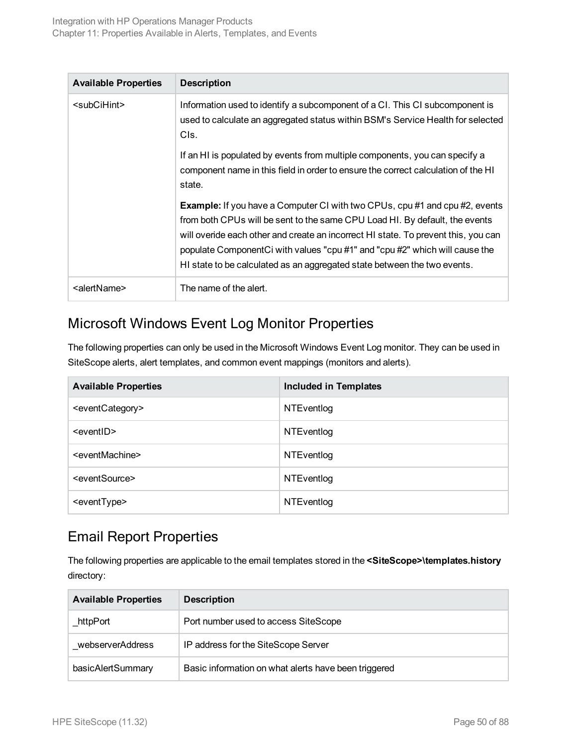| Available Properties | Description |
| --- | --- |
| <subCiHint> | Information used to identify a subcomponent of a CI. This CI subcomponent is used to calculate an aggregated status within BSM's Service Health for selected CIs.<br><br>If an HI is populated by events from multiple components, you can specify a component name in this field in order to ensure the correct calculation of the HI state.<br><br>**Example:** If you have a Computer CI with two CPUs, cpu #1 and cpu #2, events from both CPUs will be sent to the same CPU Load HI. By default, the events will overide each other and create an incorrect HI state. To prevent this, you can populate ComponentCi with values "cpu #1" and "cpu #2" which will cause the HI state to be calculated as an aggregated state between the two events. |
| <alertName> | The name of the alert. |

## Microsoft Windows Event Log Monitor Properties

The following properties can only be used in the Microsoft Windows Event Log monitor. They can be used in SiteScope alerts, alert templates, and common event mappings (monitors and alerts).

| Available Properties | Included in Templates |
| --- | --- |
| <eventCategory> | NTEventlog |
| <eventID> | NTEventlog |
| <eventMachine> | NTEventlog |
| <eventSource> | NTEventlog |
| <eventType> | NTEventlog |

## Email Report Properties

The following properties are applicable to the email templates stored in the **<SiteScope>\templates.history** directory:

| Available Properties | Description |
| --- | --- |
| _httpPort | Port number used to access SiteScope |
| _webserverAddress | IP address for the SiteScope Server |
| basicAlertSummary | Basic information on what alerts have been triggered |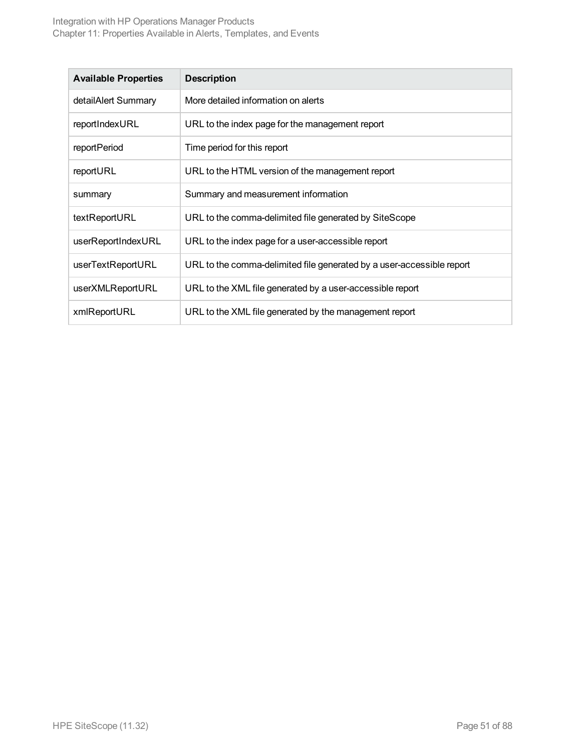| Available Properties | Description |
| --- | --- |
| detailAlert Summary | More detailed information on alerts |
| reportIndexURL | URL to the index page for the management report |
| reportPeriod | Time period for this report |
| reportURL | URL to the HTML version of the management report |
| summary | Summary and measurement information |
| textReportURL | URL to the comma-delimited file generated by SiteScope |
| userReportIndexURL | URL to the index page for a user-accessible report |
| userTextReportURL | URL to the comma-delimited file generated by a user-accessible report |
| userXMLReportURL | URL to the XML file generated by a user-accessible report |
| xmlReportURL | URL to the XML file generated by the management report |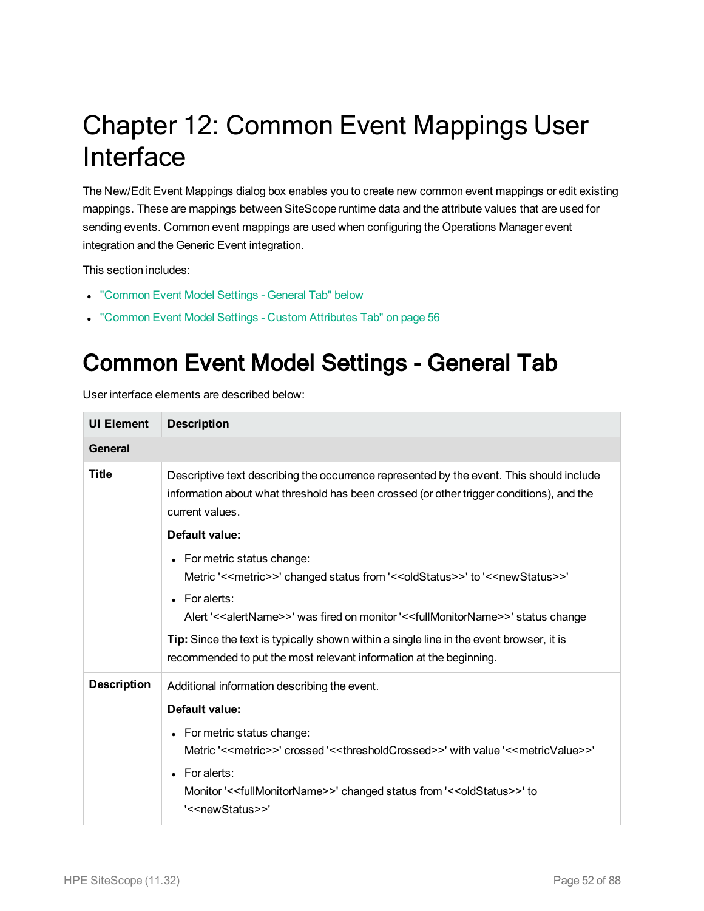# Chapter 12: Common Event Mappings User Interface

The New/Edit Event Mappings dialog box enables you to create new common event mappings or edit existing mappings. These are mappings between SiteScope runtime data and the attribute values that are used for sending events. Common event mappings are used when configuring the Operations Manager event integration and the Generic Event integration.

This section includes:

- "Common Event Model Settings - General Tab" below
- "Common Event Model Settings - Custom Attributes Tab" on page 56

## Common Event Model Settings - General Tab

User interface elements are described below:

| UI Element | Description |
|---|---|
| **General** | |
| **Title** | Descriptive text describing the occurrence represented by the event. This should include information about what threshold has been crossed (or other trigger conditions), and the current values.<br><br>**Default value:**<br><br>• For metric status change:<br>Metric '<<metric>>' changed status from '<<oldStatus>>' to '<<newStatus>>'<br><br>• For alerts:<br>Alert '<<alertName>>' was fired on monitor '<<fullMonitorName>>' status change<br><br>**Tip:** Since the text is typically shown within a single line in the event browser, it is recommended to put the most relevant information at the beginning. |
| **Description** | Additional information describing the event.<br><br>**Default value:**<br><br>• For metric status change:<br>Metric '<<metric>>' crossed '<<thresholdCrossed>>' with value '<<metricValue>>'<br><br>• For alerts:<br>Monitor '<<fullMonitorName>>' changed status from '<<oldStatus>>' to '<<newStatus>>' |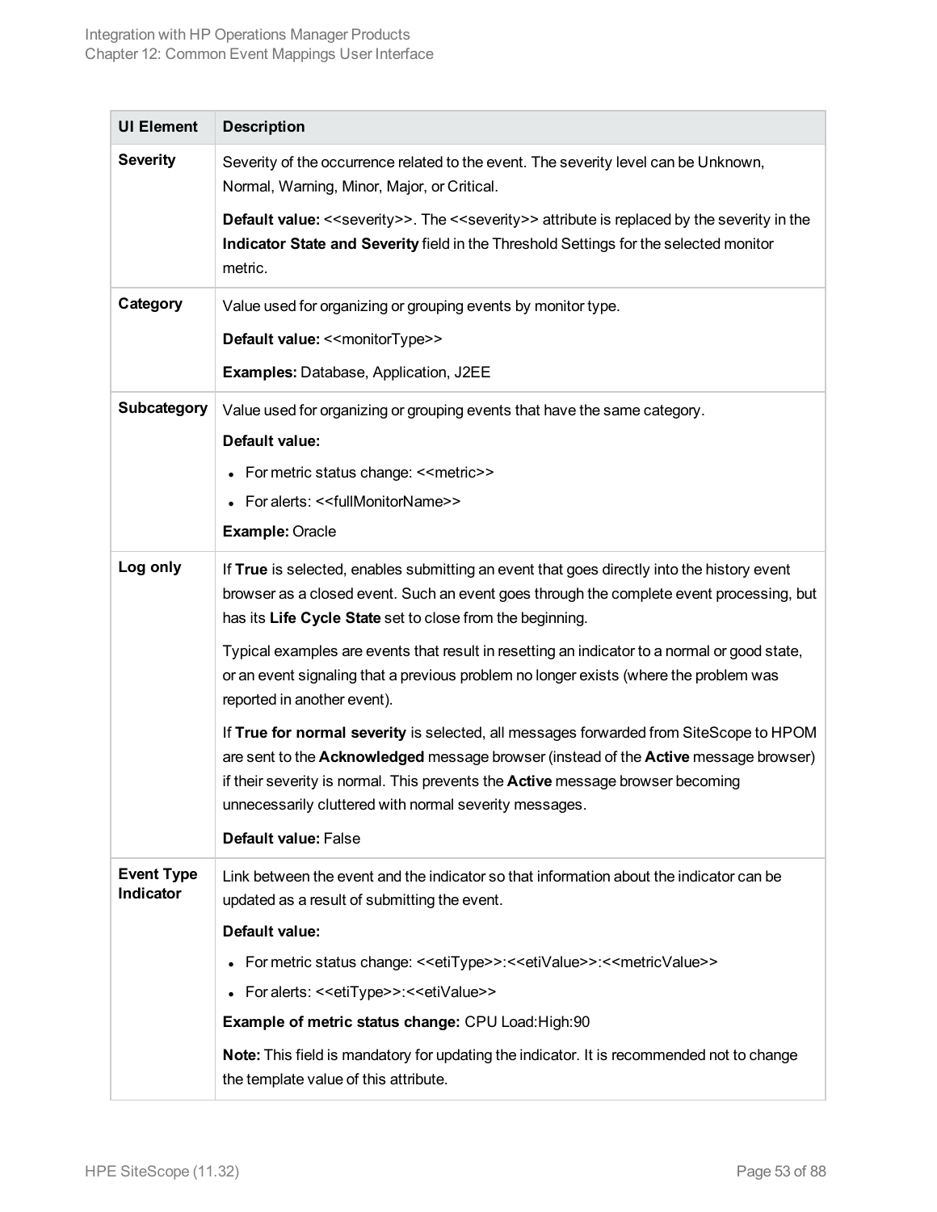| UI Element | Description |
|---|---|
| **Severity** | Severity of the occurrence related to the event. The severity level can be Unknown, Normal, Warning, Minor, Major, or Critical.<br><br>**Default value:** <<severity>>. The <<severity>> attribute is replaced by the severity in the **Indicator State and Severity** field in the Threshold Settings for the selected monitor metric. |
| **Category** | Value used for organizing or grouping events by monitor type.<br><br>**Default value:** <<monitorType>><br><br>**Examples:** Database, Application, J2EE |
| **Subcategory** | Value used for organizing or grouping events that have the same category.<br><br>**Default value:**<br>• For metric status change: <<metric>><br>• For alerts: <<fullMonitorName>><br><br>**Example:** Oracle |
| **Log only** | If **True** is selected, enables submitting an event that goes directly into the history event browser as a closed event. Such an event goes through the complete event processing, but has its **Life Cycle State** set to close from the beginning.<br><br>Typical examples are events that result in resetting an indicator to a normal or good state, or an event signaling that a previous problem no longer exists (where the problem was reported in another event).<br><br>If **True for normal severity** is selected, all messages forwarded from SiteScope to HPOM are sent to the **Acknowledged** message browser (instead of the **Active** message browser) if their severity is normal. This prevents the **Active** message browser becoming unnecessarily cluttered with normal severity messages.<br><br>**Default value:** False |
| **Event Type Indicator** | Link between the event and the indicator so that information about the indicator can be updated as a result of submitting the event.<br><br>**Default value:**<br>• For metric status change: <<etiType>>:<<etiValue>>:<<metricValue>><br>• For alerts: <<etiType>>:<<etiValue>><br><br>**Example of metric status change:** CPU Load:High:90<br><br>**Note:** This field is mandatory for updating the indicator. It is recommended not to change the template value of this attribute. |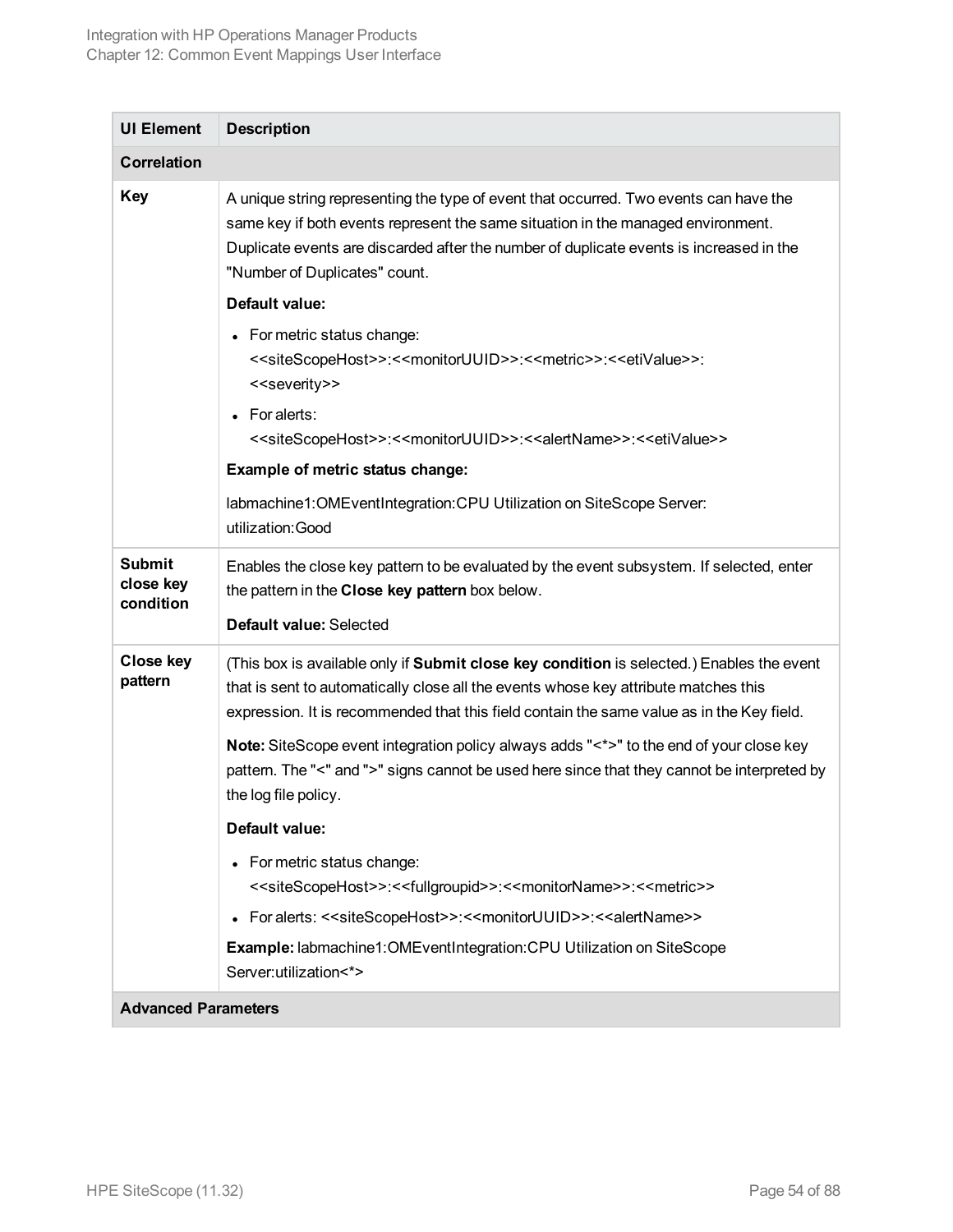| UI Element | Description |
|---|---|
| **Correlation** | |
| **Key** | A unique string representing the type of event that occurred. Two events can have the same key if both events represent the same situation in the managed environment. Duplicate events are discarded after the number of duplicate events is increased in the "Number of Duplicates" count.<br><br>**Default value:**<br><br>• For metric status change: <<siteScopeHost>>:<<monitorUUID>>:<<metric>>:<<etiValue>>:<<severity>><br>• For alerts: <<siteScopeHost>>:<<monitorUUID>>:<<alertName>>:<<etiValue>><br><br>**Example of metric status change:**<br><br>labmachine1:OMEventIntegration:CPU Utilization on SiteScope Server:utilization:Good |
| **Submit close key condition** | Enables the close key pattern to be evaluated by the event subsystem. If selected, enter the pattern in the **Close key pattern** box below.<br><br>**Default value:** Selected |
| **Close key pattern** | (This box is available only if **Submit close key condition** is selected.) Enables the event that is sent to automatically close all the events whose key attribute matches this expression. It is recommended that this field contain the same value as in the Key field.<br><br>**Note:** SiteScope event integration policy always adds "<*>" to the end of your close key pattern. The "<" and ">" signs cannot be used here since that they cannot be interpreted by the log file policy.<br><br>**Default value:**<br><br>• For metric status change: <<siteScopeHost>>:<<fullgroupid>>:<<monitorName>>:<<metric>><br>• For alerts: <<siteScopeHost>>:<<monitorUUID>>:<<alertName>><br><br>**Example:** labmachine1:OMEventIntegration:CPU Utilization on SiteScope Server:utilization<*> |
| **Advanced Parameters** | |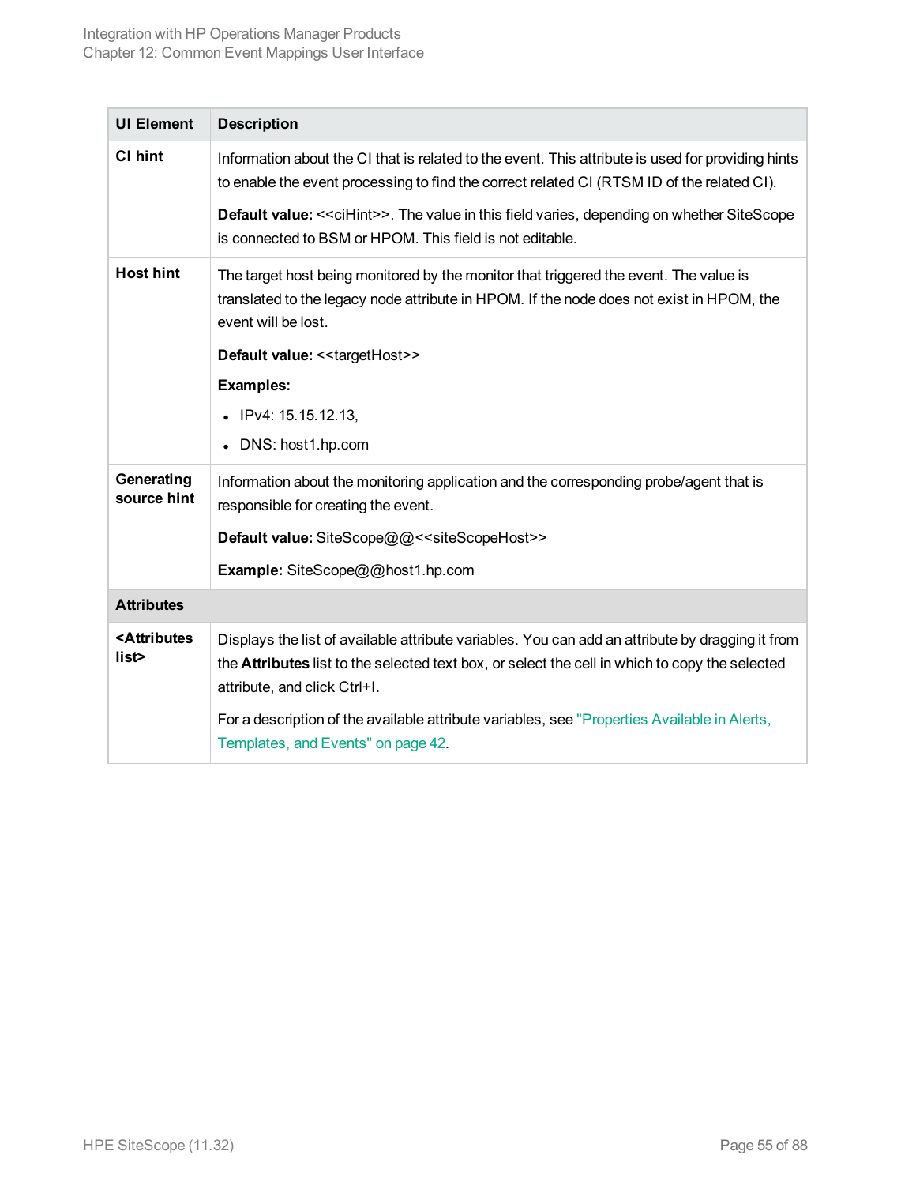| UI Element | Description |
| --- | --- |
| **CI hint** | Information about the CI that is related to the event. This attribute is used for providing hints to enable the event processing to find the correct related CI (RTSM ID of the related CI).<br><br>**Default value:** <<ciHint>>. The value in this field varies, depending on whether SiteScope is connected to BSM or HPOM. This field is not editable. |
| **Host hint** | The target host being monitored by the monitor that triggered the event. The value is translated to the legacy node attribute in HPOM. If the node does not exist in HPOM, the event will be lost.<br><br>**Default value:** <<targetHost>><br><br>**Examples:**<br>• IPv4: 15.15.12.13,<br>• DNS: host1.hp.com |
| **Generating source hint** | Information about the monitoring application and the corresponding probe/agent that is responsible for creating the event.<br><br>**Default value:** SiteScope@@<<siteScopeHost>><br><br>**Example:** SiteScope@@host1.hp.com |
| **Attributes** | |
| **<Attributes list>** | Displays the list of available attribute variables. You can add an attribute by dragging it from the **Attributes** list to the selected text box, or select the cell in which to copy the selected attribute, and click Ctrl+I.<br><br>For a description of the available attribute variables, see "Properties Available in Alerts, Templates, and Events" on page 42. |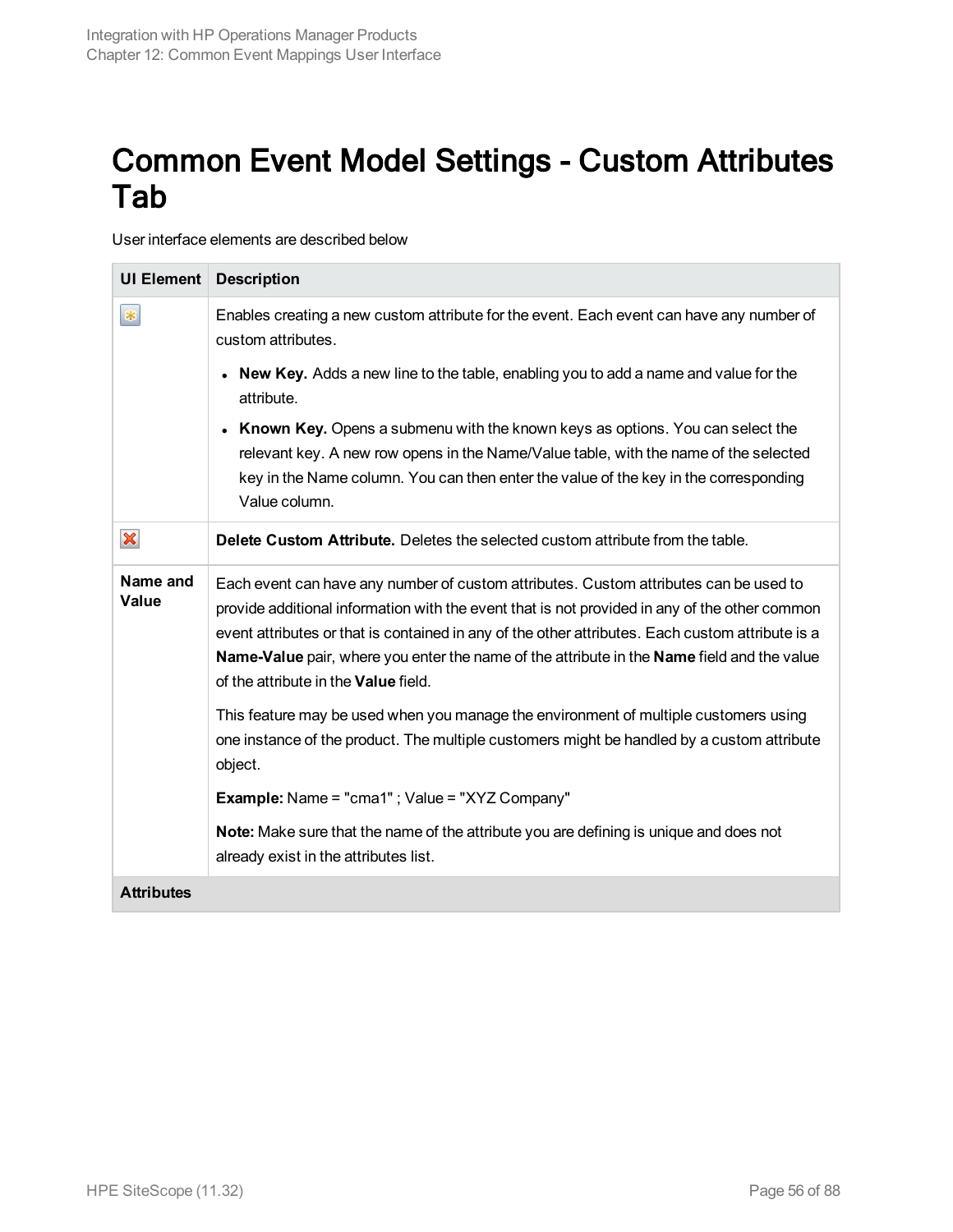# Common Event Model Settings - Custom Attributes Tab

User interface elements are described below

| UI Element | Description |
|---|---|
| | Enables creating a new custom attribute for the event. Each event can have any number of custom attributes.<br><ul><li>**New Key.** Adds a new line to the table, enabling you to add a name and value for the attribute.</li><li>**Known Key.** Opens a submenu with the known keys as options. You can select the relevant key. A new row opens in the Name/Value table, with the name of the selected key in the Name column. You can then enter the value of the key in the corresponding Value column.</li></ul> |
| | **Delete Custom Attribute.** Deletes the selected custom attribute from the table. |
| **Name and Value** | Each event can have any number of custom attributes. Custom attributes can be used to provide additional information with the event that is not provided in any of the other common event attributes or that is contained in any of the other attributes. Each custom attribute is a **Name-Value** pair, where you enter the name of the attribute in the **Name** field and the value of the attribute in the **Value** field.<br><br>This feature may be used when you manage the environment of multiple customers using one instance of the product. The multiple customers might be handled by a custom attribute object.<br><br>**Example:** Name = "cma1" ; Value = "XYZ Company"<br><br>**Note:** Make sure that the name of the attribute you are defining is unique and does not already exist in the attributes list. |
| **Attributes** | |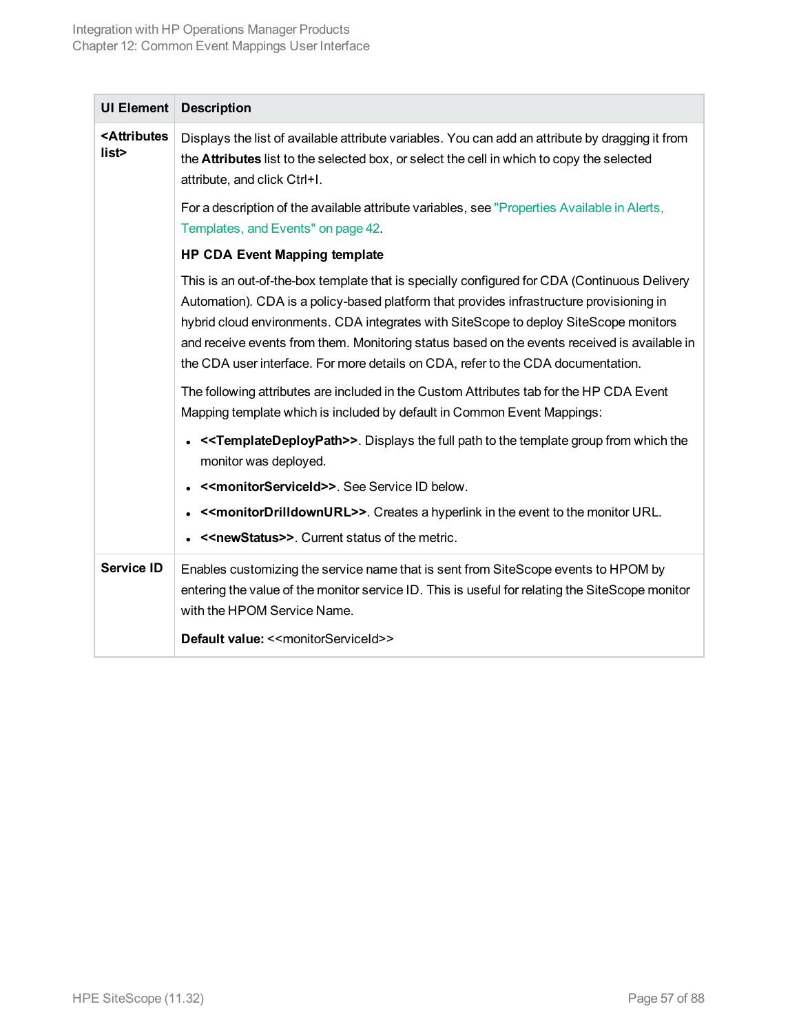| UI Element | Description |
| --- | --- |
| <Attributes list> | Displays the list of available attribute variables. You can add an attribute by dragging it from the **Attributes** list to the selected box, or select the cell in which to copy the selected attribute, and click Ctrl+I.<br><br>For a description of the available attribute variables, see "Properties Available in Alerts, Templates, and Events" on page 42.<br><br>**HP CDA Event Mapping template**<br><br>This is an out-of-the-box template that is specially configured for CDA (Continuous Delivery Automation). CDA is a policy-based platform that provides infrastructure provisioning in hybrid cloud environments. CDA integrates with SiteScope to deploy SiteScope monitors and receive events from them. Monitoring status based on the events received is available in the CDA user interface. For more details on CDA, refer to the CDA documentation.<br><br>The following attributes are included in the Custom Attributes tab for the HP CDA Event Mapping template which is included by default in Common Event Mappings:<br><br>• **<<TemplateDeployPath>>**. Displays the full path to the template group from which the monitor was deployed.<br>• **<<monitorServiceId>>**. See Service ID below.<br>• **<<monitorDrilldownURL>>**. Creates a hyperlink in the event to the monitor URL.<br>• **<<newStatus>>**. Current status of the metric. |
| **Service ID** | Enables customizing the service name that is sent from SiteScope events to HPOM by entering the value of the monitor service ID. This is useful for relating the SiteScope monitor with the HPOM Service Name.<br><br>**Default value:** <<monitorServiceId>> |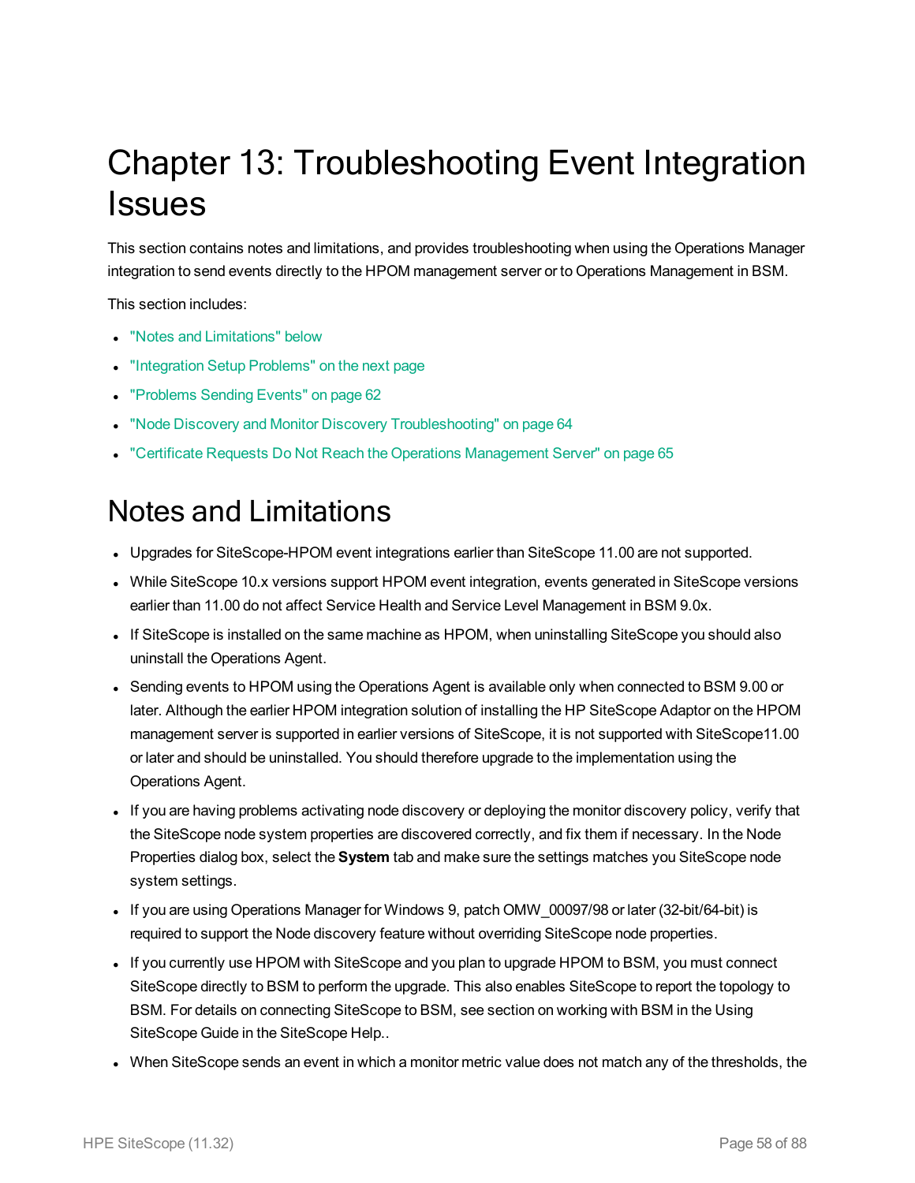# Chapter 13: Troubleshooting Event Integration Issues

This section contains notes and limitations, and provides troubleshooting when using the Operations Manager integration to send events directly to the HPOM management server or to Operations Management in BSM.

This section includes:

- "Notes and Limitations" below
- "Integration Setup Problems" on the next page
- "Problems Sending Events" on page 62
- "Node Discovery and Monitor Discovery Troubleshooting" on page 64
- "Certificate Requests Do Not Reach the Operations Management Server" on page 65

## Notes and Limitations

- Upgrades for SiteScope-HPOM event integrations earlier than SiteScope 11.00 are not supported.
- While SiteScope 10.x versions support HPOM event integration, events generated in SiteScope versions earlier than 11.00 do not affect Service Health and Service Level Management in BSM 9.0x.
- If SiteScope is installed on the same machine as HPOM, when uninstalling SiteScope you should also uninstall the Operations Agent.
- Sending events to HPOM using the Operations Agent is available only when connected to BSM 9.00 or later. Although the earlier HPOM integration solution of installing the HP SiteScope Adaptor on the HPOM management server is supported in earlier versions of SiteScope, it is not supported with SiteScope11.00 or later and should be uninstalled. You should therefore upgrade to the implementation using the Operations Agent.
- If you are having problems activating node discovery or deploying the monitor discovery policy, verify that the SiteScope node system properties are discovered correctly, and fix them if necessary. In the Node Properties dialog box, select the **System** tab and make sure the settings matches you SiteScope node system settings.
- If you are using Operations Manager for Windows 9, patch OMW_00097/98 or later (32-bit/64-bit) is required to support the Node discovery feature without overriding SiteScope node properties.
- If you currently use HPOM with SiteScope and you plan to upgrade HPOM to BSM, you must connect SiteScope directly to BSM to perform the upgrade. This also enables SiteScope to report the topology to BSM. For details on connecting SiteScope to BSM, see section on working with BSM in the Using SiteScope Guide in the SiteScope Help..
- When SiteScope sends an event in which a monitor metric value does not match any of the thresholds, the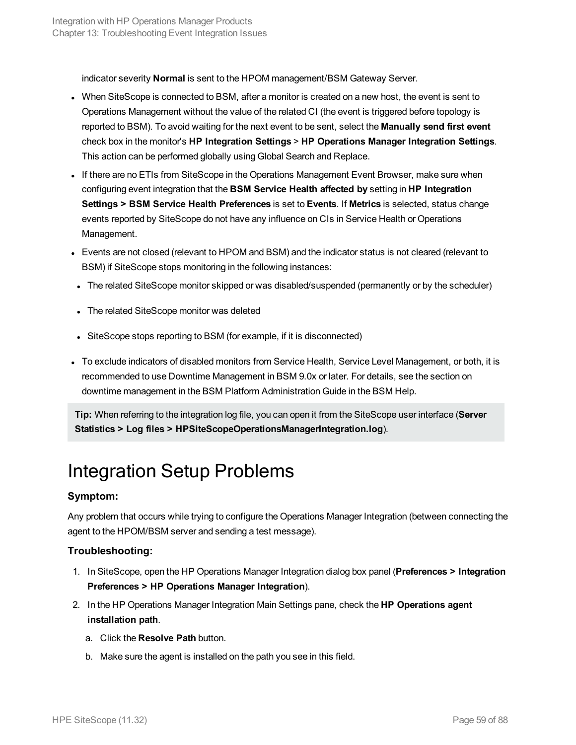indicator severity **Normal** is sent to the HPOM management/BSM Gateway Server.

- When SiteScope is connected to BSM, after a monitor is created on a new host, the event is sent to Operations Management without the value of the related CI (the event is triggered before topology is reported to BSM). To avoid waiting for the next event to be sent, select the **Manually send first event** check box in the monitor's **HP Integration Settings** > **HP Operations Manager Integration Settings**. This action can be performed globally using Global Search and Replace.
- If there are no ETIs from SiteScope in the Operations Management Event Browser, make sure when configuring event integration that the **BSM Service Health affected by** setting in **HP Integration Settings > BSM Service Health Preferences** is set to **Events**. If **Metrics** is selected, status change events reported by SiteScope do not have any influence on CIs in Service Health or Operations Management.
- Events are not closed (relevant to HPOM and BSM) and the indicator status is not cleared (relevant to BSM) if SiteScope stops monitoring in the following instances:
  - The related SiteScope monitor skipped or was disabled/suspended (permanently or by the scheduler)
  - The related SiteScope monitor was deleted
  - SiteScope stops reporting to BSM (for example, if it is disconnected)
- To exclude indicators of disabled monitors from Service Health, Service Level Management, or both, it is recommended to use Downtime Management in BSM 9.0x or later. For details, see the section on downtime management in the BSM Platform Administration Guide in the BSM Help.

**Tip:** When referring to the integration log file, you can open it from the SiteScope user interface (**Server Statistics > Log files > HPSiteScopeOperationsManagerIntegration.log**).

# Integration Setup Problems

### Symptom:

Any problem that occurs while trying to configure the Operations Manager Integration (between connecting the agent to the HPOM/BSM server and sending a test message).

### Troubleshooting:

1. In SiteScope, open the HP Operations Manager Integration dialog box panel (**Preferences > Integration Preferences > HP Operations Manager Integration**).
2. In the HP Operations Manager Integration Main Settings pane, check the **HP Operations agent installation path**.
   a. Click the **Resolve Path** button.
   b. Make sure the agent is installed on the path you see in this field.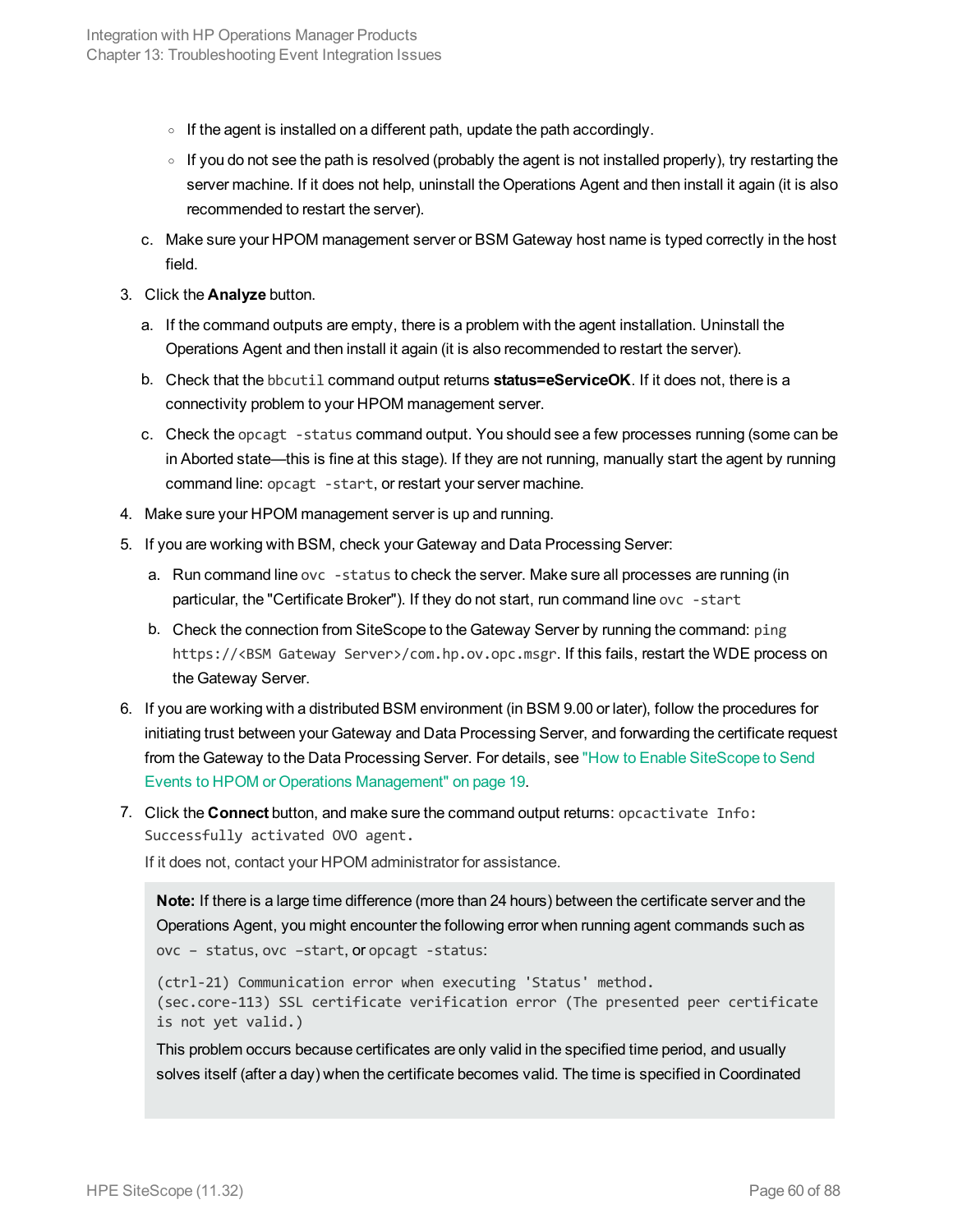- If the agent is installed on a different path, update the path accordingly.
   - If you do not see the path is resolved (probably the agent is not installed properly), try restarting the server machine. If it does not help, uninstall the Operations Agent and then install it again (it is also recommended to restart the server).

c. Make sure your HPOM management server or BSM Gateway host name is typed correctly in the host field.

3. Click the **Analyze** button.

   a. If the command outputs are empty, there is a problem with the agent installation. Uninstall the Operations Agent and then install it again (it is also recommended to restart the server).

   b. Check that the `bbcutil` command output returns **status=eServiceOK**. If it does not, there is a connectivity problem to your HPOM management server.

   c. Check the `opcagt -status` command output. You should see a few processes running (some can be in Aborted state—this is fine at this stage). If they are not running, manually start the agent by running command line: `opcagt -start`, or restart your server machine.

4. Make sure your HPOM management server is up and running.

5. If you are working with BSM, check your Gateway and Data Processing Server:

   a. Run command line `ovc -status` to check the server. Make sure all processes are running (in particular, the "Certificate Broker"). If they do not start, run command line `ovc -start`

   b. Check the connection from SiteScope to the Gateway Server by running the command: `ping https://<BSM Gateway Server>/com.hp.ov.opc.msgr`. If this fails, restart the WDE process on the Gateway Server.

6. If you are working with a distributed BSM environment (in BSM 9.00 or later), follow the procedures for initiating trust between your Gateway and Data Processing Server, and forwarding the certificate request from the Gateway to the Data Processing Server. For details, see "How to Enable SiteScope to Send Events to HPOM or Operations Management" on page 19.

7. Click the **Connect** button, and make sure the command output returns: `opcactivate Info: Successfully activated OVO agent.`

   If it does not, contact your HPOM administrator for assistance.

> **Note:** If there is a large time difference (more than 24 hours) between the certificate server and the Operations Agent, you might encounter the following error when running agent commands such as `ovc – status`, `ovc –start`, or `opcagt -status`:
>
> ```
> (ctrl-21) Communication error when executing 'Status' method.
> (sec.core-113) SSL certificate verification error (The presented peer certificate
> is not yet valid.)
> ```
>
> This problem occurs because certificates are only valid in the specified time period, and usually solves itself (after a day) when the certificate becomes valid. The time is specified in Coordinated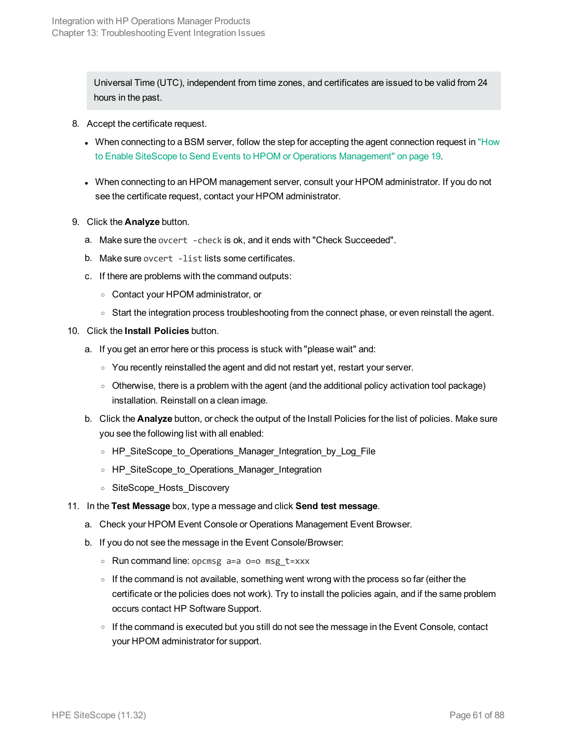> Universal Time (UTC), independent from time zones, and certificates are issued to be valid from 24 hours in the past.

8. Accept the certificate request.
   - When connecting to a BSM server, follow the step for accepting the agent connection request in "How to Enable SiteScope to Send Events to HPOM or Operations Management" on page 19.
   - When connecting to an HPOM management server, consult your HPOM administrator. If you do not see the certificate request, contact your HPOM administrator.
9. Click the **Analyze** button.
   a. Make sure the `ovcert -check` is ok, and it ends with "Check Succeeded".
   b. Make sure `ovcert -list` lists some certificates.
   c. If there are problems with the command outputs:
      - Contact your HPOM administrator, or
      - Start the integration process troubleshooting from the connect phase, or even reinstall the agent.
10. Click the **Install Policies** button.
    a. If you get an error here or this process is stuck with "please wait" and:
       - You recently reinstalled the agent and did not restart yet, restart your server.
       - Otherwise, there is a problem with the agent (and the additional policy activation tool package) installation. Reinstall on a clean image.
    b. Click the **Analyze** button, or check the output of the Install Policies for the list of policies. Make sure you see the following list with all enabled:
       - HP_SiteScope_to_Operations_Manager_Integration_by_Log_File
       - HP_SiteScope_to_Operations_Manager_Integration
       - SiteScope_Hosts_Discovery
11. In the **Test Message** box, type a message and click **Send test message**.
    a. Check your HPOM Event Console or Operations Management Event Browser.
    b. If you do not see the message in the Event Console/Browser:
       - Run command line: `opcmsg a=a o=o msg_t=xxx`
       - If the command is not available, something went wrong with the process so far (either the certificate or the policies does not work). Try to install the policies again, and if the same problem occurs contact HP Software Support.
       - If the command is executed but you still do not see the message in the Event Console, contact your HPOM administrator for support.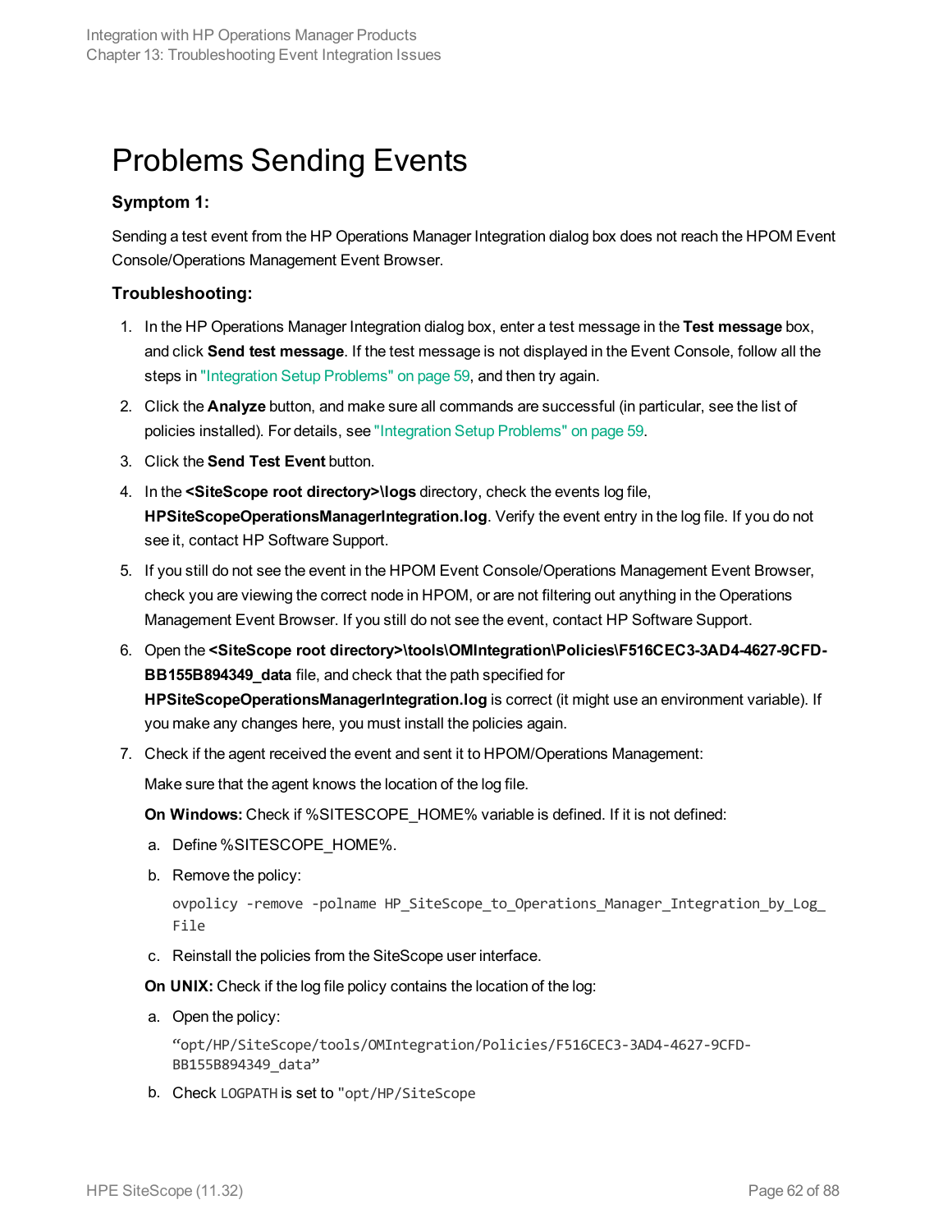# Problems Sending Events

### Symptom 1:

Sending a test event from the HP Operations Manager Integration dialog box does not reach the HPOM Event Console/Operations Management Event Browser.

### Troubleshooting:

1. In the HP Operations Manager Integration dialog box, enter a test message in the **Test message** box, and click **Send test message**. If the test message is not displayed in the Event Console, follow all the steps in "Integration Setup Problems" on page 59, and then try again.
2. Click the **Analyze** button, and make sure all commands are successful (in particular, see the list of policies installed). For details, see "Integration Setup Problems" on page 59.
3. Click the **Send Test Event** button.
4. In the **<SiteScope root directory>\logs** directory, check the events log file, **HPSiteScopeOperationsManagerIntegration.log**. Verify the event entry in the log file. If you do not see it, contact HP Software Support.
5. If you still do not see the event in the HPOM Event Console/Operations Management Event Browser, check you are viewing the correct node in HPOM, or are not filtering out anything in the Operations Management Event Browser. If you still do not see the event, contact HP Software Support.
6. Open the **<SiteScope root directory>\tools\OMIntegration\Policies\F516CEC3-3AD4-4627-9CFD-BB155B894349_data** file, and check that the path specified for **HPSiteScopeOperationsManagerIntegration.log** is correct (it might use an environment variable). If you make any changes here, you must install the policies again.
7. Check if the agent received the event and sent it to HPOM/Operations Management:

   Make sure that the agent knows the location of the log file.

   **On Windows:** Check if %SITESCOPE_HOME% variable is defined. If it is not defined:

   a. Define %SITESCOPE_HOME%.
   b. Remove the policy:

      ```
      ovpolicy -remove -polname HP_SiteScope_to_Operations_Manager_Integration_by_Log_File
      ```

   c. Reinstall the policies from the SiteScope user interface.

   **On UNIX:** Check if the log file policy contains the location of the log:

   a. Open the policy:

      ```
      "opt/HP/SiteScope/tools/OMIntegration/Policies/F516CEC3-3AD4-4627-9CFD-BB155B894349_data"
      ```

   b. Check `LOGPATH` is set to "`opt/HP/SiteScope`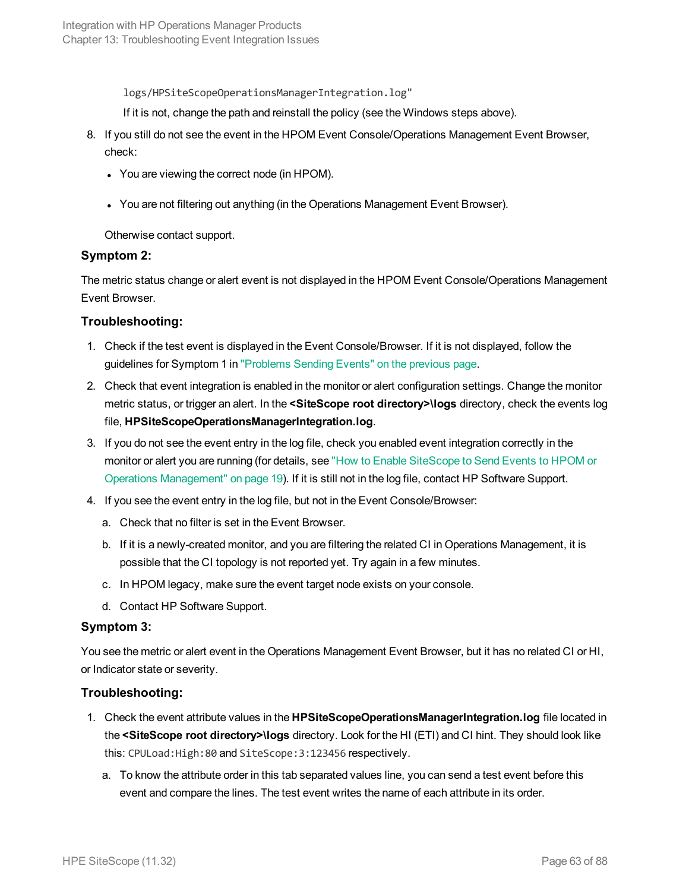logs/HPSiteScopeOperationsManagerIntegration.log"

If it is not, change the path and reinstall the policy (see the Windows steps above).

8. If you still do not see the event in the HPOM Event Console/Operations Management Event Browser, check:

   - You are viewing the correct node (in HPOM).
   - You are not filtering out anything (in the Operations Management Event Browser).

   Otherwise contact support.

### Symptom 2:

The metric status change or alert event is not displayed in the HPOM Event Console/Operations Management Event Browser.

### Troubleshooting:

1. Check if the test event is displayed in the Event Console/Browser. If it is not displayed, follow the guidelines for Symptom 1 in "Problems Sending Events" on the previous page.
2. Check that event integration is enabled in the monitor or alert configuration settings. Change the monitor metric status, or trigger an alert. In the **<SiteScope root directory>\logs** directory, check the events log file, **HPSiteScopeOperationsManagerIntegration.log**.
3. If you do not see the event entry in the log file, check you enabled event integration correctly in the monitor or alert you are running (for details, see "How to Enable SiteScope to Send Events to HPOM or Operations Management" on page 19). If it is still not in the log file, contact HP Software Support.
4. If you see the event entry in the log file, but not in the Event Console/Browser:
   a. Check that no filter is set in the Event Browser.
   b. If it is a newly-created monitor, and you are filtering the related CI in Operations Management, it is possible that the CI topology is not reported yet. Try again in a few minutes.
   c. In HPOM legacy, make sure the event target node exists on your console.
   d. Contact HP Software Support.

### Symptom 3:

You see the metric or alert event in the Operations Management Event Browser, but it has no related CI or HI, or Indicator state or severity.

### Troubleshooting:

1. Check the event attribute values in the **HPSiteScopeOperationsManagerIntegration.log** file located in the **<SiteScope root directory>\logs** directory. Look for the HI (ETI) and CI hint. They should look like this: `CPULoad:High:80` and `SiteScope:3:123456` respectively.
   a. To know the attribute order in this tab separated values line, you can send a test event before this event and compare the lines. The test event writes the name of each attribute in its order.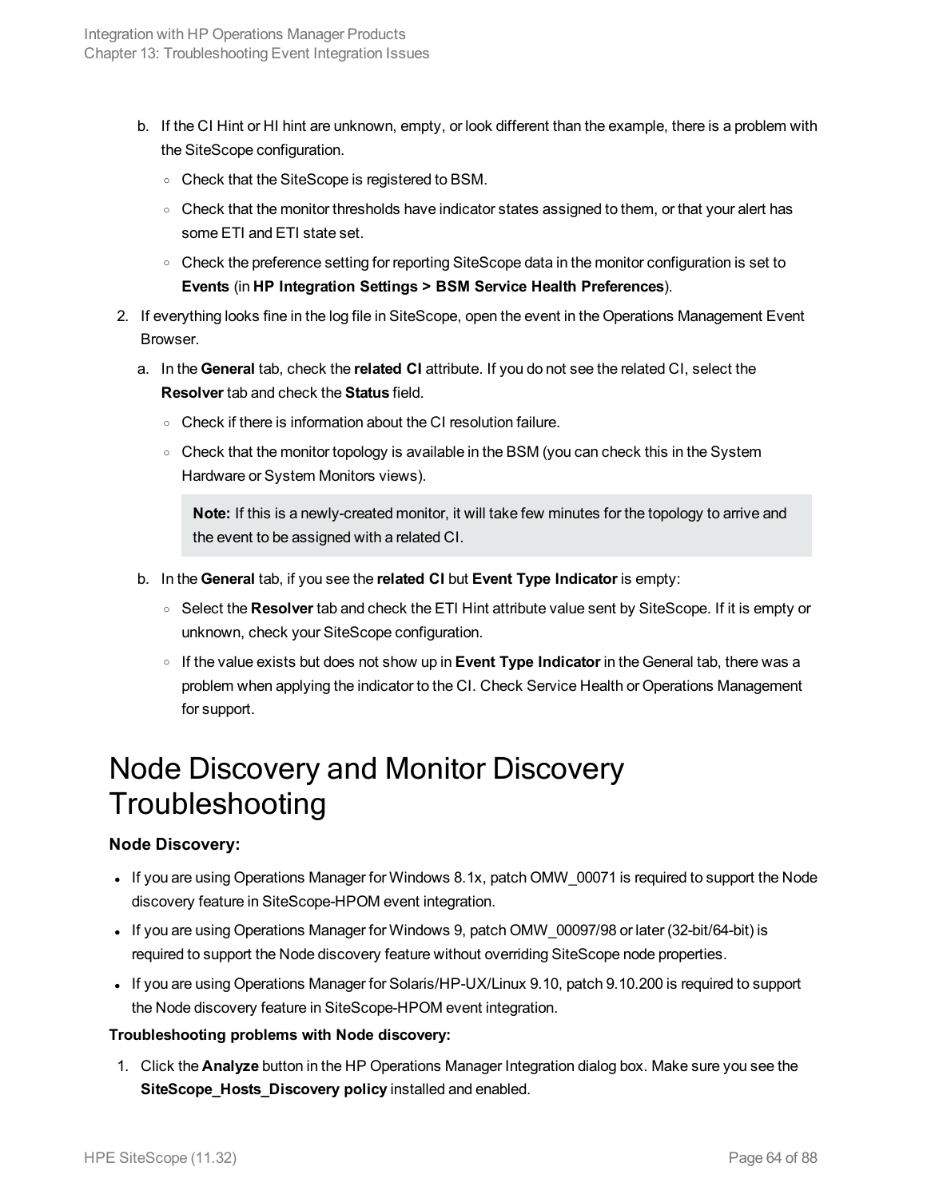b. If the CI Hint or HI hint are unknown, empty, or look different than the example, there is a problem with the SiteScope configuration.

   - Check that the SiteScope is registered to BSM.
   - Check that the monitor thresholds have indicator states assigned to them, or that your alert has some ETI and ETI state set.
   - Check the preference setting for reporting SiteScope data in the monitor configuration is set to **Events** (in **HP Integration Settings > BSM Service Health Preferences**).

2. If everything looks fine in the log file in SiteScope, open the event in the Operations Management Event Browser.

   a. In the **General** tab, check the **related CI** attribute. If you do not see the related CI, select the **Resolver** tab and check the **Status** field.

      - Check if there is information about the CI resolution failure.
      - Check that the monitor topology is available in the BSM (you can check this in the System Hardware or System Monitors views).

      > **Note:** If this is a newly-created monitor, it will take few minutes for the topology to arrive and the event to be assigned with a related CI.

   b. In the **General** tab, if you see the **related CI** but **Event Type Indicator** is empty:

      - Select the **Resolver** tab and check the ETI Hint attribute value sent by SiteScope. If it is empty or unknown, check your SiteScope configuration.
      - If the value exists but does not show up in **Event Type Indicator** in the General tab, there was a problem when applying the indicator to the CI. Check Service Health or Operations Management for support.

# Node Discovery and Monitor Discovery Troubleshooting

**Node Discovery:**

- If you are using Operations Manager for Windows 8.1x, patch OMW_00071 is required to support the Node discovery feature in SiteScope-HPOM event integration.
- If you are using Operations Manager for Windows 9, patch OMW_00097/98 or later (32-bit/64-bit) is required to support the Node discovery feature without overriding SiteScope node properties.
- If you are using Operations Manager for Solaris/HP-UX/Linux 9.10, patch 9.10.200 is required to support the Node discovery feature in SiteScope-HPOM event integration.

**Troubleshooting problems with Node discovery:**

1. Click the **Analyze** button in the HP Operations Manager Integration dialog box. Make sure you see the **SiteScope_Hosts_Discovery policy** installed and enabled.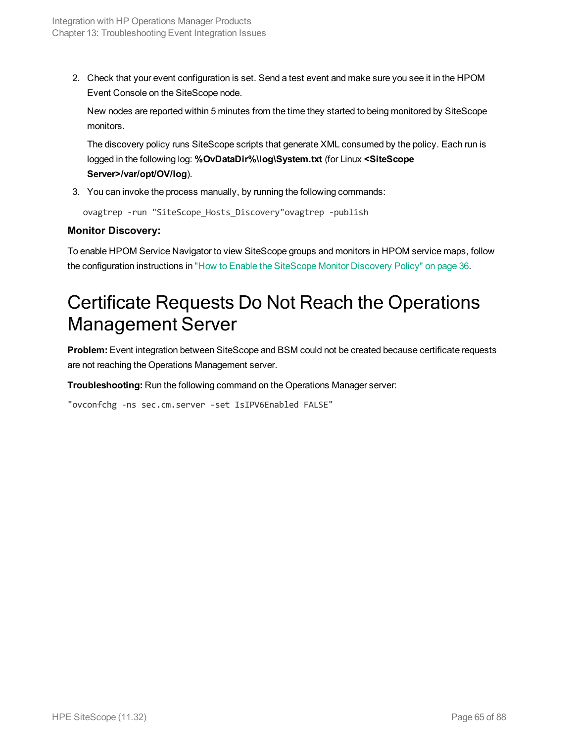2. Check that your event configuration is set. Send a test event and make sure you see it in the HPOM Event Console on the SiteScope node.

   New nodes are reported within 5 minutes from the time they started to being monitored by SiteScope monitors.

   The discovery policy runs SiteScope scripts that generate XML consumed by the policy. Each run is logged in the following log: **%OvDataDir%\log\System.txt** (for Linux **<SiteScope Server>/var/opt/OV/log**).

3. You can invoke the process manually, by running the following commands:

```
ovagtrep -run "SiteScope_Hosts_Discovery"ovagtrep -publish
```

**Monitor Discovery:**

To enable HPOM Service Navigator to view SiteScope groups and monitors in HPOM service maps, follow the configuration instructions in "How to Enable the SiteScope Monitor Discovery Policy" on page 36.

# Certificate Requests Do Not Reach the Operations Management Server

**Problem:** Event integration between SiteScope and BSM could not be created because certificate requests are not reaching the Operations Management server.

**Troubleshooting:** Run the following command on the Operations Manager server:

```
"ovconfchg -ns sec.cm.server -set IsIPV6Enabled FALSE"
```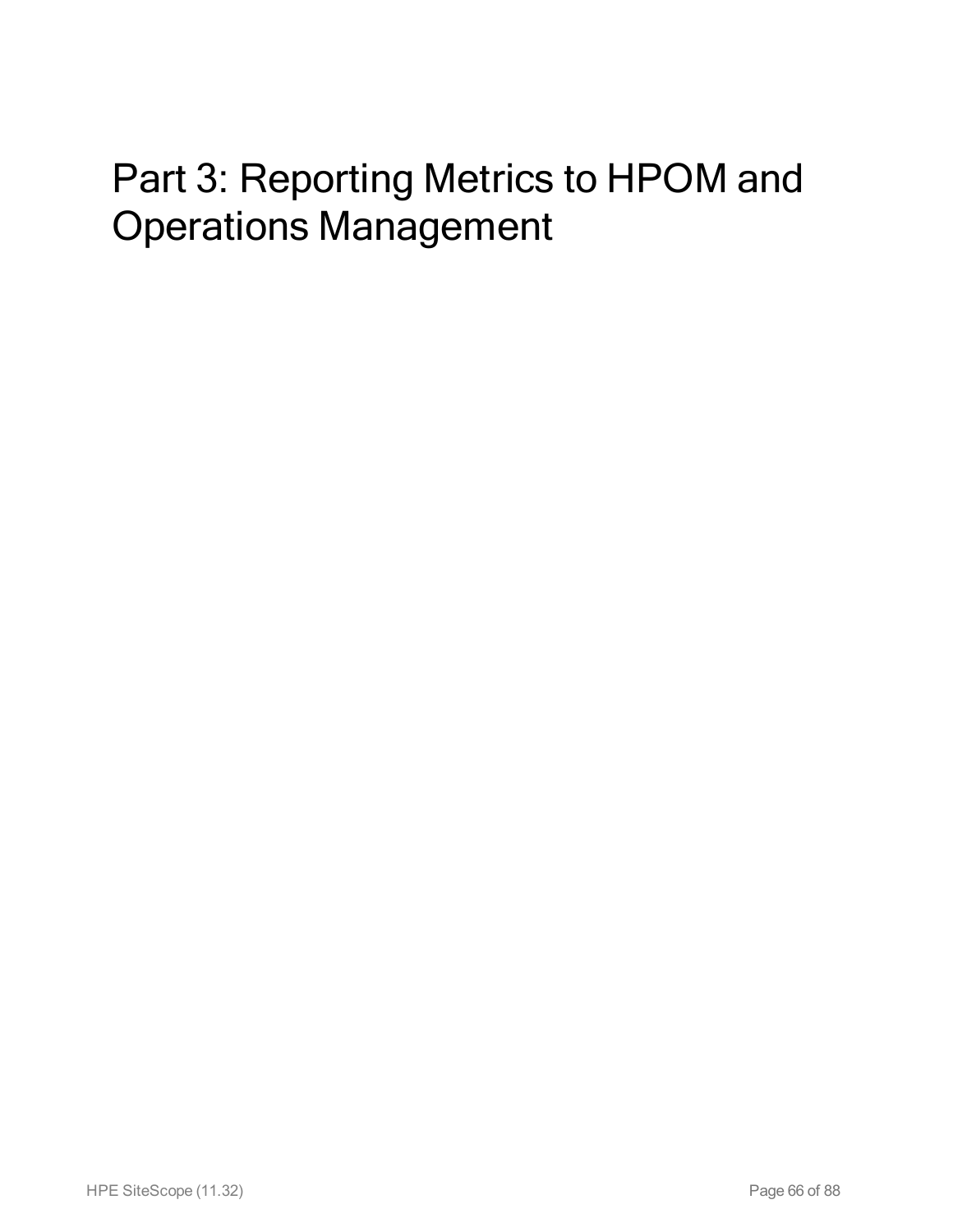# Part 3: Reporting Metrics to HPOM and Operations Management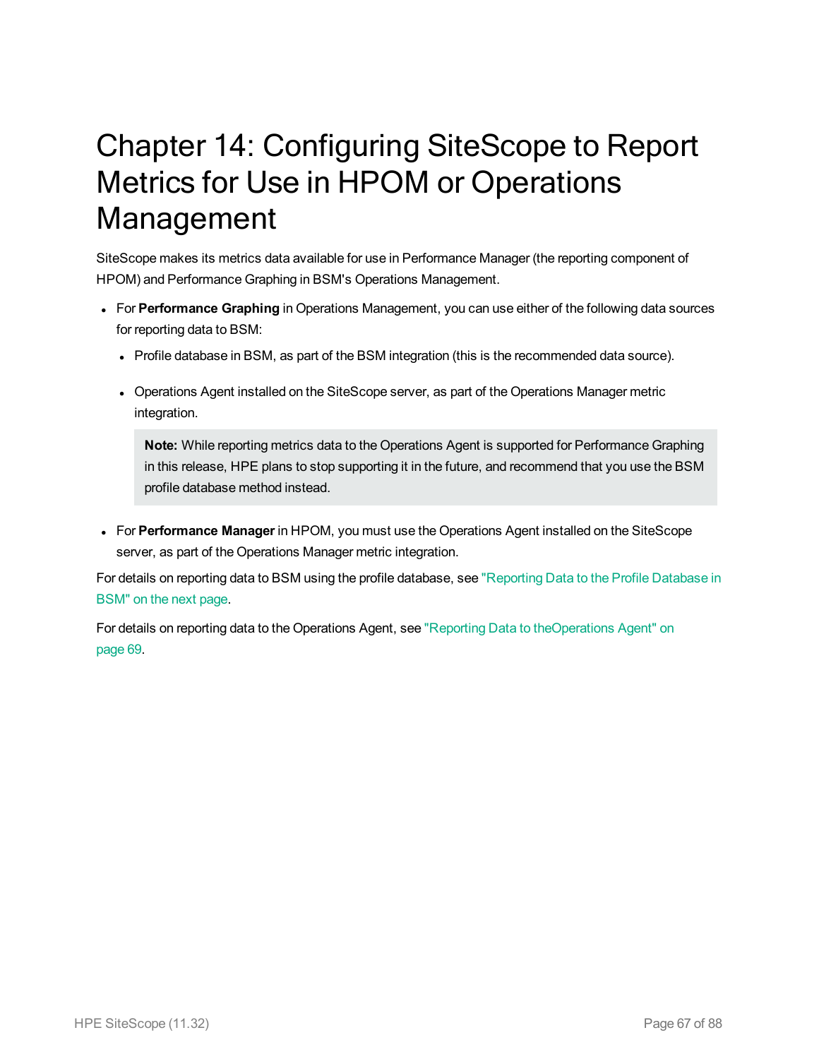# Chapter 14: Configuring SiteScope to Report Metrics for Use in HPOM or Operations Management

SiteScope makes its metrics data available for use in Performance Manager (the reporting component of HPOM) and Performance Graphing in BSM's Operations Management.

- For **Performance Graphing** in Operations Management, you can use either of the following data sources for reporting data to BSM:
  - Profile database in BSM, as part of the BSM integration (this is the recommended data source).
  - Operations Agent installed on the SiteScope server, as part of the Operations Manager metric integration.

    > **Note:** While reporting metrics data to the Operations Agent is supported for Performance Graphing in this release, HPE plans to stop supporting it in the future, and recommend that you use the BSM profile database method instead.

- For **Performance Manager** in HPOM, you must use the Operations Agent installed on the SiteScope server, as part of the Operations Manager metric integration.

For details on reporting data to BSM using the profile database, see "Reporting Data to the Profile Database in BSM" on the next page.

For details on reporting data to the Operations Agent, see "Reporting Data to theOperations Agent" on page 69.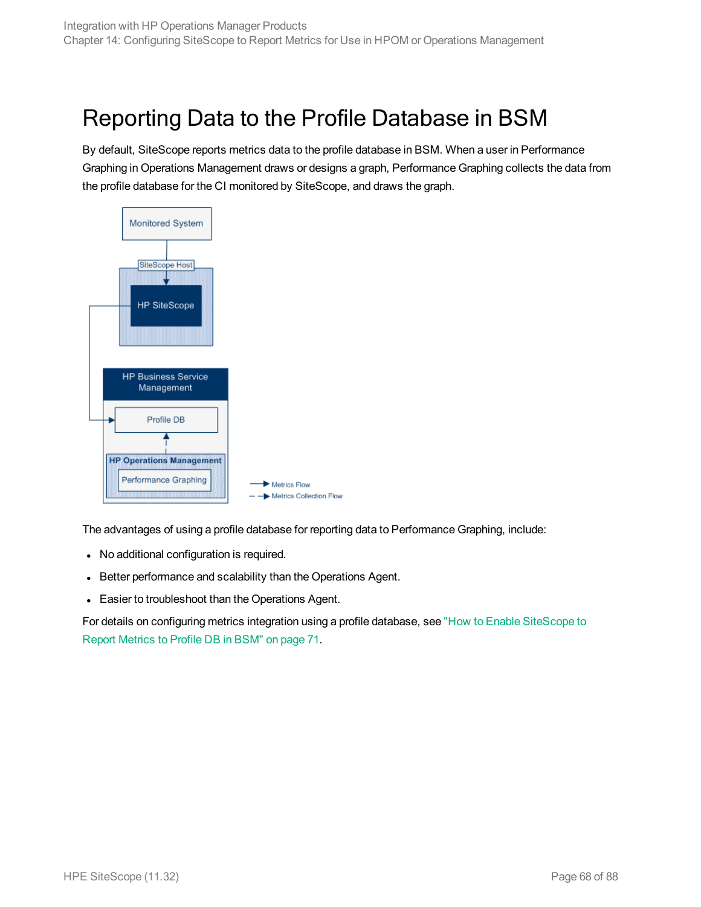# Reporting Data to the Profile Database in BSM

By default, SiteScope reports metrics data to the profile database in BSM. When a user in Performance Graphing in Operations Management draws or designs a graph, Performance Graphing collects the data from the profile database for the CI monitored by SiteScope, and draws the graph.

The advantages of using a profile database for reporting data to Performance Graphing, include:

- No additional configuration is required.
- Better performance and scalability than the Operations Agent.
- Easier to troubleshoot than the Operations Agent.

For details on configuring metrics integration using a profile database, see "How to Enable SiteScope to Report Metrics to Profile DB in BSM" on page 71.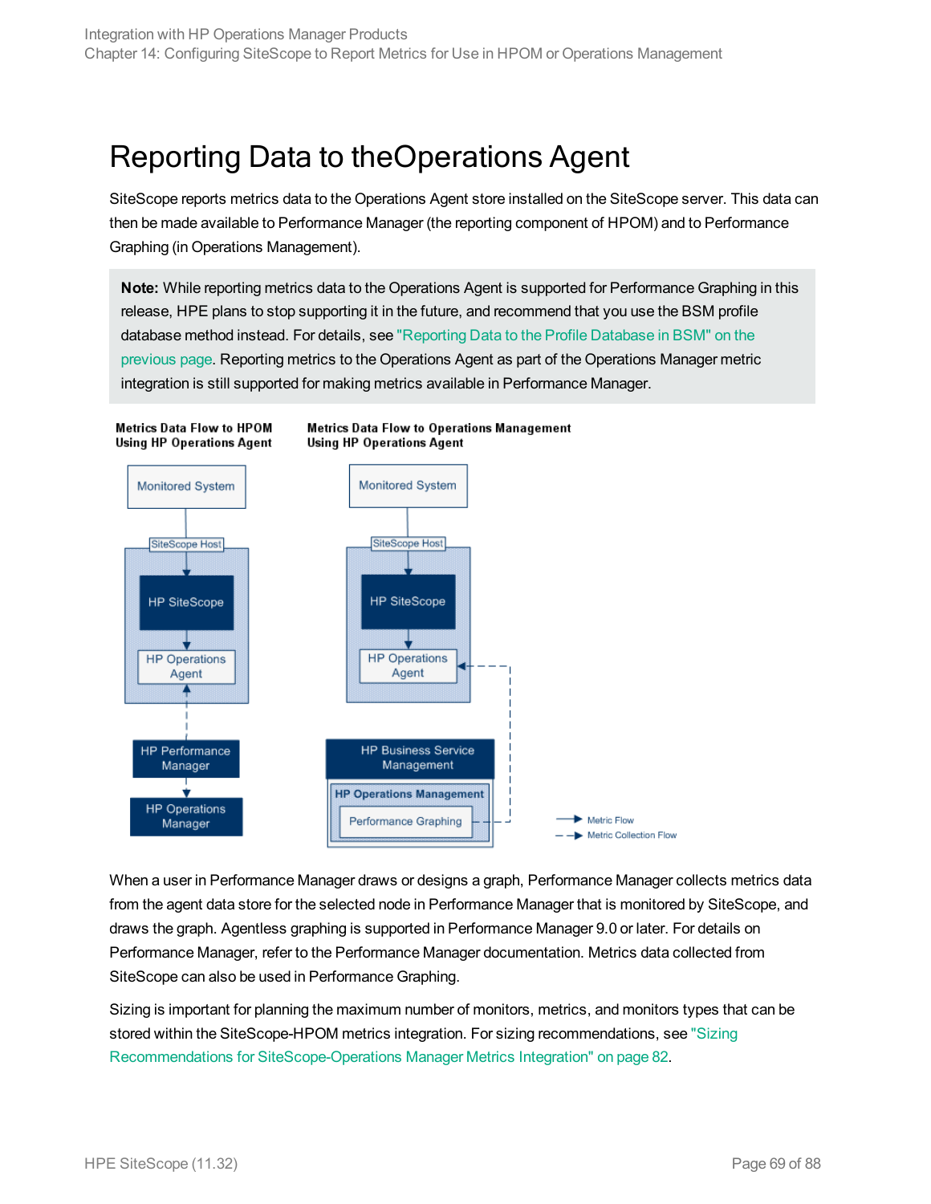# Reporting Data to theOperations Agent

SiteScope reports metrics data to the Operations Agent store installed on the SiteScope server. This data can then be made available to Performance Manager (the reporting component of HPOM) and to Performance Graphing (in Operations Management).

> **Note:** While reporting metrics data to the Operations Agent is supported for Performance Graphing in this release, HPE plans to stop supporting it in the future, and recommend that you use the BSM profile database method instead. For details, see "Reporting Data to the Profile Database in BSM" on the previous page. Reporting metrics to the Operations Agent as part of the Operations Manager metric integration is still supported for making metrics available in Performance Manager.

**Metrics Data Flow to HPOM Using HP Operations Agent**

**Metrics Data Flow to Operations Management Using HP Operations Agent**

Monitored System

SiteScope Host

HP SiteScope

HP Operations Agent

HP Performance Manager

HP Operations Manager

HP Business Service Management

HP Operations Management

Performance Graphing

Metric Flow

Metric Collection Flow

When a user in Performance Manager draws or designs a graph, Performance Manager collects metrics data from the agent data store for the selected node in Performance Manager that is monitored by SiteScope, and draws the graph. Agentless graphing is supported in Performance Manager 9.0 or later. For details on Performance Manager, refer to the Performance Manager documentation. Metrics data collected from SiteScope can also be used in Performance Graphing.

Sizing is important for planning the maximum number of monitors, metrics, and monitors types that can be stored within the SiteScope-HPOM metrics integration. For sizing recommendations, see "Sizing Recommendations for SiteScope-Operations Manager Metrics Integration" on page 82.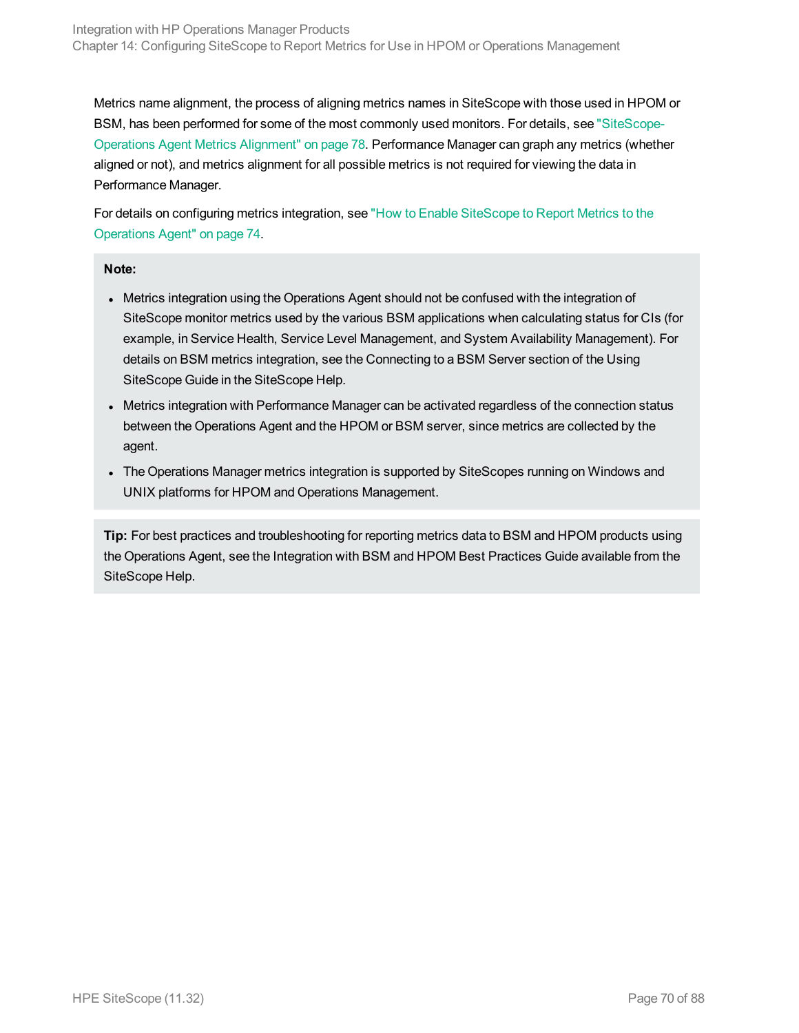Metrics name alignment, the process of aligning metrics names in SiteScope with those used in HPOM or BSM, has been performed for some of the most commonly used monitors. For details, see "SiteScope-Operations Agent Metrics Alignment" on page 78. Performance Manager can graph any metrics (whether aligned or not), and metrics alignment for all possible metrics is not required for viewing the data in Performance Manager.

For details on configuring metrics integration, see "How to Enable SiteScope to Report Metrics to the Operations Agent" on page 74.

**Note:**

- Metrics integration using the Operations Agent should not be confused with the integration of SiteScope monitor metrics used by the various BSM applications when calculating status for CIs (for example, in Service Health, Service Level Management, and System Availability Management). For details on BSM metrics integration, see the Connecting to a BSM Server section of the Using SiteScope Guide in the SiteScope Help.
- Metrics integration with Performance Manager can be activated regardless of the connection status between the Operations Agent and the HPOM or BSM server, since metrics are collected by the agent.
- The Operations Manager metrics integration is supported by SiteScopes running on Windows and UNIX platforms for HPOM and Operations Management.

**Tip:** For best practices and troubleshooting for reporting metrics data to BSM and HPOM products using the Operations Agent, see the Integration with BSM and HPOM Best Practices Guide available from the SiteScope Help.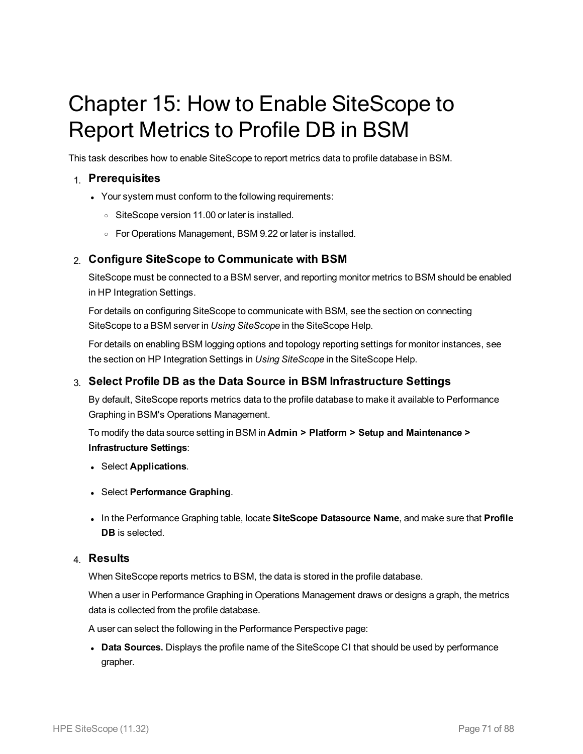# Chapter 15: How to Enable SiteScope to Report Metrics to Profile DB in BSM

This task describes how to enable SiteScope to report metrics data to profile database in BSM.

1. **Prerequisites**

   - Your system must conform to the following requirements:
     - SiteScope version 11.00 or later is installed.
     - For Operations Management, BSM 9.22 or later is installed.

2. **Configure SiteScope to Communicate with BSM**

   SiteScope must be connected to a BSM server, and reporting monitor metrics to BSM should be enabled in HP Integration Settings.

   For details on configuring SiteScope to communicate with BSM, see the section on connecting SiteScope to a BSM server in *Using SiteScope* in the SiteScope Help.

   For details on enabling BSM logging options and topology reporting settings for monitor instances, see the section on HP Integration Settings in *Using SiteScope* in the SiteScope Help.

3. **Select Profile DB as the Data Source in BSM Infrastructure Settings**

   By default, SiteScope reports metrics data to the profile database to make it available to Performance Graphing in BSM's Operations Management.

   To modify the data source setting in BSM in **Admin > Platform > Setup and Maintenance > Infrastructure Settings**:

   - Select **Applications**.
   - Select **Performance Graphing**.
   - In the Performance Graphing table, locate **SiteScope Datasource Name**, and make sure that **Profile DB** is selected.

4. **Results**

   When SiteScope reports metrics to BSM, the data is stored in the profile database.

   When a user in Performance Graphing in Operations Management draws or designs a graph, the metrics data is collected from the profile database.

   A user can select the following in the Performance Perspective page:

   - **Data Sources.** Displays the profile name of the SiteScope CI that should be used by performance grapher.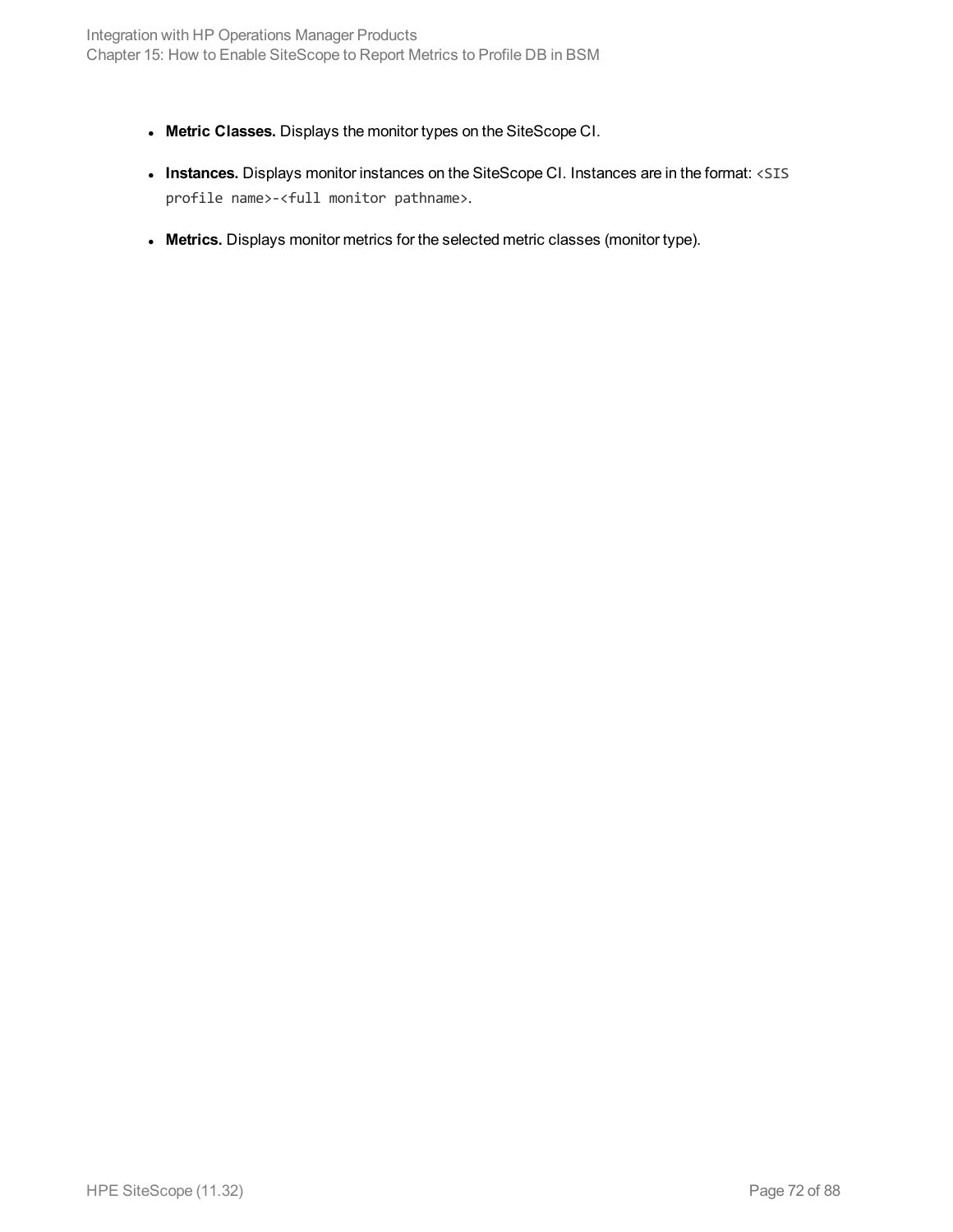- **Metric Classes.** Displays the monitor types on the SiteScope CI.
- **Instances.** Displays monitor instances on the SiteScope CI. Instances are in the format: `<SIS profile name>-<full monitor pathname>`.
- **Metrics.** Displays monitor metrics for the selected metric classes (monitor type).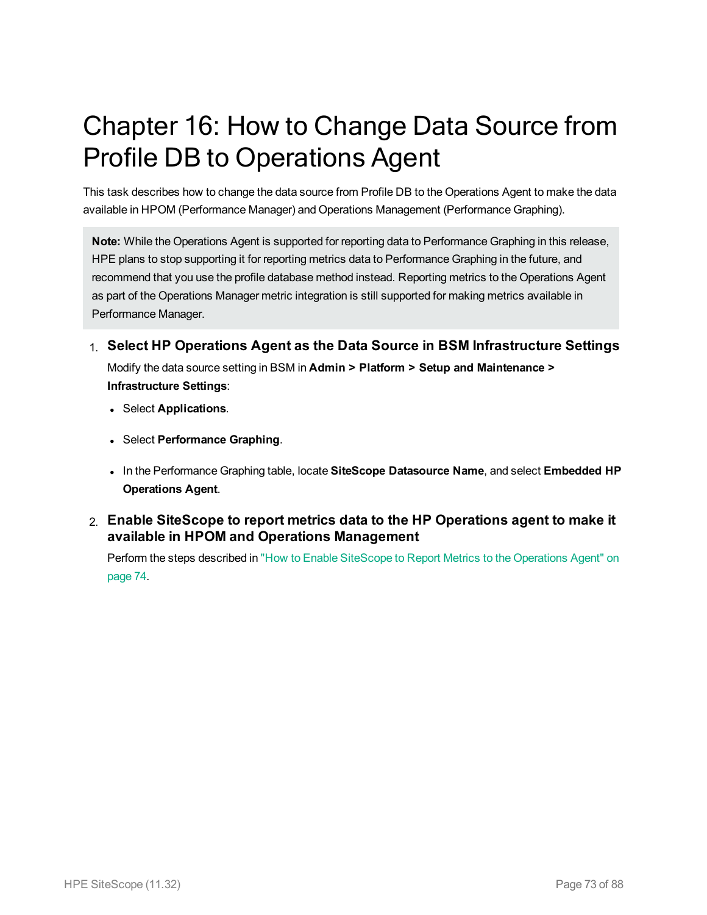# Chapter 16: How to Change Data Source from Profile DB to Operations Agent

This task describes how to change the data source from Profile DB to the Operations Agent to make the data available in HPOM (Performance Manager) and Operations Management (Performance Graphing).

> **Note:** While the Operations Agent is supported for reporting data to Performance Graphing in this release, HPE plans to stop supporting it for reporting metrics data to Performance Graphing in the future, and recommend that you use the profile database method instead. Reporting metrics to the Operations Agent as part of the Operations Manager metric integration is still supported for making metrics available in Performance Manager.

1. **Select HP Operations Agent as the Data Source in BSM Infrastructure Settings**

   Modify the data source setting in BSM in **Admin > Platform > Setup and Maintenance > Infrastructure Settings**:

   - Select **Applications**.
   - Select **Performance Graphing**.
   - In the Performance Graphing table, locate **SiteScope Datasource Name**, and select **Embedded HP Operations Agent**.

2. **Enable SiteScope to report metrics data to the HP Operations agent to make it available in HPOM and Operations Management**

   Perform the steps described in "How to Enable SiteScope to Report Metrics to the Operations Agent" on page 74.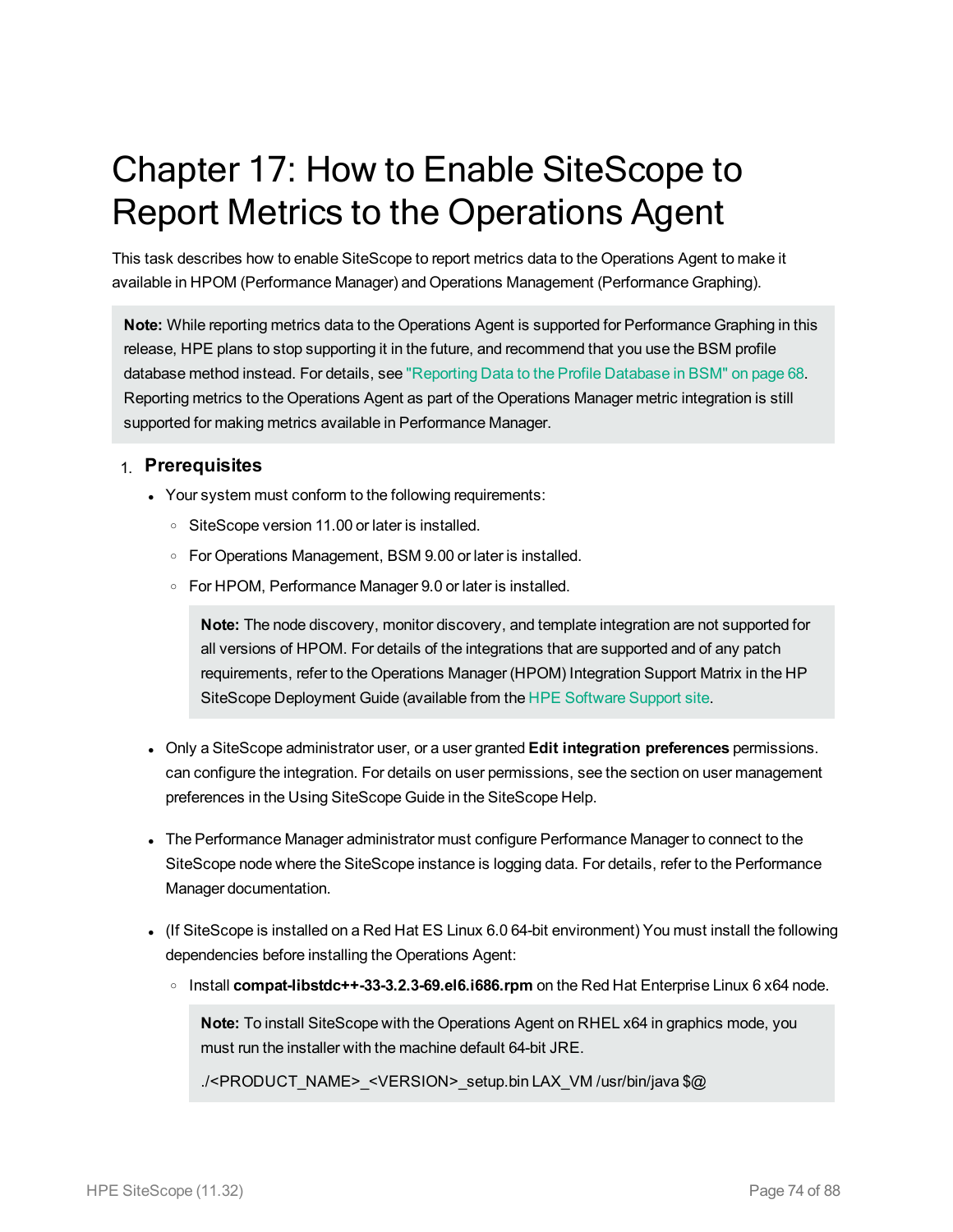# Chapter 17: How to Enable SiteScope to Report Metrics to the Operations Agent

This task describes how to enable SiteScope to report metrics data to the Operations Agent to make it available in HPOM (Performance Manager) and Operations Management (Performance Graphing).

> **Note:** While reporting metrics data to the Operations Agent is supported for Performance Graphing in this release, HPE plans to stop supporting it in the future, and recommend that you use the BSM profile database method instead. For details, see "Reporting Data to the Profile Database in BSM" on page 68. Reporting metrics to the Operations Agent as part of the Operations Manager metric integration is still supported for making metrics available in Performance Manager.

1. **Prerequisites**

   - Your system must conform to the following requirements:
     - SiteScope version 11.00 or later is installed.
     - For Operations Management, BSM 9.00 or later is installed.
     - For HPOM, Performance Manager 9.0 or later is installed.

       > **Note:** The node discovery, monitor discovery, and template integration are not supported for all versions of HPOM. For details of the integrations that are supported and of any patch requirements, refer to the Operations Manager (HPOM) Integration Support Matrix in the HP SiteScope Deployment Guide (available from the HPE Software Support site.

   - Only a SiteScope administrator user, or a user granted **Edit integration preferences** permissions. can configure the integration. For details on user permissions, see the section on user management preferences in the Using SiteScope Guide in the SiteScope Help.

   - The Performance Manager administrator must configure Performance Manager to connect to the SiteScope node where the SiteScope instance is logging data. For details, refer to the Performance Manager documentation.

   - (If SiteScope is installed on a Red Hat ES Linux 6.0 64-bit environment) You must install the following dependencies before installing the Operations Agent:
     - Install **compat-libstdc++-33-3.2.3-69.el6.i686.rpm** on the Red Hat Enterprise Linux 6 x64 node.

       > **Note:** To install SiteScope with the Operations Agent on RHEL x64 in graphics mode, you must run the installer with the machine default 64-bit JRE.
       >
       > ./<PRODUCT_NAME>_<VERSION>_setup.bin LAX_VM /usr/bin/java $@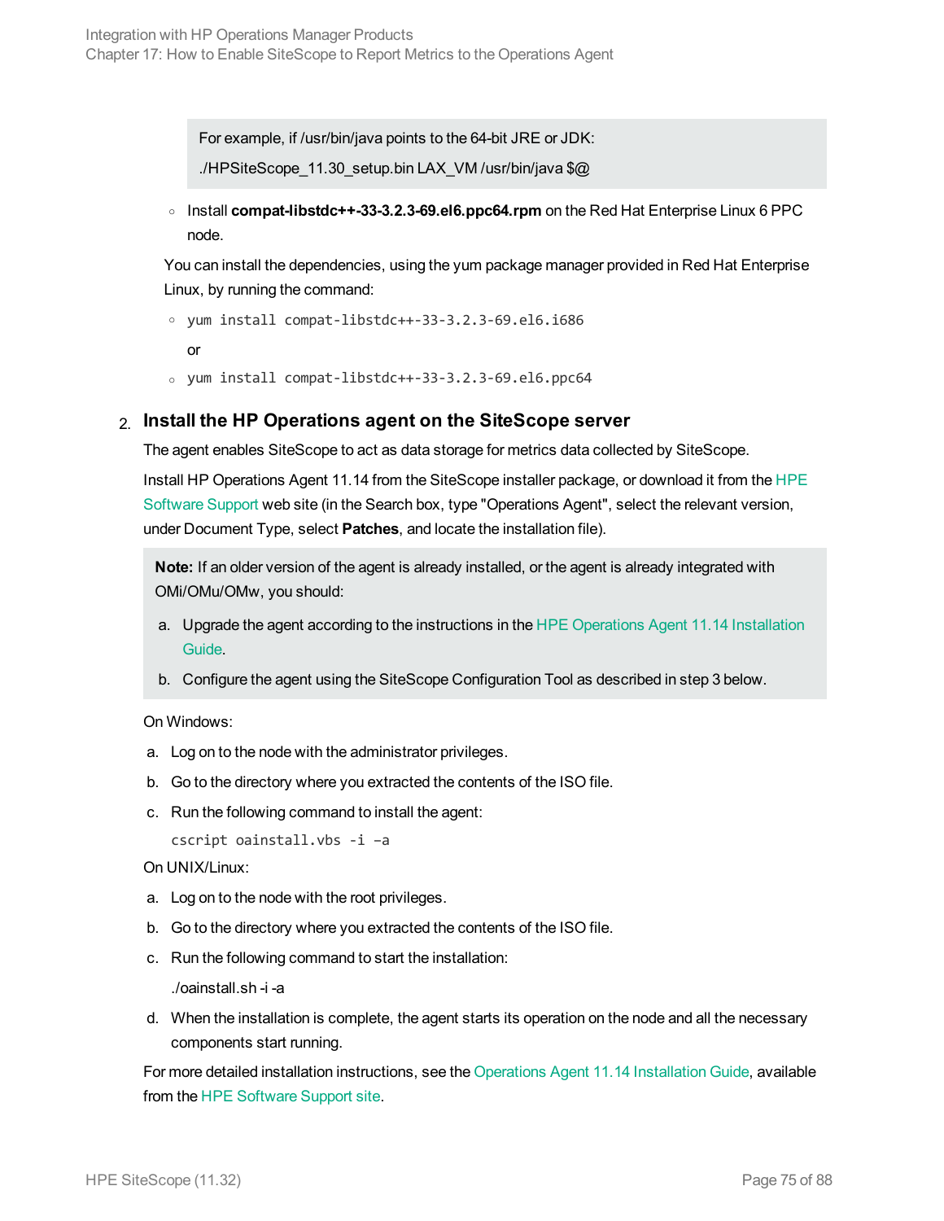> For example, if /usr/bin/java points to the 64-bit JRE or JDK:
>
> ./HPSiteScope_11.30_setup.bin LAX_VM /usr/bin/java $@

- Install **compat-libstdc++-33-3.2.3-69.el6.ppc64.rpm** on the Red Hat Enterprise Linux 6 PPC node.

You can install the dependencies, using the yum package manager provided in Red Hat Enterprise Linux, by running the command:

- `yum install compat-libstdc++-33-3.2.3-69.el6.i686`

  or

- `yum install compat-libstdc++-33-3.2.3-69.el6.ppc64`

2. **Install the HP Operations agent on the SiteScope server**

   The agent enables SiteScope to act as data storage for metrics data collected by SiteScope.

   Install HP Operations Agent 11.14 from the SiteScope installer package, or download it from the HPE Software Support web site (in the Search box, type "Operations Agent", select the relevant version, under Document Type, select **Patches**, and locate the installation file).

   > **Note:** If an older version of the agent is already installed, or the agent is already integrated with OMi/OMu/OMw, you should:
   >
   > a. Upgrade the agent according to the instructions in the HPE Operations Agent 11.14 Installation Guide.
   >
   > b. Configure the agent using the SiteScope Configuration Tool as described in step 3 below.

   On Windows:

   a. Log on to the node with the administrator privileges.

   b. Go to the directory where you extracted the contents of the ISO file.

   c. Run the following command to install the agent:

   ```
   cscript oainstall.vbs -i –a
   ```

   On UNIX/Linux:

   a. Log on to the node with the root privileges.

   b. Go to the directory where you extracted the contents of the ISO file.

   c. Run the following command to start the installation:

   ./oainstall.sh -i -a

   d. When the installation is complete, the agent starts its operation on the node and all the necessary components start running.

   For more detailed installation instructions, see the Operations Agent 11.14 Installation Guide, available from the HPE Software Support site.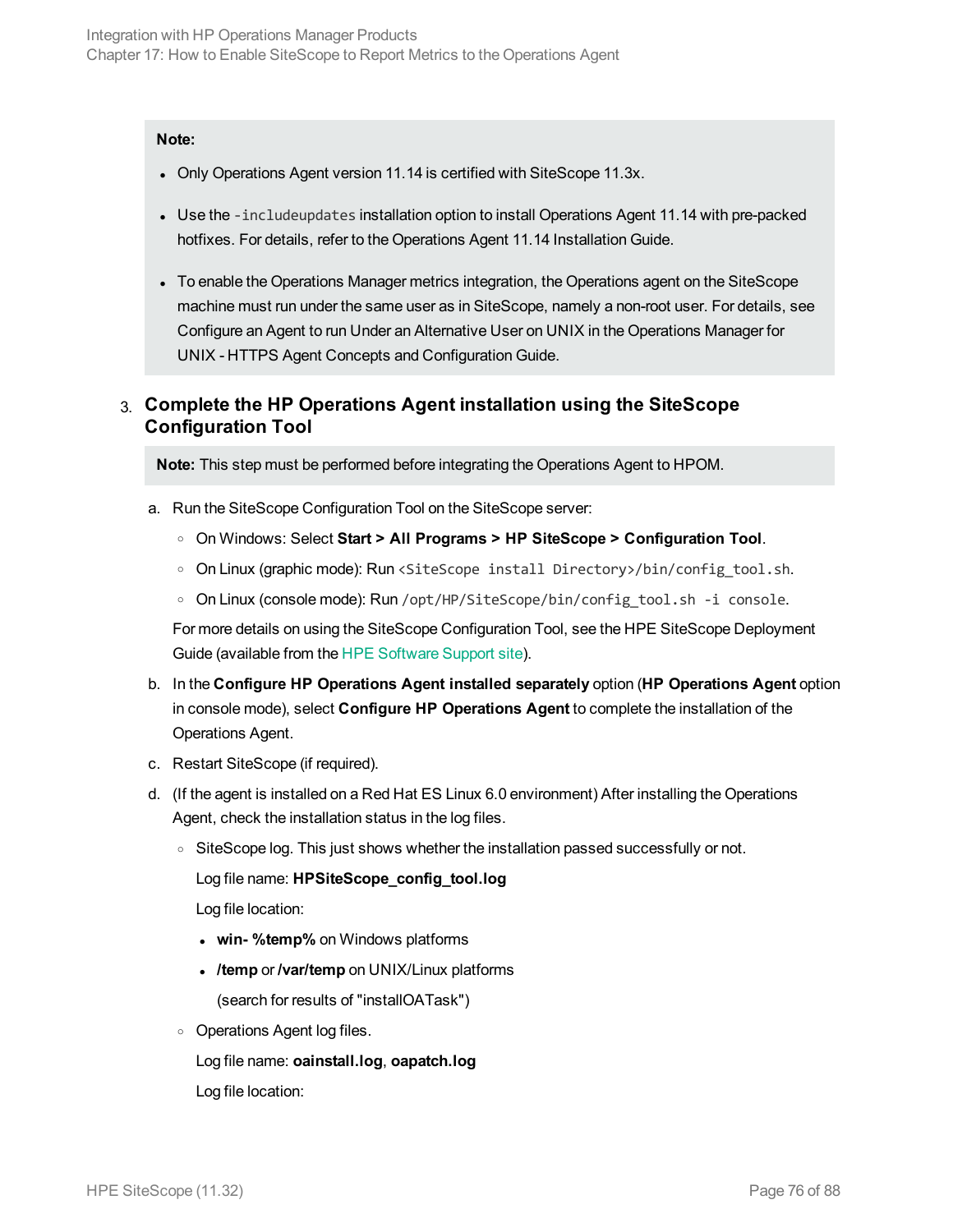> **Note:**
>
> - Only Operations Agent version 11.14 is certified with SiteScope 11.3x.
> - Use the `-includeupdates` installation option to install Operations Agent 11.14 with pre-packed hotfixes. For details, refer to the Operations Agent 11.14 Installation Guide.
> - To enable the Operations Manager metrics integration, the Operations agent on the SiteScope machine must run under the same user as in SiteScope, namely a non-root user. For details, see Configure an Agent to run Under an Alternative User on UNIX in the Operations Manager for UNIX - HTTPS Agent Concepts and Configuration Guide.

3. **Complete the HP Operations Agent installation using the SiteScope Configuration Tool**

   > **Note:** This step must be performed before integrating the Operations Agent to HPOM.

   a. Run the SiteScope Configuration Tool on the SiteScope server:
      - On Windows: Select **Start > All Programs > HP SiteScope > Configuration Tool**.
      - On Linux (graphic mode): Run `<SiteScope install Directory>/bin/config_tool.sh`.
      - On Linux (console mode): Run `/opt/HP/SiteScope/bin/config_tool.sh -i console`.

      For more details on using the SiteScope Configuration Tool, see the HPE SiteScope Deployment Guide (available from the HPE Software Support site).

   b. In the **Configure HP Operations Agent installed separately** option (**HP Operations Agent** option in console mode), select **Configure HP Operations Agent** to complete the installation of the Operations Agent.

   c. Restart SiteScope (if required).

   d. (If the agent is installed on a Red Hat ES Linux 6.0 environment) After installing the Operations Agent, check the installation status in the log files.
      - SiteScope log. This just shows whether the installation passed successfully or not.

        Log file name: **HPSiteScope_config_tool.log**

        Log file location:
        - **win- %temp%** on Windows platforms
        - **/temp** or **/var/temp** on UNIX/Linux platforms

          (search for results of "installOATask")
      - Operations Agent log files.

        Log file name: **oainstall.log**, **oapatch.log**

        Log file location: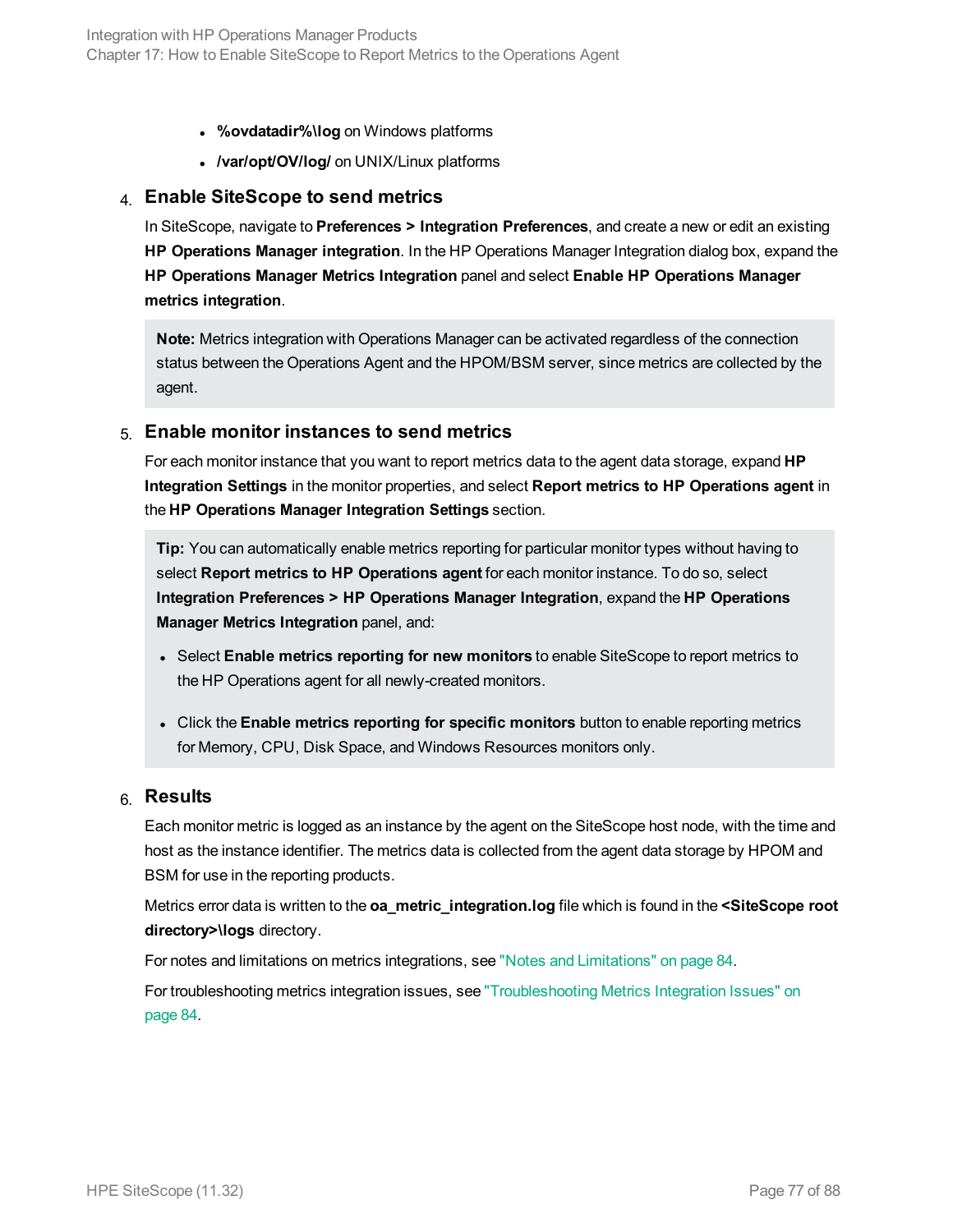- **%ovdatadir%\log** on Windows platforms
- **/var/opt/OV/log/** on UNIX/Linux platforms

4. **Enable SiteScope to send metrics**

   In SiteScope, navigate to **Preferences > Integration Preferences**, and create a new or edit an existing **HP Operations Manager integration**. In the HP Operations Manager Integration dialog box, expand the **HP Operations Manager Metrics Integration** panel and select **Enable HP Operations Manager metrics integration**.

   > **Note:** Metrics integration with Operations Manager can be activated regardless of the connection status between the Operations Agent and the HPOM/BSM server, since metrics are collected by the agent.

5. **Enable monitor instances to send metrics**

   For each monitor instance that you want to report metrics data to the agent data storage, expand **HP Integration Settings** in the monitor properties, and select **Report metrics to HP Operations agent** in the **HP Operations Manager Integration Settings** section.

   > **Tip:** You can automatically enable metrics reporting for particular monitor types without having to select **Report metrics to HP Operations agent** for each monitor instance. To do so, select **Integration Preferences > HP Operations Manager Integration**, expand the **HP Operations Manager Metrics Integration** panel, and:
   >
   > - Select **Enable metrics reporting for new monitors** to enable SiteScope to report metrics to the HP Operations agent for all newly-created monitors.
   > - Click the **Enable metrics reporting for specific monitors** button to enable reporting metrics for Memory, CPU, Disk Space, and Windows Resources monitors only.

6. **Results**

   Each monitor metric is logged as an instance by the agent on the SiteScope host node, with the time and host as the instance identifier. The metrics data is collected from the agent data storage by HPOM and BSM for use in the reporting products.

   Metrics error data is written to the **oa_metric_integration.log** file which is found in the **<SiteScope root directory>\logs** directory.

   For notes and limitations on metrics integrations, see "Notes and Limitations" on page 84.

   For troubleshooting metrics integration issues, see "Troubleshooting Metrics Integration Issues" on page 84.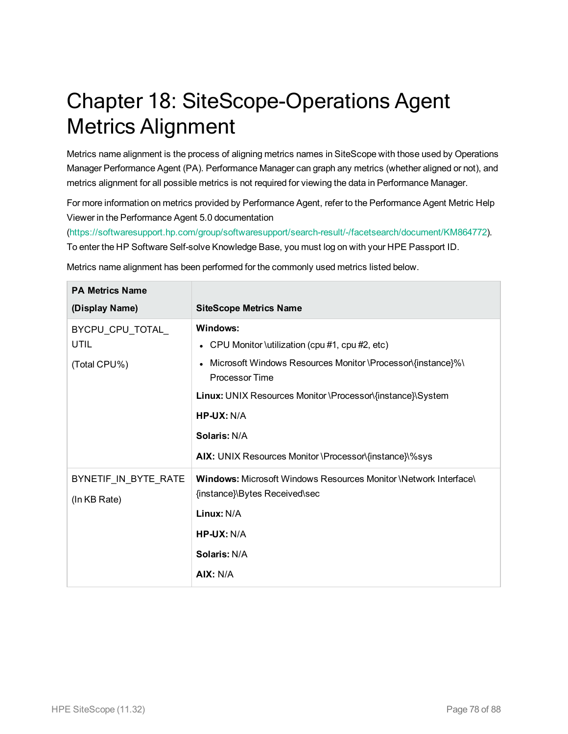# Chapter 18: SiteScope-Operations Agent Metrics Alignment

Metrics name alignment is the process of aligning metrics names in SiteScope with those used by Operations Manager Performance Agent (PA). Performance Manager can graph any metrics (whether aligned or not), and metrics alignment for all possible metrics is not required for viewing the data in Performance Manager.

For more information on metrics provided by Performance Agent, refer to the Performance Agent Metric Help Viewer in the Performance Agent 5.0 documentation (https://softwaresupport.hp.com/group/softwaresupport/search-result/-/facetsearch/document/KM864772). To enter the HP Software Self-solve Knowledge Base, you must log on with your HPE Passport ID.

Metrics name alignment has been performed for the commonly used metrics listed below.

| PA Metrics Name (Display Name) | SiteScope Metrics Name |
|---|---|
| BYCPU_CPU_TOTAL_UTIL<br><br>(Total CPU%) | **Windows:**<br>• CPU Monitor \utilization (cpu #1, cpu #2, etc)<br>• Microsoft Windows Resources Monitor \Processor\{instance}%\Processor Time<br><br>**Linux:** UNIX Resources Monitor \Processor\{instance}\System<br><br>**HP-UX:** N/A<br><br>**Solaris:** N/A<br><br>**AIX:** UNIX Resources Monitor \Processor\{instance}\%sys |
| BYNETIF_IN_BYTE_RATE<br><br>(In KB Rate) | **Windows:** Microsoft Windows Resources Monitor \Network Interface\{instance}\Bytes Received\sec<br><br>**Linux:** N/A<br><br>**HP-UX:** N/A<br><br>**Solaris:** N/A<br><br>**AIX:** N/A |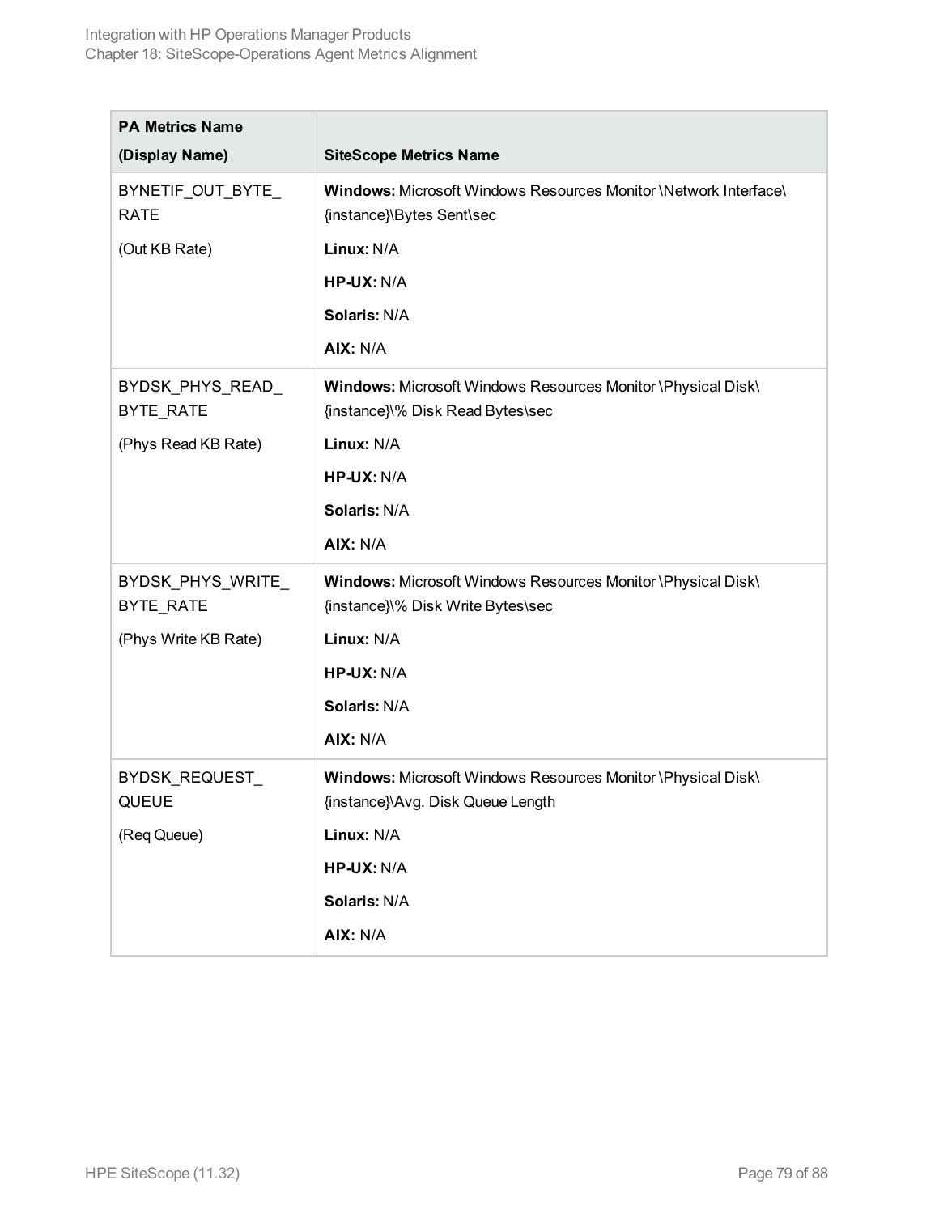| PA Metrics Name (Display Name) | SiteScope Metrics Name |
|---|---|
| BYNETIF_OUT_BYTE_RATE (Out KB Rate) | **Windows:** Microsoft Windows Resources Monitor \Network Interface\{instance}\Bytes Sent\sec<br>**Linux:** N/A<br>**HP-UX:** N/A<br>**Solaris:** N/A<br>**AIX:** N/A |
| BYDSK_PHYS_READ_BYTE_RATE (Phys Read KB Rate) | **Windows:** Microsoft Windows Resources Monitor \Physical Disk\{instance}\% Disk Read Bytes\sec<br>**Linux:** N/A<br>**HP-UX:** N/A<br>**Solaris:** N/A<br>**AIX:** N/A |
| BYDSK_PHYS_WRITE_BYTE_RATE (Phys Write KB Rate) | **Windows:** Microsoft Windows Resources Monitor \Physical Disk\{instance}\% Disk Write Bytes\sec<br>**Linux:** N/A<br>**HP-UX:** N/A<br>**Solaris:** N/A<br>**AIX:** N/A |
| BYDSK_REQUEST_QUEUE (Req Queue) | **Windows:** Microsoft Windows Resources Monitor \Physical Disk\{instance}\Avg. Disk Queue Length<br>**Linux:** N/A<br>**HP-UX:** N/A<br>**Solaris:** N/A<br>**AIX:** N/A |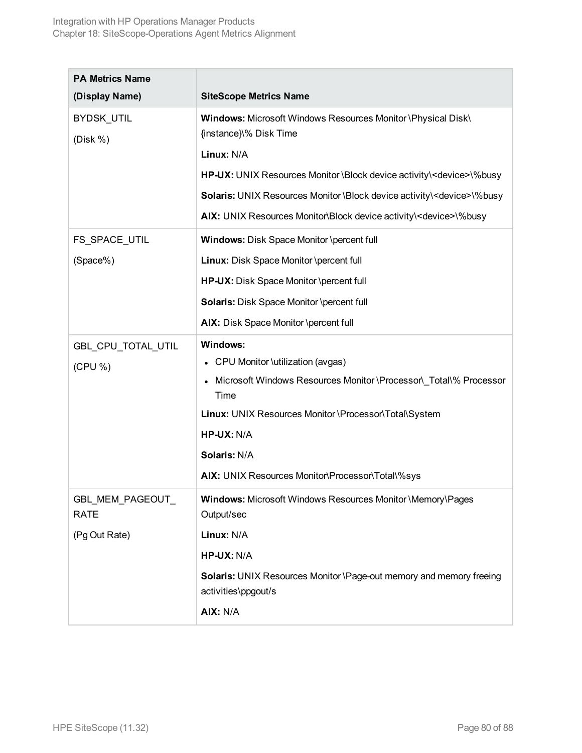| PA Metrics Name (Display Name) | SiteScope Metrics Name |
|---|---|
| BYDSK_UTIL<br><br>(Disk %) | **Windows:** Microsoft Windows Resources Monitor \Physical Disk\{instance}\% Disk Time<br><br>**Linux:** N/A<br><br>**HP-UX:** UNIX Resources Monitor \Block device activity\<device>\%busy<br><br>**Solaris:** UNIX Resources Monitor \Block device activity\<device>\%busy<br><br>**AIX:** UNIX Resources Monitor\Block device activity\<device>\%busy |
| FS_SPACE_UTIL<br><br>(Space%) | **Windows:** Disk Space Monitor \percent full<br><br>**Linux:** Disk Space Monitor \percent full<br><br>**HP-UX:** Disk Space Monitor \percent full<br><br>**Solaris:** Disk Space Monitor \percent full<br><br>**AIX:** Disk Space Monitor \percent full |
| GBL_CPU_TOTAL_UTIL<br><br>(CPU %) | **Windows:**<br>• CPU Monitor \utilization (avgas)<br>• Microsoft Windows Resources Monitor \Processor\_Total\% Processor Time<br><br>**Linux:** UNIX Resources Monitor \Processor\Total\System<br><br>**HP-UX:** N/A<br><br>**Solaris:** N/A<br><br>**AIX:** UNIX Resources Monitor\Processor\Total\%sys |
| GBL_MEM_PAGEOUT_RATE<br><br>(Pg Out Rate) | **Windows:** Microsoft Windows Resources Monitor \Memory\Pages Output/sec<br><br>**Linux:** N/A<br><br>**HP-UX:** N/A<br><br>**Solaris:** UNIX Resources Monitor \Page-out memory and memory freeing activities\ppgout/s<br><br>**AIX:** N/A |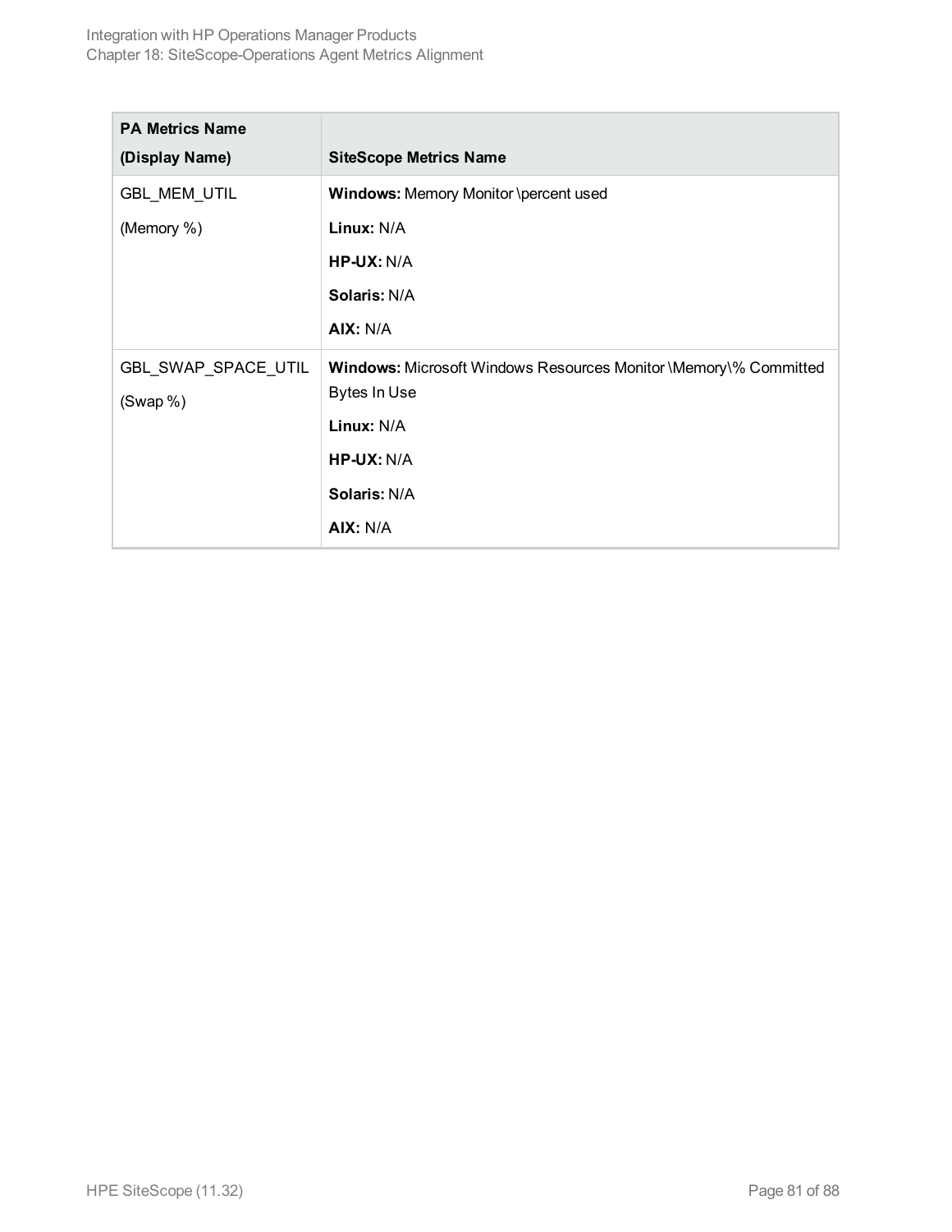| PA Metrics Name (Display Name) | SiteScope Metrics Name |
| --- | --- |
| GBL_MEM_UTIL<br>(Memory %) | **Windows:** Memory Monitor \percent used<br>**Linux:** N/A<br>**HP-UX:** N/A<br>**Solaris:** N/A<br>**AIX:** N/A |
| GBL_SWAP_SPACE_UTIL<br>(Swap %) | **Windows:** Microsoft Windows Resources Monitor \Memory\% Committed Bytes In Use<br>**Linux:** N/A<br>**HP-UX:** N/A<br>**Solaris:** N/A<br>**AIX:** N/A |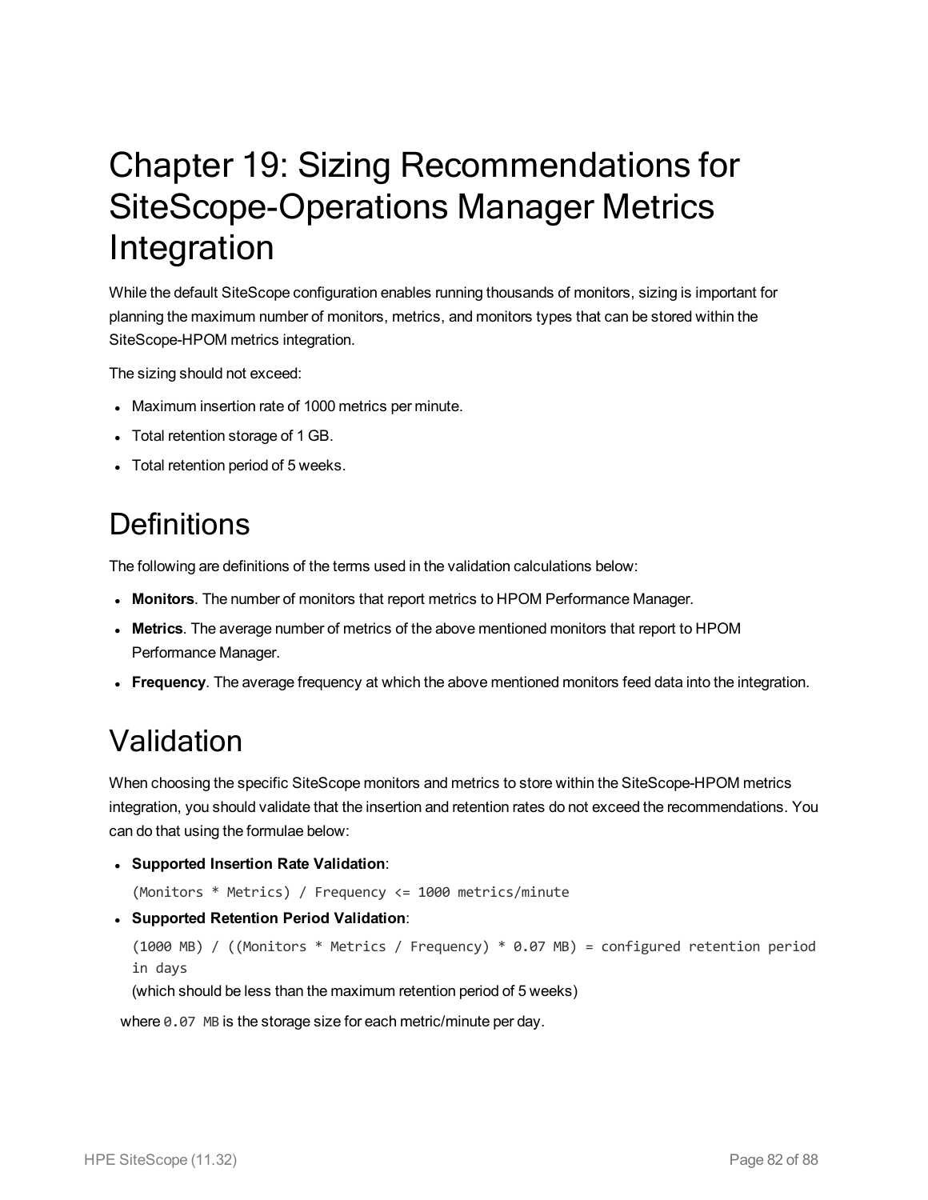# Chapter 19: Sizing Recommendations for SiteScope-Operations Manager Metrics Integration

While the default SiteScope configuration enables running thousands of monitors, sizing is important for planning the maximum number of monitors, metrics, and monitors types that can be stored within the SiteScope-HPOM metrics integration.

The sizing should not exceed:

- Maximum insertion rate of 1000 metrics per minute.
- Total retention storage of 1 GB.
- Total retention period of 5 weeks.

## Definitions

The following are definitions of the terms used in the validation calculations below:

- **Monitors**. The number of monitors that report metrics to HPOM Performance Manager.
- **Metrics**. The average number of metrics of the above mentioned monitors that report to HPOM Performance Manager.
- **Frequency**. The average frequency at which the above mentioned monitors feed data into the integration.

## Validation

When choosing the specific SiteScope monitors and metrics to store within the SiteScope-HPOM metrics integration, you should validate that the insertion and retention rates do not exceed the recommendations. You can do that using the formulae below:

- **Supported Insertion Rate Validation**:

  ```
  (Monitors * Metrics) / Frequency <= 1000 metrics/minute
  ```

- **Supported Retention Period Validation**:

  ```
  (1000 MB) / ((Monitors * Metrics / Frequency) * 0.07 MB) = configured retention period in days
  ```

  (which should be less than the maximum retention period of 5 weeks)

where `0.07 MB` is the storage size for each metric/minute per day.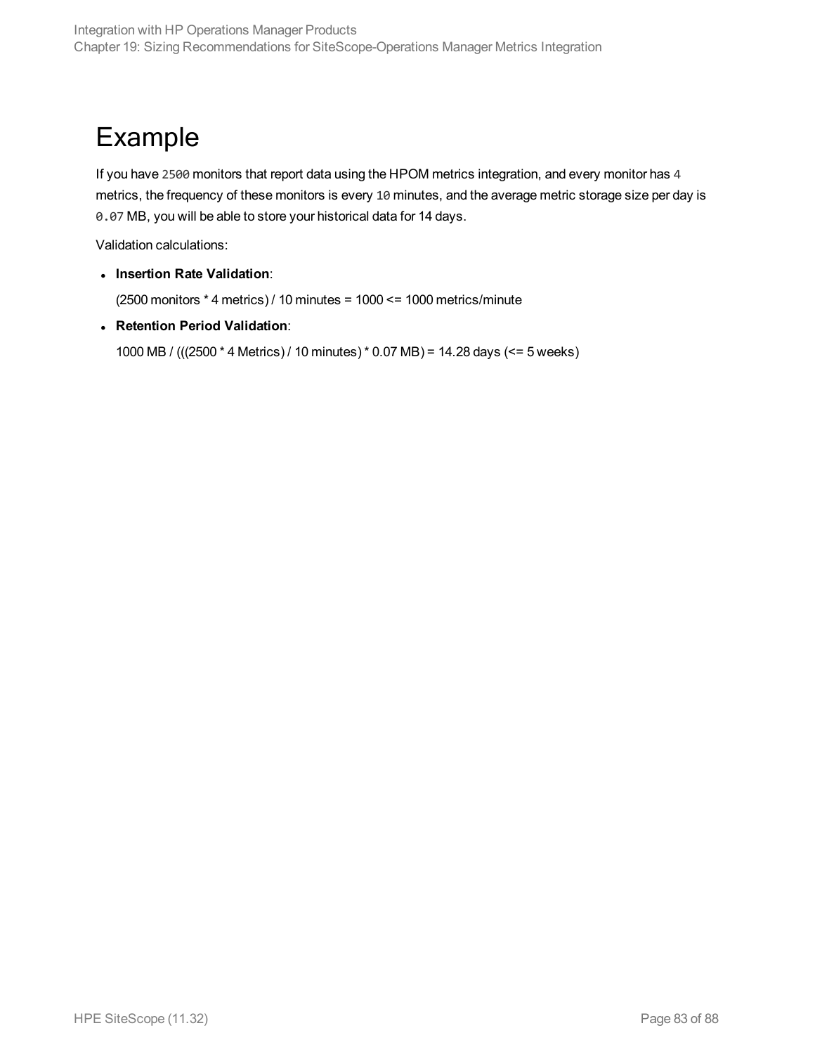# Example

If you have `2500` monitors that report data using the HPOM metrics integration, and every monitor has `4` metrics, the frequency of these monitors is every `10` minutes, and the average metric storage size per day is `0.07` MB, you will be able to store your historical data for 14 days.

Validation calculations:

- **Insertion Rate Validation**:

  (2500 monitors * 4 metrics) / 10 minutes = 1000 <= 1000 metrics/minute

- **Retention Period Validation**:

  1000 MB / (((2500 * 4 Metrics) / 10 minutes) * 0.07 MB) = 14.28 days (<= 5 weeks)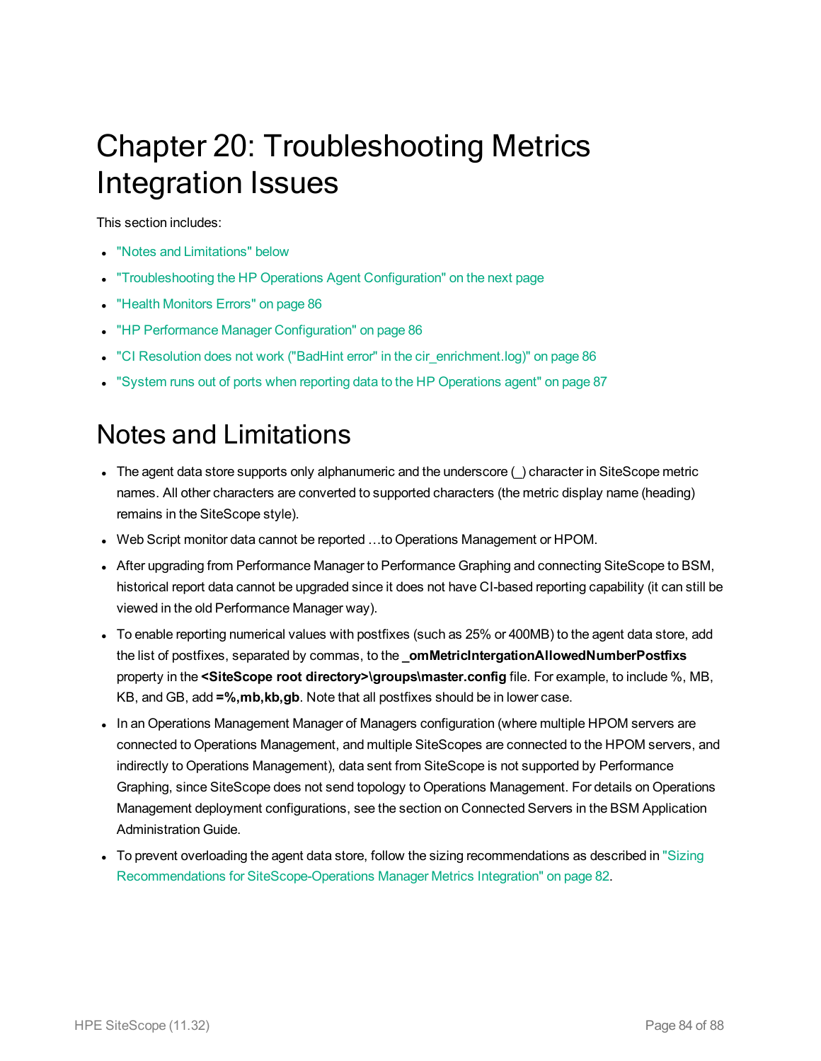# Chapter 20: Troubleshooting Metrics Integration Issues

This section includes:

- "Notes and Limitations" below
- "Troubleshooting the HP Operations Agent Configuration" on the next page
- "Health Monitors Errors" on page 86
- "HP Performance Manager Configuration" on page 86
- "CI Resolution does not work ("BadHint error" in the cir_enrichment.log)" on page 86
- "System runs out of ports when reporting data to the HP Operations agent" on page 87

## Notes and Limitations

- The agent data store supports only alphanumeric and the underscore (_) character in SiteScope metric names. All other characters are converted to supported characters (the metric display name (heading) remains in the SiteScope style).
- Web Script monitor data cannot be reported …to Operations Management or HPOM.
- After upgrading from Performance Manager to Performance Graphing and connecting SiteScope to BSM, historical report data cannot be upgraded since it does not have CI-based reporting capability (it can still be viewed in the old Performance Manager way).
- To enable reporting numerical values with postfixes (such as 25% or 400MB) to the agent data store, add the list of postfixes, separated by commas, to the **_omMetricIntergationAllowedNumberPostfixs** property in the **<SiteScope root directory>\groups\master.config** file. For example, to include %, MB, KB, and GB, add **=%,mb,kb,gb**. Note that all postfixes should be in lower case.
- In an Operations Management Manager of Managers configuration (where multiple HPOM servers are connected to Operations Management, and multiple SiteScopes are connected to the HPOM servers, and indirectly to Operations Management), data sent from SiteScope is not supported by Performance Graphing, since SiteScope does not send topology to Operations Management. For details on Operations Management deployment configurations, see the section on Connected Servers in the BSM Application Administration Guide.
- To prevent overloading the agent data store, follow the sizing recommendations as described in "Sizing Recommendations for SiteScope-Operations Manager Metrics Integration" on page 82.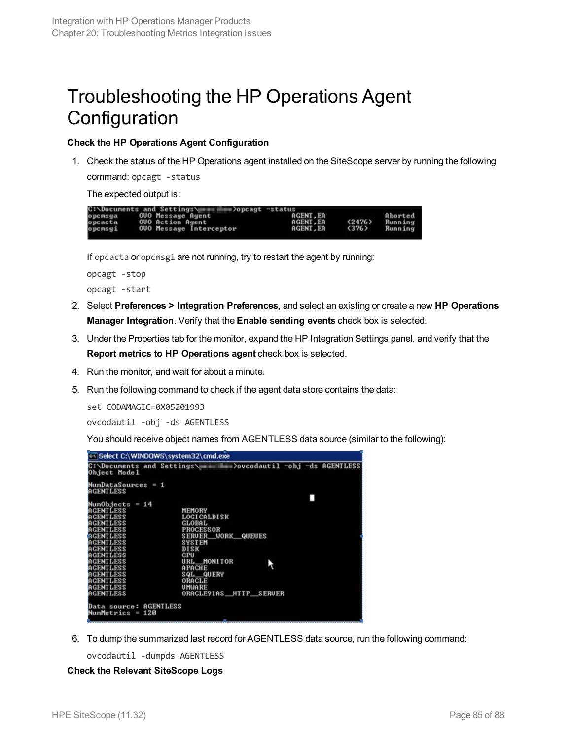# Troubleshooting the HP Operations Agent Configuration

**Check the HP Operations Agent Configuration**

1. Check the status of the HP Operations agent installed on the SiteScope server by running the following command: `opcagt -status`

   The expected output is:

   ```
   C:\Documents and Settings\>opcagt -status
   opcmsga      OVO Message Agent             AGENT,EA              Aborted
   opcacta      OVO Action Agent              AGENT,EA    (2476)    Running
   opcmsgi      OVO Message Interceptor       AGENT,EA    (376)     Running
   ```

   If `opcacta` or `opcmsgi` are not running, try to restart the agent by running:

   ```
   opcagt -stop
   opcagt -start
   ```

2. Select **Preferences > Integration Preferences**, and select an existing or create a new **HP Operations Manager Integration**. Verify that the **Enable sending events** check box is selected.
3. Under the Properties tab for the monitor, expand the HP Integration Settings panel, and verify that the **Report metrics to HP Operations agent** check box is selected.
4. Run the monitor, and wait for about a minute.
5. Run the following command to check if the agent data store contains the data:

   ```
   set CODAMAGIC=0X05201993
   ovcodautil -obj -ds AGENTLESS
   ```

   You should receive object names from AGENTLESS data source (similar to the following):

   ```
   C:\Documents and Settings\>ovcodautil -obj -ds AGENTLESS
   Object Model

   NumDataSources = 1
   AGENTLESS

   NumObjects = 14
   AGENTLESS          MEMORY
   AGENTLESS          LOGICALDISK
   AGENTLESS          GLOBAL
   AGENTLESS          PROCESSOR
   AGENTLESS          SERVER__WORK__QUEUES
   AGENTLESS          SYSTEM
   AGENTLESS          DISK
   AGENTLESS          CPU
   AGENTLESS          URL__MONITOR
   AGENTLESS          APACHE
   AGENTLESS          SQL__QUERY
   AGENTLESS          ORACLE
   AGENTLESS          VMWARE
   AGENTLESS          ORACLE9IAS__HTTP__SERVER

   Data source: AGENTLESS
   NumMetrics = 120
   ```

6. To dump the summarized last record for AGENTLESS data source, run the following command:

   ```
   ovcodautil -dumpds AGENTLESS
   ```

**Check the Relevant SiteScope Logs**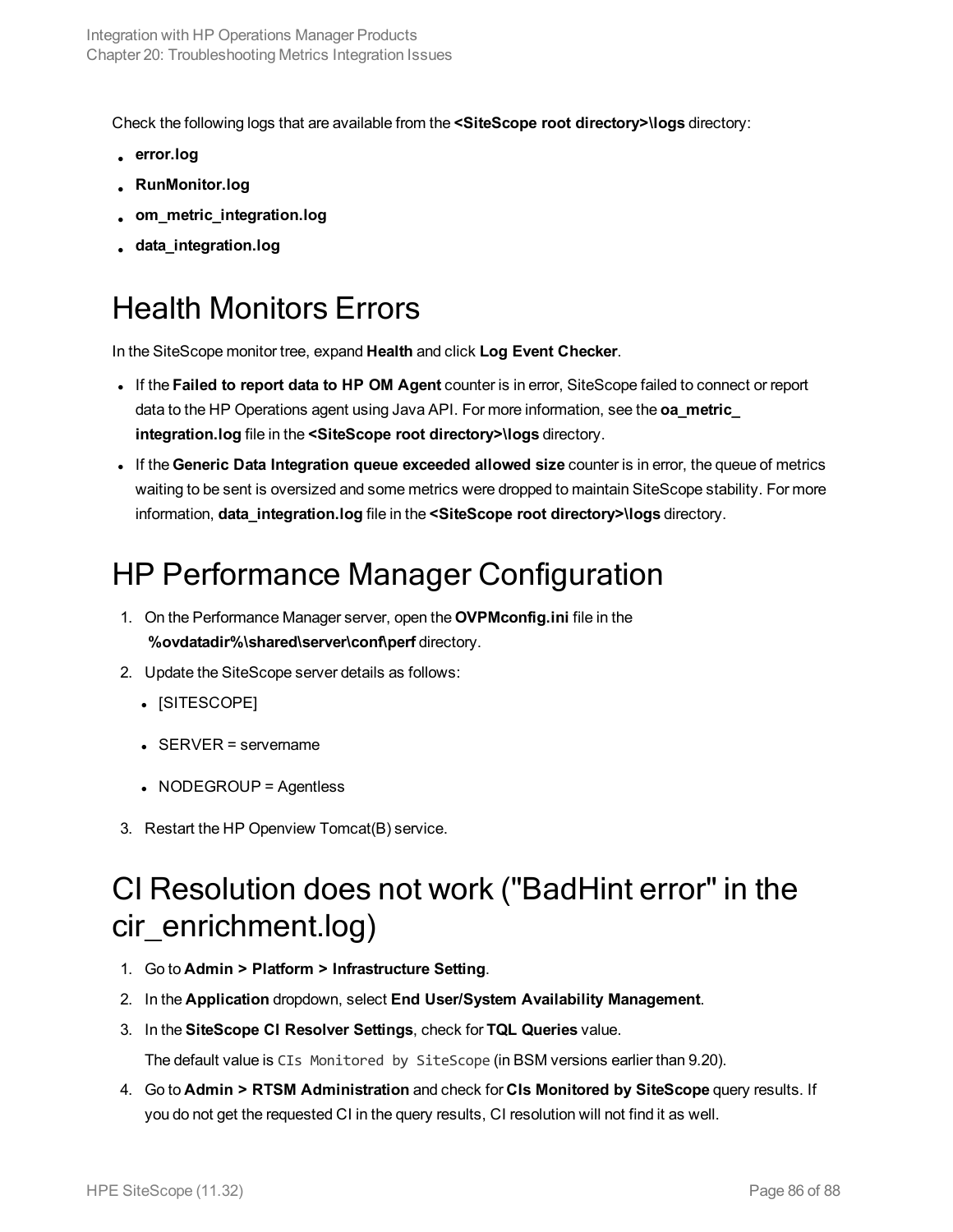Check the following logs that are available from the **<SiteScope root directory>\logs** directory:

- **error.log**
- **RunMonitor.log**
- **om_metric_integration.log**
- **data_integration.log**

# Health Monitors Errors

In the SiteScope monitor tree, expand **Health** and click **Log Event Checker**.

- If the **Failed to report data to HP OM Agent** counter is in error, SiteScope failed to connect or report data to the HP Operations agent using Java API. For more information, see the **oa_metric_integration.log** file in the **<SiteScope root directory>\logs** directory.
- If the **Generic Data Integration queue exceeded allowed size** counter is in error, the queue of metrics waiting to be sent is oversized and some metrics were dropped to maintain SiteScope stability. For more information, **data_integration.log** file in the **<SiteScope root directory>\logs** directory.

# HP Performance Manager Configuration

1. On the Performance Manager server, open the **OVPMconfig.ini** file in the **%ovdatadir%\shared\server\conf\perf** directory.
2. Update the SiteScope server details as follows:
   - [SITESCOPE]
   - SERVER = servername
   - NODEGROUP = Agentless
3. Restart the HP Openview Tomcat(B) service.

# CI Resolution does not work ("BadHint error" in the cir_enrichment.log)

1. Go to **Admin > Platform > Infrastructure Setting**.
2. In the **Application** dropdown, select **End User/System Availability Management**.
3. In the **SiteScope CI Resolver Settings**, check for **TQL Queries** value.

   The default value is `CIs Monitored by SiteScope` (in BSM versions earlier than 9.20).
4. Go to **Admin > RTSM Administration** and check for **CIs Monitored by SiteScope** query results. If you do not get the requested CI in the query results, CI resolution will not find it as well.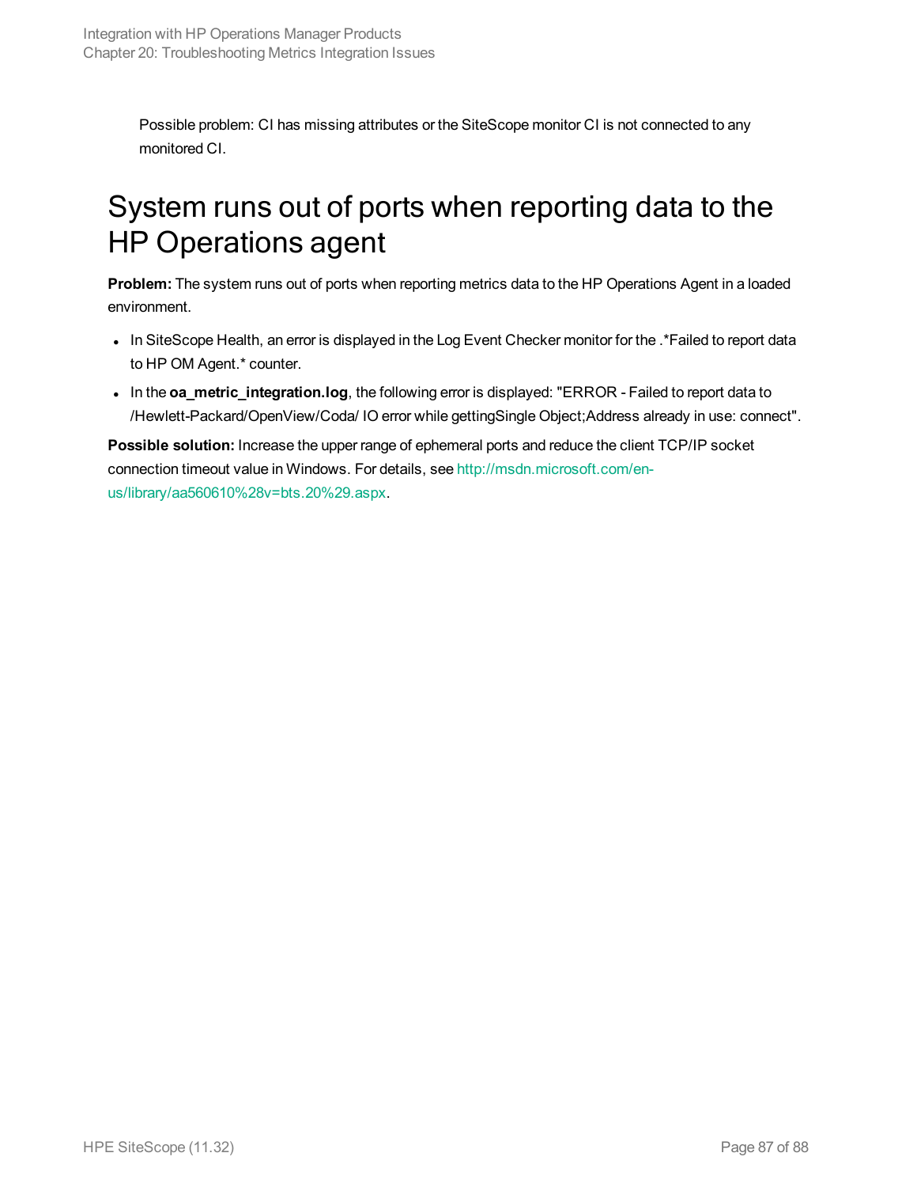Possible problem: CI has missing attributes or the SiteScope monitor CI is not connected to any monitored CI.

# System runs out of ports when reporting data to the HP Operations agent

**Problem:** The system runs out of ports when reporting metrics data to the HP Operations Agent in a loaded environment.

- In SiteScope Health, an error is displayed in the Log Event Checker monitor for the .*Failed to report data to HP OM Agent.* counter.
- In the **oa_metric_integration.log**, the following error is displayed: "ERROR - Failed to report data to /Hewlett-Packard/OpenView/Coda/ IO error while gettingSingle Object;Address already in use: connect".

**Possible solution:** Increase the upper range of ephemeral ports and reduce the client TCP/IP socket connection timeout value in Windows. For details, see http://msdn.microsoft.com/en-us/library/aa560610%28v=bts.20%29.aspx.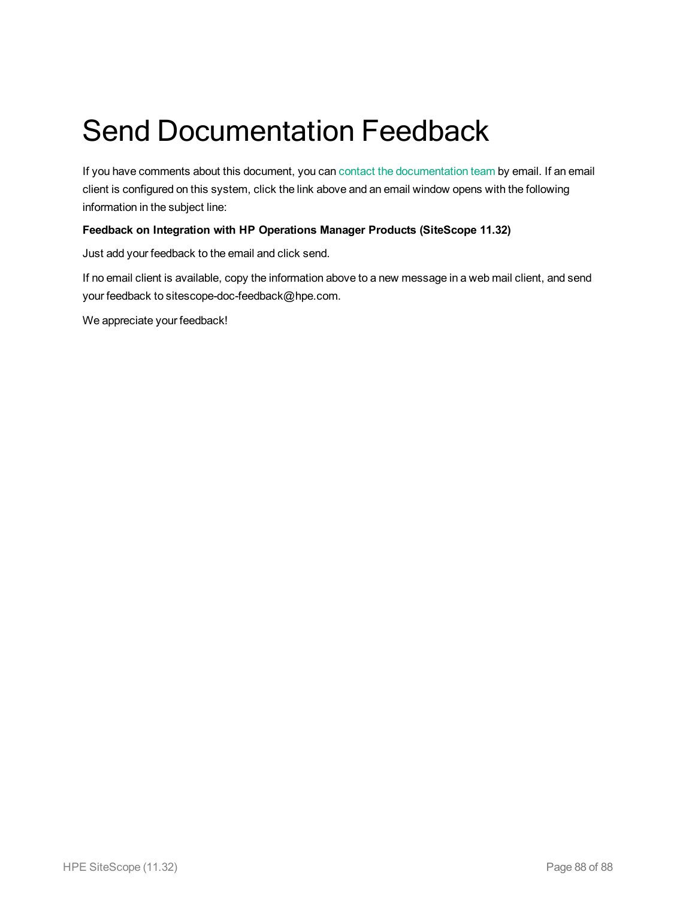# Send Documentation Feedback

If you have comments about this document, you can contact the documentation team by email. If an email client is configured on this system, click the link above and an email window opens with the following information in the subject line:

**Feedback on Integration with HP Operations Manager Products (SiteScope 11.32)**

Just add your feedback to the email and click send.

If no email client is available, copy the information above to a new message in a web mail client, and send your feedback to sitescope-doc-feedback@hpe.com.

We appreciate your feedback!